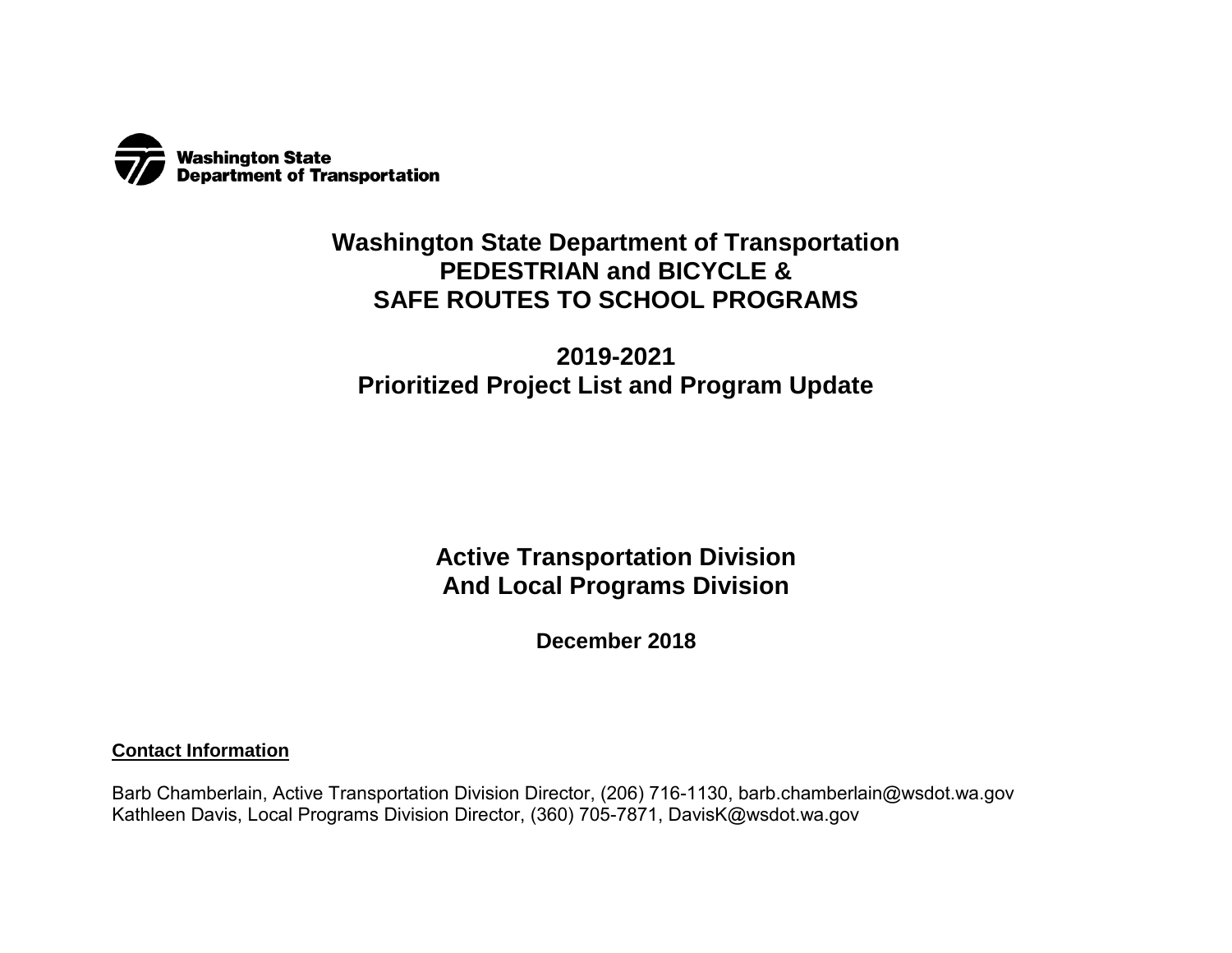Washington State Department of Transportation

# Washington State Department of Transportation PEDESTRIAN and BICYCLE & SAFE ROUTES TO SCHOOL PROGRAMS

## 2019-2021 Prioritized Project List and Program Update

## Active Transportation Division And Local Programs Division

**December 2018**

**Contact Information**

Barb Chamberlain, Active Transportation Division Director, (206) 716-1130, barb.chamberlain@wsdot.wa.gov
Kathleen Davis, Local Programs Division Director, (360) 705-7871, DavisK@wsdot.wa.gov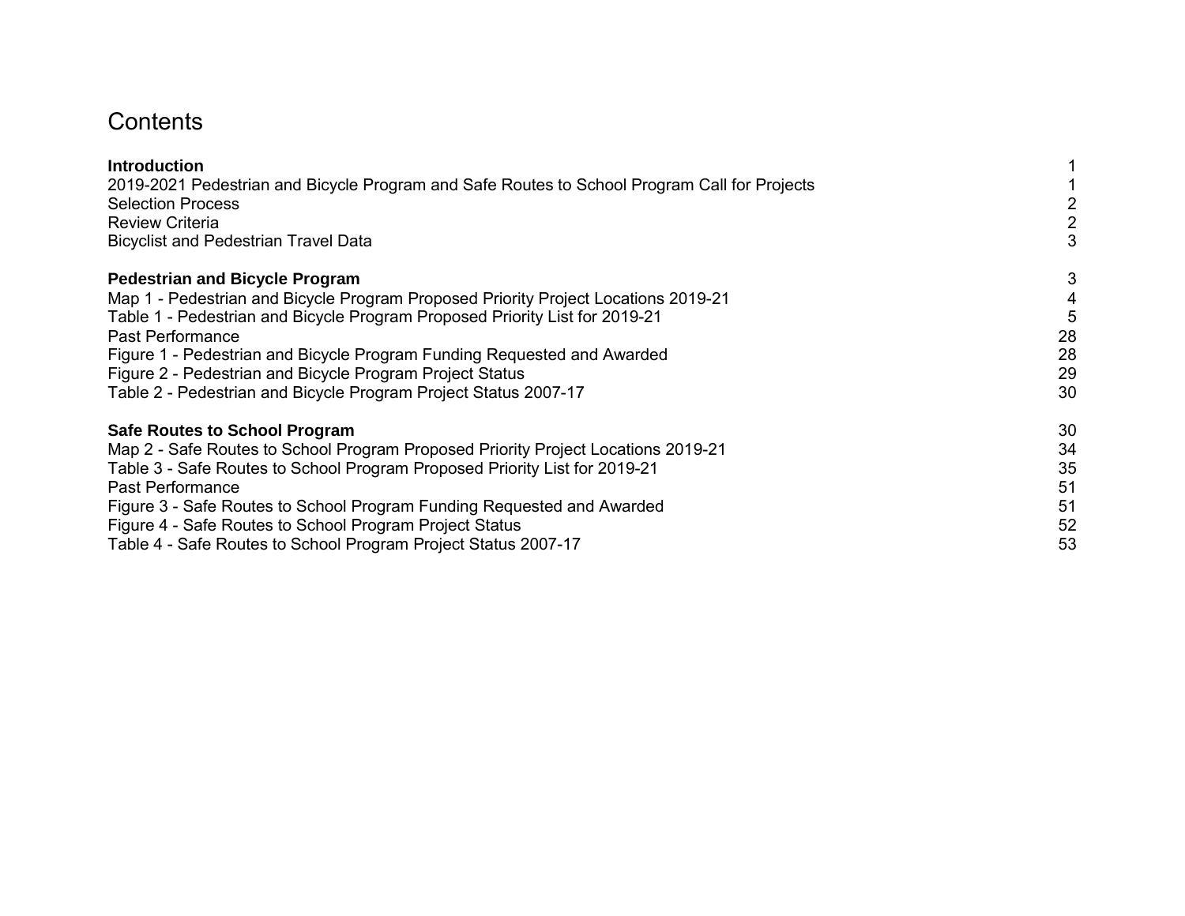# Contents

| | |
|---|---|
| **Introduction** | 1 |
| 2019-2021 Pedestrian and Bicycle Program and Safe Routes to School Program Call for Projects | 1 |
| Selection Process | 2 |
| Review Criteria | 2 |
| Bicyclist and Pedestrian Travel Data | 3 |
| **Pedestrian and Bicycle Program** | 3 |
| Map 1 - Pedestrian and Bicycle Program Proposed Priority Project Locations 2019-21 | 4 |
| Table 1 - Pedestrian and Bicycle Program Proposed Priority List for 2019-21 | 5 |
| Past Performance | 28 |
| Figure 1 - Pedestrian and Bicycle Program Funding Requested and Awarded | 28 |
| Figure 2 - Pedestrian and Bicycle Program Project Status | 29 |
| Table 2 - Pedestrian and Bicycle Program Project Status 2007-17 | 30 |
| **Safe Routes to School Program** | 30 |
| Map 2 - Safe Routes to School Program Proposed Priority Project Locations 2019-21 | 34 |
| Table 3 - Safe Routes to School Program Proposed Priority List for 2019-21 | 35 |
| Past Performance | 51 |
| Figure 3 - Safe Routes to School Program Funding Requested and Awarded | 51 |
| Figure 4 - Safe Routes to School Program Project Status | 52 |
| Table 4 - Safe Routes to School Program Project Status 2007-17 | 53 |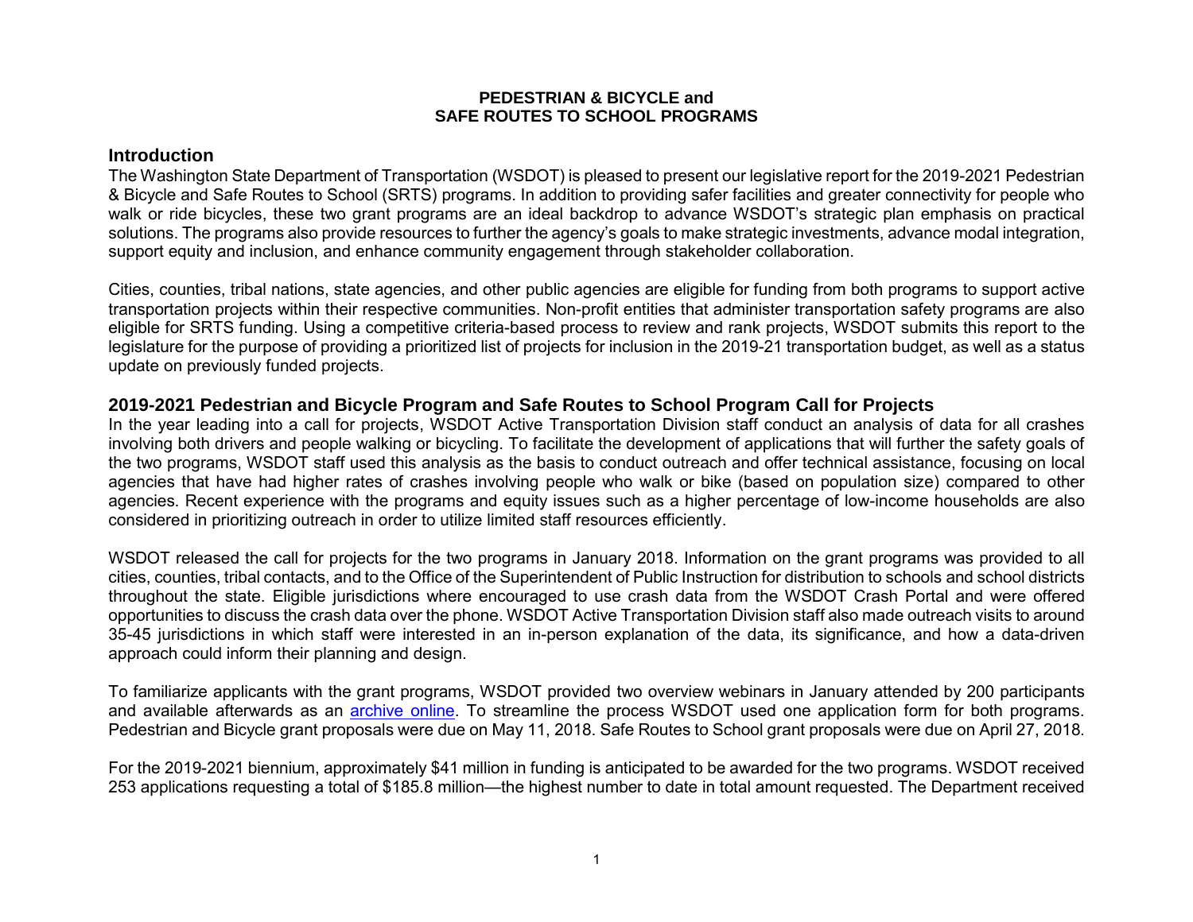**PEDESTRIAN & BICYCLE and**
**SAFE ROUTES TO SCHOOL PROGRAMS**

## Introduction

The Washington State Department of Transportation (WSDOT) is pleased to present our legislative report for the 2019-2021 Pedestrian & Bicycle and Safe Routes to School (SRTS) programs. In addition to providing safer facilities and greater connectivity for people who walk or ride bicycles, these two grant programs are an ideal backdrop to advance WSDOT's strategic plan emphasis on practical solutions. The programs also provide resources to further the agency's goals to make strategic investments, advance modal integration, support equity and inclusion, and enhance community engagement through stakeholder collaboration.

Cities, counties, tribal nations, state agencies, and other public agencies are eligible for funding from both programs to support active transportation projects within their respective communities. Non-profit entities that administer transportation safety programs are also eligible for SRTS funding. Using a competitive criteria-based process to review and rank projects, WSDOT submits this report to the legislature for the purpose of providing a prioritized list of projects for inclusion in the 2019-21 transportation budget, as well as a status update on previously funded projects.

## 2019-2021 Pedestrian and Bicycle Program and Safe Routes to School Program Call for Projects

In the year leading into a call for projects, WSDOT Active Transportation Division staff conduct an analysis of data for all crashes involving both drivers and people walking or bicycling. To facilitate the development of applications that will further the safety goals of the two programs, WSDOT staff used this analysis as the basis to conduct outreach and offer technical assistance, focusing on local agencies that have had higher rates of crashes involving people who walk or bike (based on population size) compared to other agencies. Recent experience with the programs and equity issues such as a higher percentage of low-income households are also considered in prioritizing outreach in order to utilize limited staff resources efficiently.

WSDOT released the call for projects for the two programs in January 2018. Information on the grant programs was provided to all cities, counties, tribal contacts, and to the Office of the Superintendent of Public Instruction for distribution to schools and school districts throughout the state. Eligible jurisdictions where encouraged to use crash data from the WSDOT Crash Portal and were offered opportunities to discuss the crash data over the phone. WSDOT Active Transportation Division staff also made outreach visits to around 35-45 jurisdictions in which staff were interested in an in-person explanation of the data, its significance, and how a data-driven approach could inform their planning and design.

To familiarize applicants with the grant programs, WSDOT provided two overview webinars in January attended by 200 participants and available afterwards as an archive online. To streamline the process WSDOT used one application form for both programs. Pedestrian and Bicycle grant proposals were due on May 11, 2018. Safe Routes to School grant proposals were due on April 27, 2018.

For the 2019-2021 biennium, approximately $41 million in funding is anticipated to be awarded for the two programs. WSDOT received 253 applications requesting a total of $185.8 million—the highest number to date in total amount requested. The Department received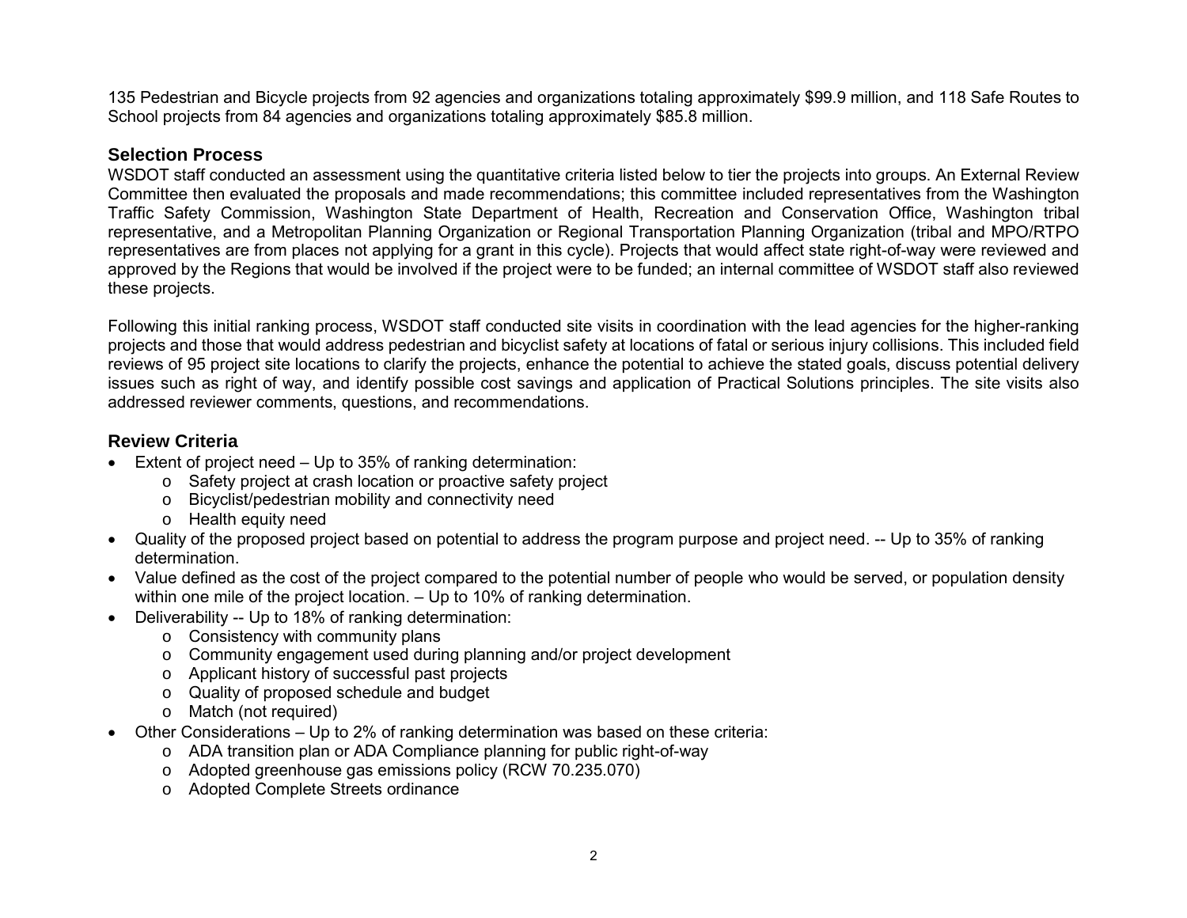135 Pedestrian and Bicycle projects from 92 agencies and organizations totaling approximately $99.9 million, and 118 Safe Routes to School projects from 84 agencies and organizations totaling approximately $85.8 million.

## Selection Process

WSDOT staff conducted an assessment using the quantitative criteria listed below to tier the projects into groups. An External Review Committee then evaluated the proposals and made recommendations; this committee included representatives from the Washington Traffic Safety Commission, Washington State Department of Health, Recreation and Conservation Office, Washington tribal representative, and a Metropolitan Planning Organization or Regional Transportation Planning Organization (tribal and MPO/RTPO representatives are from places not applying for a grant in this cycle). Projects that would affect state right-of-way were reviewed and approved by the Regions that would be involved if the project were to be funded; an internal committee of WSDOT staff also reviewed these projects.

Following this initial ranking process, WSDOT staff conducted site visits in coordination with the lead agencies for the higher-ranking projects and those that would address pedestrian and bicyclist safety at locations of fatal or serious injury collisions. This included field reviews of 95 project site locations to clarify the projects, enhance the potential to achieve the stated goals, discuss potential delivery issues such as right of way, and identify possible cost savings and application of Practical Solutions principles. The site visits also addressed reviewer comments, questions, and recommendations.

## Review Criteria

- Extent of project need – Up to 35% of ranking determination:
  - Safety project at crash location or proactive safety project
  - Bicyclist/pedestrian mobility and connectivity need
  - Health equity need
- Quality of the proposed project based on potential to address the program purpose and project need. -- Up to 35% of ranking determination.
- Value defined as the cost of the project compared to the potential number of people who would be served, or population density within one mile of the project location. – Up to 10% of ranking determination.
- Deliverability -- Up to 18% of ranking determination:
  - Consistency with community plans
  - Community engagement used during planning and/or project development
  - Applicant history of successful past projects
  - Quality of proposed schedule and budget
  - Match (not required)
- Other Considerations – Up to 2% of ranking determination was based on these criteria:
  - ADA transition plan or ADA Compliance planning for public right-of-way
  - Adopted greenhouse gas emissions policy (RCW 70.235.070)
  - Adopted Complete Streets ordinance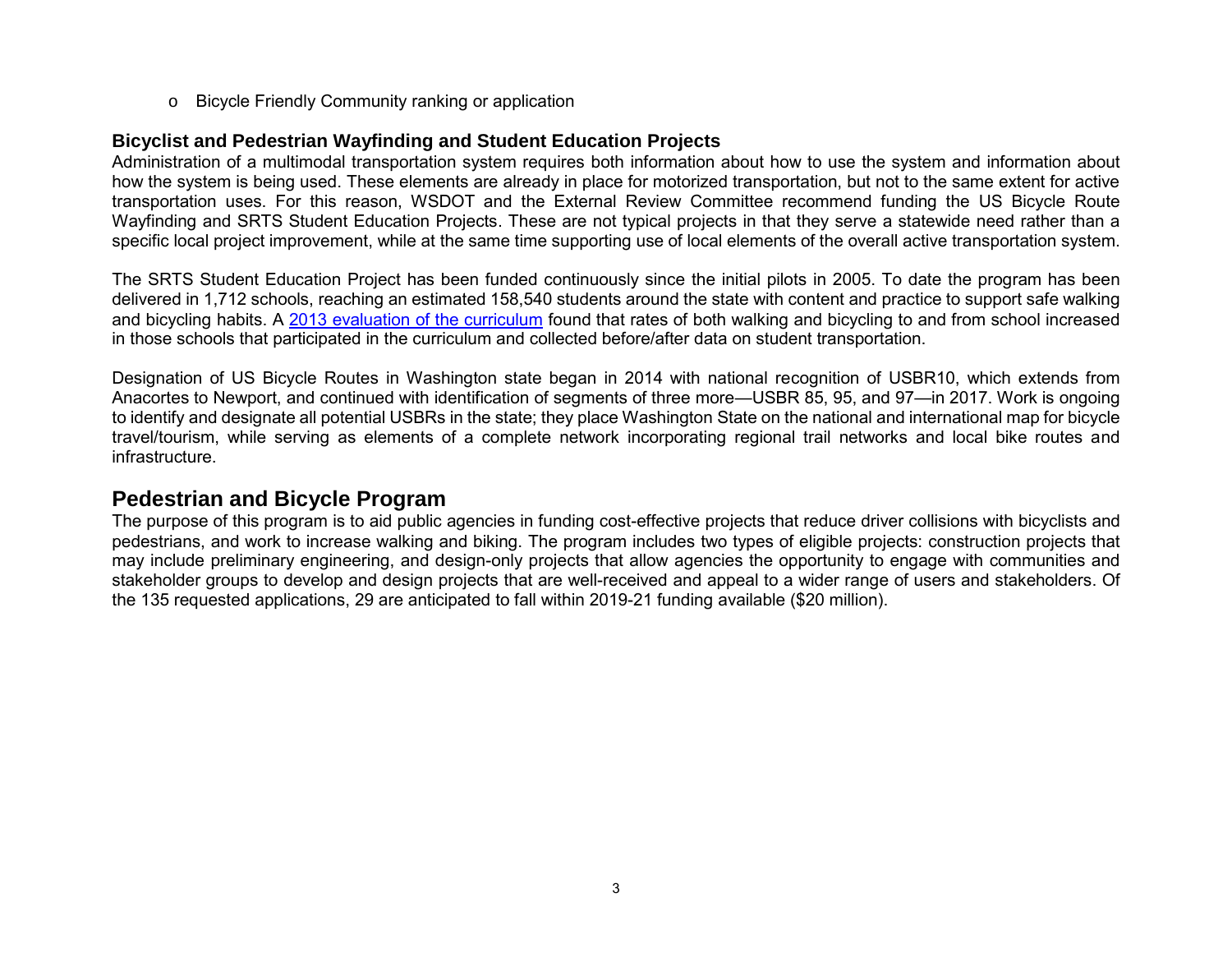- Bicycle Friendly Community ranking or application

### Bicyclist and Pedestrian Wayfinding and Student Education Projects

Administration of a multimodal transportation system requires both information about how to use the system and information about how the system is being used. These elements are already in place for motorized transportation, but not to the same extent for active transportation uses. For this reason, WSDOT and the External Review Committee recommend funding the US Bicycle Route Wayfinding and SRTS Student Education Projects. These are not typical projects in that they serve a statewide need rather than a specific local project improvement, while at the same time supporting use of local elements of the overall active transportation system.

The SRTS Student Education Project has been funded continuously since the initial pilots in 2005. To date the program has been delivered in 1,712 schools, reaching an estimated 158,540 students around the state with content and practice to support safe walking and bicycling habits. A 2013 evaluation of the curriculum found that rates of both walking and bicycling to and from school increased in those schools that participated in the curriculum and collected before/after data on student transportation.

Designation of US Bicycle Routes in Washington state began in 2014 with national recognition of USBR10, which extends from Anacortes to Newport, and continued with identification of segments of three more—USBR 85, 95, and 97—in 2017. Work is ongoing to identify and designate all potential USBRs in the state; they place Washington State on the national and international map for bicycle travel/tourism, while serving as elements of a complete network incorporating regional trail networks and local bike routes and infrastructure.

## Pedestrian and Bicycle Program

The purpose of this program is to aid public agencies in funding cost-effective projects that reduce driver collisions with bicyclists and pedestrians, and work to increase walking and biking. The program includes two types of eligible projects: construction projects that may include preliminary engineering, and design-only projects that allow agencies the opportunity to engage with communities and stakeholder groups to develop and design projects that are well-received and appeal to a wider range of users and stakeholders. Of the 135 requested applications, 29 are anticipated to fall within 2019-21 funding available ($20 million).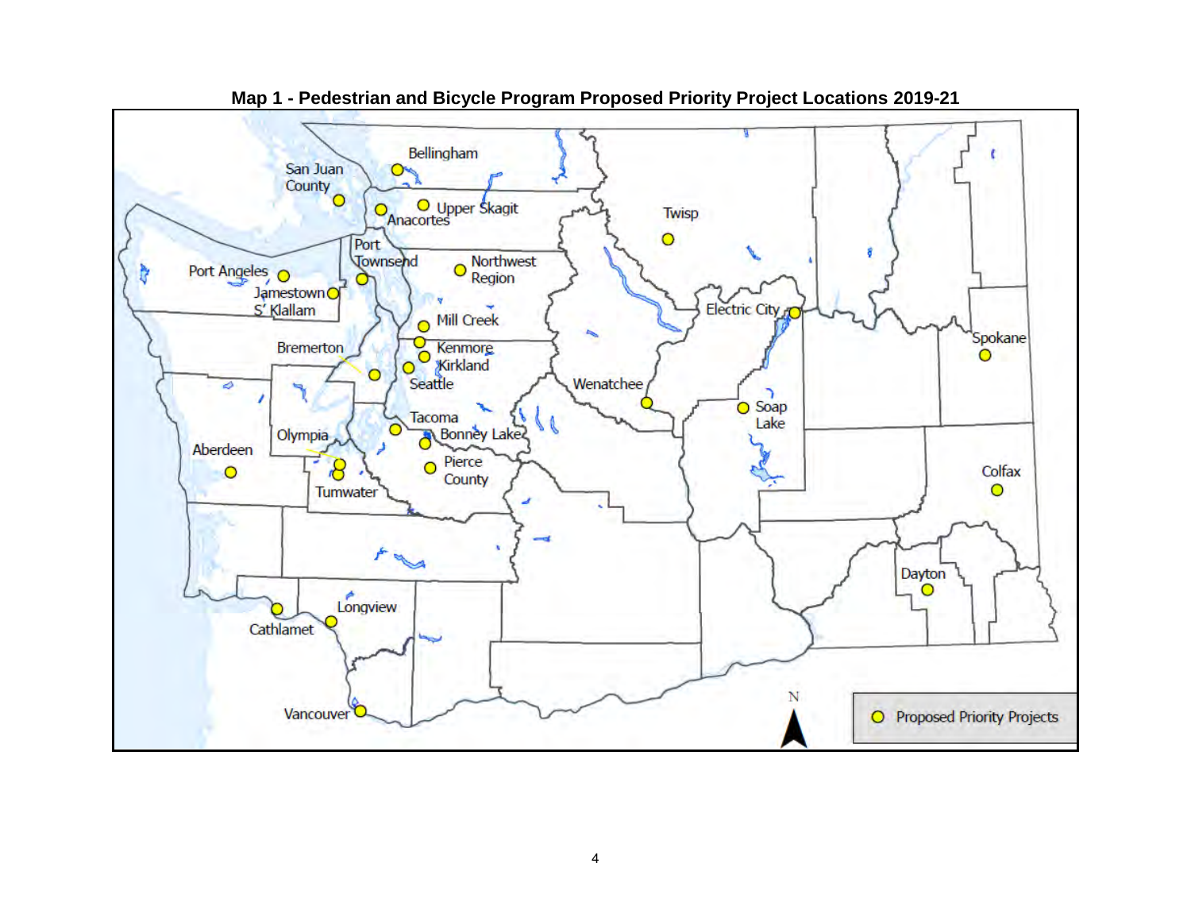**Map 1 - Pedestrian and Bicycle Program Proposed Priority Project Locations 2019-21**

Bellingham
San Juan County
Upper Skagit
Anacortes
Twisp
Port Townsend
Northwest Region
Port Angeles
Jamestown S' Klallam
Mill Creek
Electric City
Kenmore
Bremerton
Kirkland
Spokane
Seattle
Wenatchee
Soap Lake
Tacoma
Bonney Lake
Olympia
Aberdeen
Pierce County
Colfax
Tumwater
Dayton
Longview
Cathlamet
Vancouver

N

Proposed Priority Projects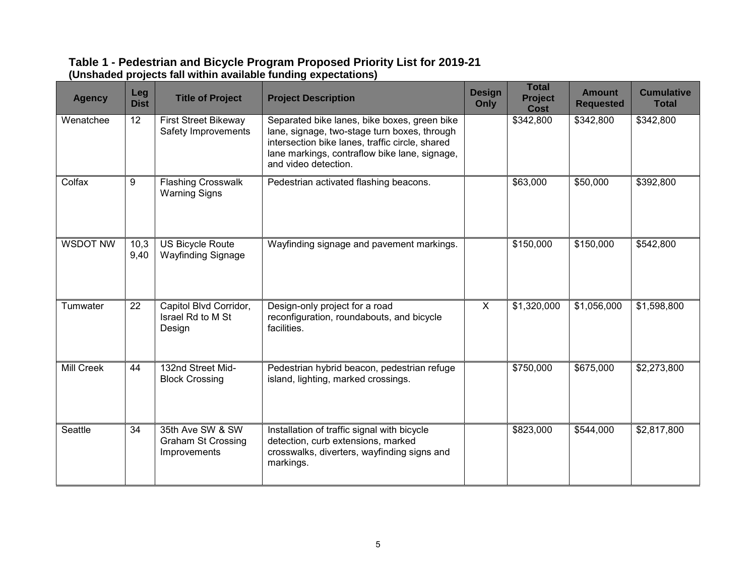**Table 1 - Pedestrian and Bicycle Program Proposed Priority List for 2019-21**
**(Unshaded projects fall within available funding expectations)**

| Agency | Leg Dist | Title of Project | Project Description | Design Only | Total Project Cost | Amount Requested | Cumulative Total |
|---|---|---|---|---|---|---|---|
| Wenatchee | 12 | First Street Bikeway Safety Improvements | Separated bike lanes, bike boxes, green bike lane, signage, two-stage turn boxes, through intersection bike lanes, traffic circle, shared lane markings, contraflow bike lane, signage, and video detection. | | $342,800 | $342,800 | $342,800 |
| Colfax | 9 | Flashing Crosswalk Warning Signs | Pedestrian activated flashing beacons. | | $63,000 | $50,000 | $392,800 |
| WSDOT NW | 10,39,40 | US Bicycle Route Wayfinding Signage | Wayfinding signage and pavement markings. | | $150,000 | $150,000 | $542,800 |
| Tumwater | 22 | Capitol Blvd Corridor, Israel Rd to M St Design | Design-only project for a road reconfiguration, roundabouts, and bicycle facilities. | X | $1,320,000 | $1,056,000 | $1,598,800 |
| Mill Creek | 44 | 132nd Street Mid-Block Crossing | Pedestrian hybrid beacon, pedestrian refuge island, lighting, marked crossings. | | $750,000 | $675,000 | $2,273,800 |
| Seattle | 34 | 35th Ave SW & SW Graham St Crossing Improvements | Installation of traffic signal with bicycle detection, curb extensions, marked crosswalks, diverters, wayfinding signs and markings. | | $823,000 | $544,000 | $2,817,800 |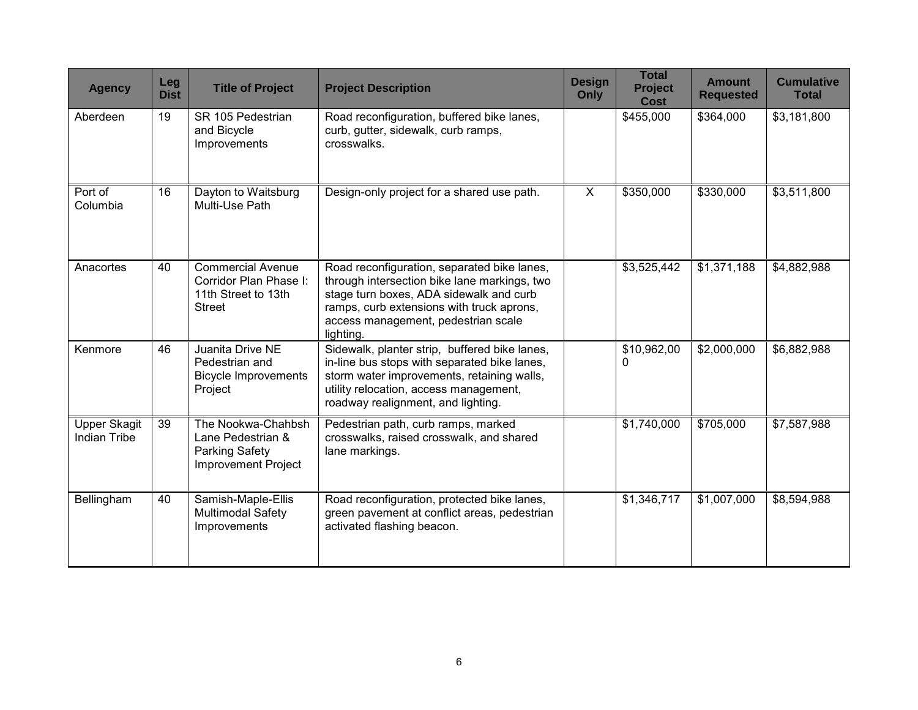| Agency | Leg Dist | Title of Project | Project Description | Design Only | Total Project Cost | Amount Requested | Cumulative Total |
|---|---|---|---|---|---|---|---|
| Aberdeen | 19 | SR 105 Pedestrian and Bicycle Improvements | Road reconfiguration, buffered bike lanes, curb, gutter, sidewalk, curb ramps, crosswalks. | | $455,000 | $364,000 | $3,181,800 |
| Port of Columbia | 16 | Dayton to Waitsburg Multi-Use Path | Design-only project for a shared use path. | X | $350,000 | $330,000 | $3,511,800 |
| Anacortes | 40 | Commercial Avenue Corridor Plan Phase I: 11th Street to 13th Street | Road reconfiguration, separated bike lanes, through intersection bike lane markings, two stage turn boxes, ADA sidewalk and curb ramps, curb extensions with truck aprons, access management, pedestrian scale lighting. | | $3,525,442 | $1,371,188 | $4,882,988 |
| Kenmore | 46 | Juanita Drive NE Pedestrian and Bicycle Improvements Project | Sidewalk, planter strip, buffered bike lanes, in-line bus stops with separated bike lanes, storm water improvements, retaining walls, utility relocation, access management, roadway realignment, and lighting. | | $10,962,000 | $2,000,000 | $6,882,988 |
| Upper Skagit Indian Tribe | 39 | The Nookwa-Chahbsh Lane Pedestrian & Parking Safety Improvement Project | Pedestrian path, curb ramps, marked crosswalks, raised crosswalk, and shared lane markings. | | $1,740,000 | $705,000 | $7,587,988 |
| Bellingham | 40 | Samish-Maple-Ellis Multimodal Safety Improvements | Road reconfiguration, protected bike lanes, green pavement at conflict areas, pedestrian activated flashing beacon. | | $1,346,717 | $1,007,000 | $8,594,988 |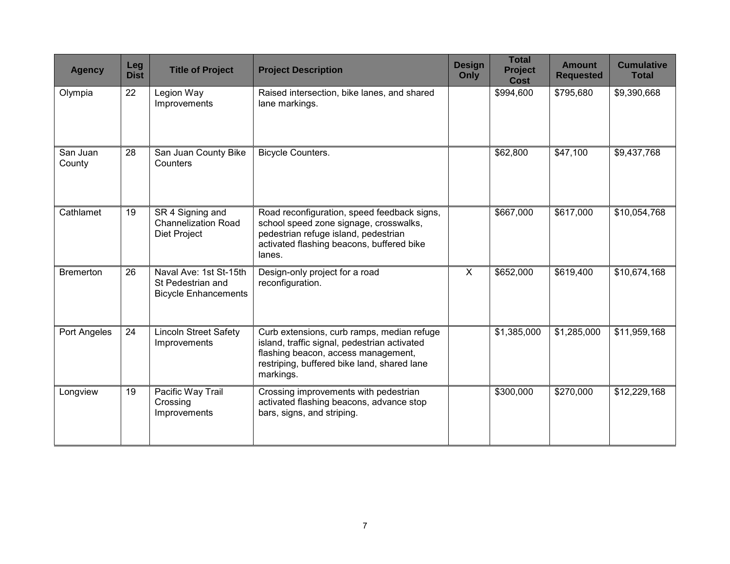| Agency | Leg Dist | Title of Project | Project Description | Design Only | Total Project Cost | Amount Requested | Cumulative Total |
|---|---|---|---|---|---|---|---|
| Olympia | 22 | Legion Way Improvements | Raised intersection, bike lanes, and shared lane markings. | | $994,600 | $795,680 | $9,390,668 |
| San Juan County | 28 | San Juan County Bike Counters | Bicycle Counters. | | $62,800 | $47,100 | $9,437,768 |
| Cathlamet | 19 | SR 4 Signing and Channelization Road Diet Project | Road reconfiguration, speed feedback signs, school speed zone signage, crosswalks, pedestrian refuge island, pedestrian activated flashing beacons, buffered bike lanes. | | $667,000 | $617,000 | $10,054,768 |
| Bremerton | 26 | Naval Ave: 1st St-15th St Pedestrian and Bicycle Enhancements | Design-only project for a road reconfiguration. | X | $652,000 | $619,400 | $10,674,168 |
| Port Angeles | 24 | Lincoln Street Safety Improvements | Curb extensions, curb ramps, median refuge island, traffic signal, pedestrian activated flashing beacon, access management, restriping, buffered bike land, shared lane markings. | | $1,385,000 | $1,285,000 | $11,959,168 |
| Longview | 19 | Pacific Way Trail Crossing Improvements | Crossing improvements with pedestrian activated flashing beacons, advance stop bars, signs, and striping. | | $300,000 | $270,000 | $12,229,168 |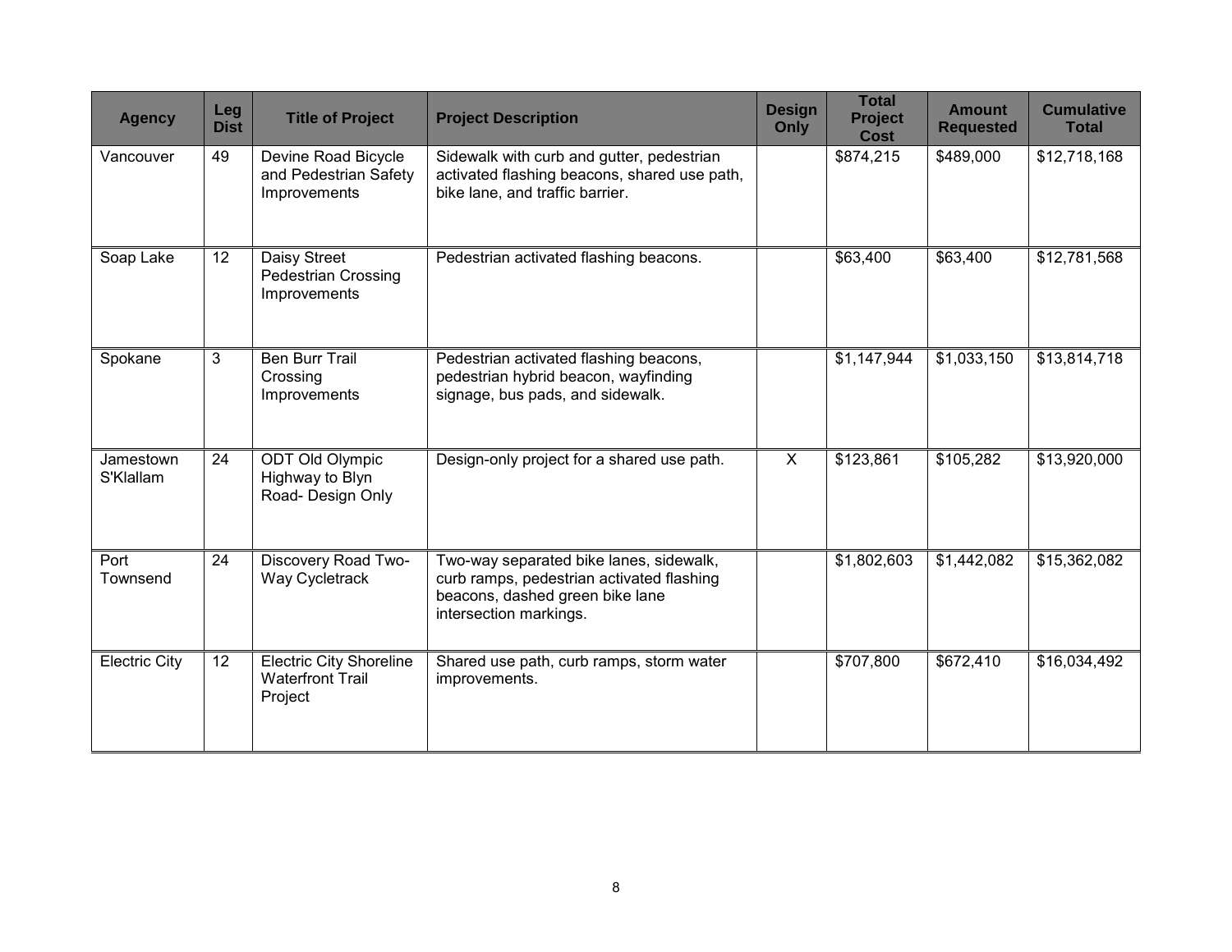| Agency | Leg Dist | Title of Project | Project Description | Design Only | Total Project Cost | Amount Requested | Cumulative Total |
|---|---|---|---|---|---|---|---|
| Vancouver | 49 | Devine Road Bicycle and Pedestrian Safety Improvements | Sidewalk with curb and gutter, pedestrian activated flashing beacons, shared use path, bike lane, and traffic barrier. | | $874,215 | $489,000 | $12,718,168 |
| Soap Lake | 12 | Daisy Street Pedestrian Crossing Improvements | Pedestrian activated flashing beacons. | | $63,400 | $63,400 | $12,781,568 |
| Spokane | 3 | Ben Burr Trail Crossing Improvements | Pedestrian activated flashing beacons, pedestrian hybrid beacon, wayfinding signage, bus pads, and sidewalk. | | $1,147,944 | $1,033,150 | $13,814,718 |
| Jamestown S'Klallam | 24 | ODT Old Olympic Highway to Blyn Road- Design Only | Design-only project for a shared use path. | X | $123,861 | $105,282 | $13,920,000 |
| Port Townsend | 24 | Discovery Road Two-Way Cycletrack | Two-way separated bike lanes, sidewalk, curb ramps, pedestrian activated flashing beacons, dashed green bike lane intersection markings. | | $1,802,603 | $1,442,082 | $15,362,082 |
| Electric City | 12 | Electric City Shoreline Waterfront Trail Project | Shared use path, curb ramps, storm water improvements. | | $707,800 | $672,410 | $16,034,492 |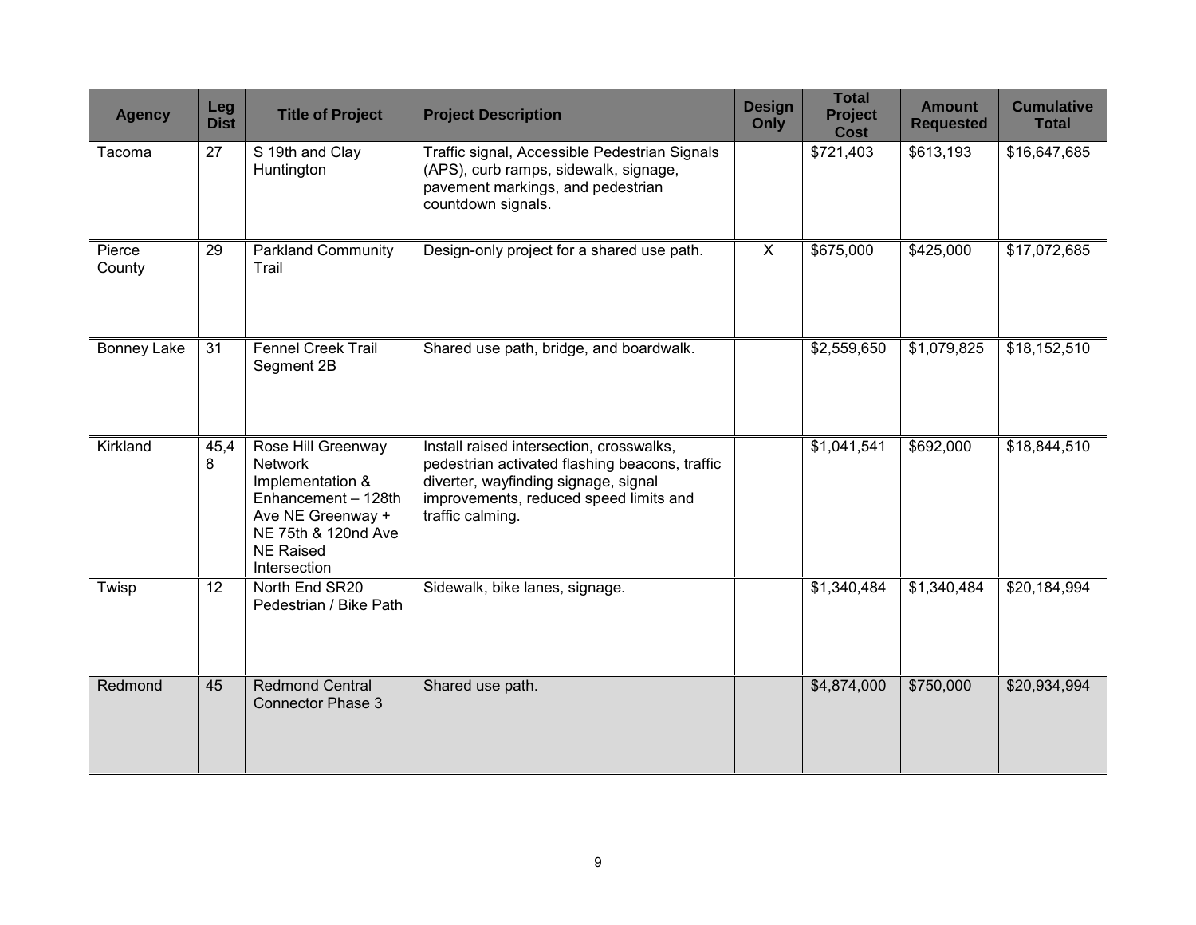| Agency | Leg Dist | Title of Project | Project Description | Design Only | Total Project Cost | Amount Requested | Cumulative Total |
|---|---|---|---|---|---|---|---|
| Tacoma | 27 | S 19th and Clay Huntington | Traffic signal, Accessible Pedestrian Signals (APS), curb ramps, sidewalk, signage, pavement markings, and pedestrian countdown signals. | | $721,403 | $613,193 | $16,647,685 |
| Pierce County | 29 | Parkland Community Trail | Design-only project for a shared use path. | X | $675,000 | $425,000 | $17,072,685 |
| Bonney Lake | 31 | Fennel Creek Trail Segment 2B | Shared use path, bridge, and boardwalk. | | $2,559,650 | $1,079,825 | $18,152,510 |
| Kirkland | 45,48 | Rose Hill Greenway Network Implementation & Enhancement – 128th Ave NE Greenway + NE 75th & 120nd Ave NE Raised Intersection | Install raised intersection, crosswalks, pedestrian activated flashing beacons, traffic diverter, wayfinding signage, signal improvements, reduced speed limits and traffic calming. | | $1,041,541 | $692,000 | $18,844,510 |
| Twisp | 12 | North End SR20 Pedestrian / Bike Path | Sidewalk, bike lanes, signage. | | $1,340,484 | $1,340,484 | $20,184,994 |
| Redmond | 45 | Redmond Central Connector Phase 3 | Shared use path. | | $4,874,000 | $750,000 | $20,934,994 |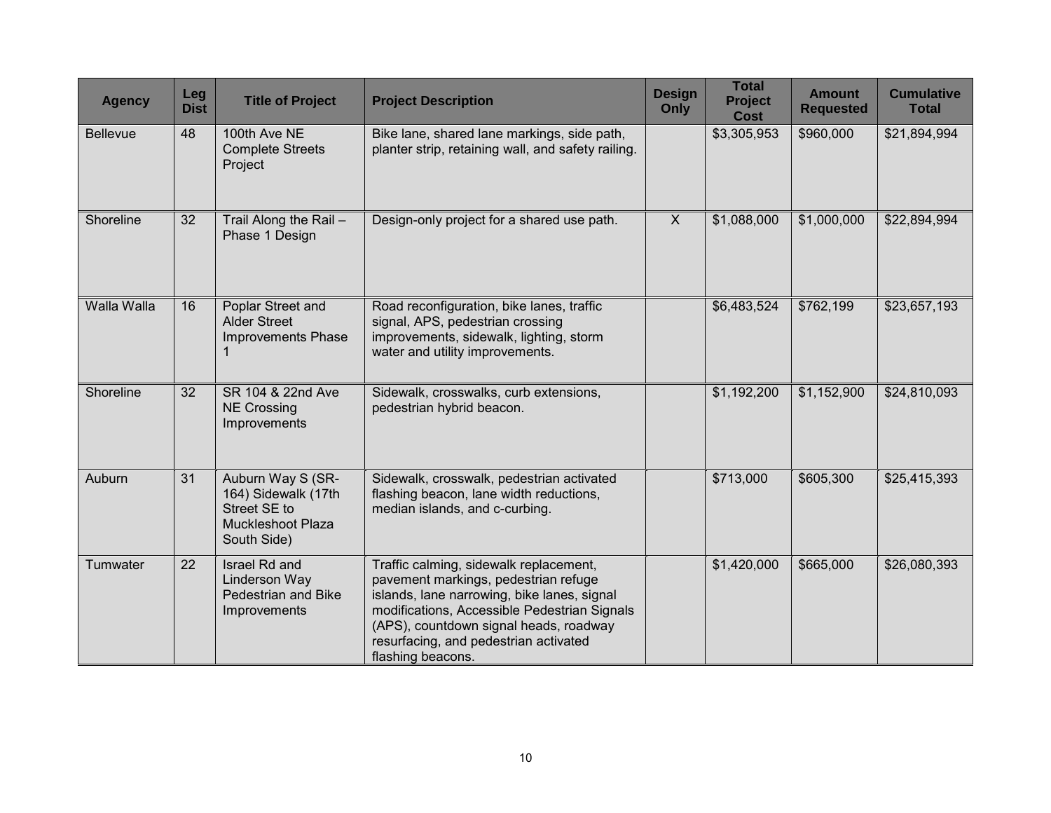| Agency | Leg Dist | Title of Project | Project Description | Design Only | Total Project Cost | Amount Requested | Cumulative Total |
|---|---|---|---|---|---|---|---|
| Bellevue | 48 | 100th Ave NE Complete Streets Project | Bike lane, shared lane markings, side path, planter strip, retaining wall, and safety railing. | | $3,305,953 | $960,000 | $21,894,994 |
| Shoreline | 32 | Trail Along the Rail – Phase 1 Design | Design-only project for a shared use path. | X | $1,088,000 | $1,000,000 | $22,894,994 |
| Walla Walla | 16 | Poplar Street and Alder Street Improvements Phase 1 | Road reconfiguration, bike lanes, traffic signal, APS, pedestrian crossing improvements, sidewalk, lighting, storm water and utility improvements. | | $6,483,524 | $762,199 | $23,657,193 |
| Shoreline | 32 | SR 104 & 22nd Ave NE Crossing Improvements | Sidewalk, crosswalks, curb extensions, pedestrian hybrid beacon. | | $1,192,200 | $1,152,900 | $24,810,093 |
| Auburn | 31 | Auburn Way S (SR-164) Sidewalk (17th Street SE to Muckleshoot Plaza South Side) | Sidewalk, crosswalk, pedestrian activated flashing beacon, lane width reductions, median islands, and c-curbing. | | $713,000 | $605,300 | $25,415,393 |
| Tumwater | 22 | Israel Rd and Linderson Way Pedestrian and Bike Improvements | Traffic calming, sidewalk replacement, pavement markings, pedestrian refuge islands, lane narrowing, bike lanes, signal modifications, Accessible Pedestrian Signals (APS), countdown signal heads, roadway resurfacing, and pedestrian activated flashing beacons. | | $1,420,000 | $665,000 | $26,080,393 |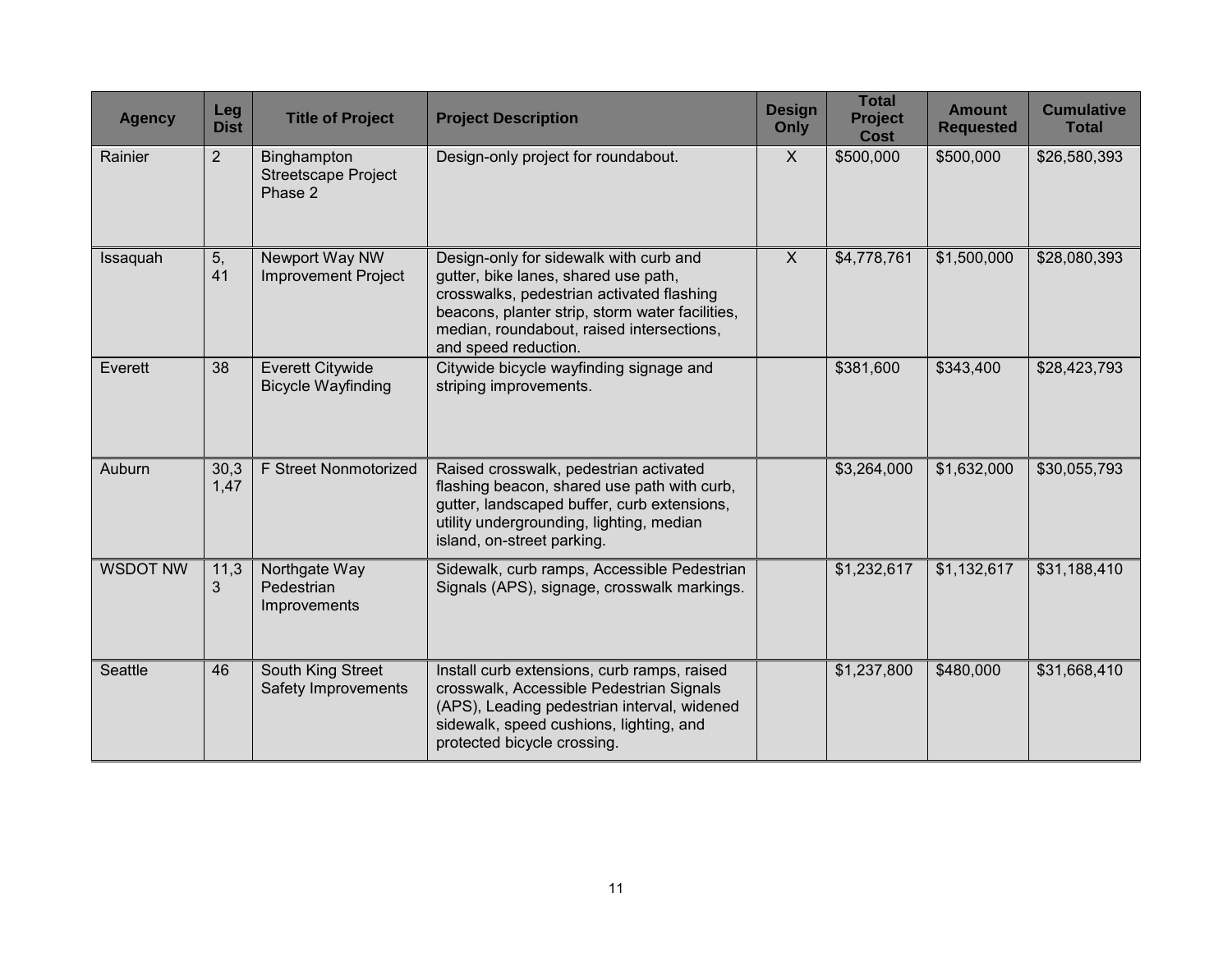| Agency | Leg Dist | Title of Project | Project Description | Design Only | Total Project Cost | Amount Requested | Cumulative Total |
|---|---|---|---|---|---|---|---|
| Rainier | 2 | Binghampton Streetscape Project Phase 2 | Design-only project for roundabout. | X | $500,000 | $500,000 | $26,580,393 |
| Issaquah | 5, 41 | Newport Way NW Improvement Project | Design-only for sidewalk with curb and gutter, bike lanes, shared use path, crosswalks, pedestrian activated flashing beacons, planter strip, storm water facilities, median, roundabout, raised intersections, and speed reduction. | X | $4,778,761 | $1,500,000 | $28,080,393 |
| Everett | 38 | Everett Citywide Bicycle Wayfinding | Citywide bicycle wayfinding signage and striping improvements. | | $381,600 | $343,400 | $28,423,793 |
| Auburn | 30,31,47 | F Street Nonmotorized | Raised crosswalk, pedestrian activated flashing beacon, shared use path with curb, gutter, landscaped buffer, curb extensions, utility undergrounding, lighting, median island, on-street parking. | | $3,264,000 | $1,632,000 | $30,055,793 |
| WSDOT NW | 11,33 | Northgate Way Pedestrian Improvements | Sidewalk, curb ramps, Accessible Pedestrian Signals (APS), signage, crosswalk markings. | | $1,232,617 | $1,132,617 | $31,188,410 |
| Seattle | 46 | South King Street Safety Improvements | Install curb extensions, curb ramps, raised crosswalk, Accessible Pedestrian Signals (APS), Leading pedestrian interval, widened sidewalk, speed cushions, lighting, and protected bicycle crossing. | | $1,237,800 | $480,000 | $31,668,410 |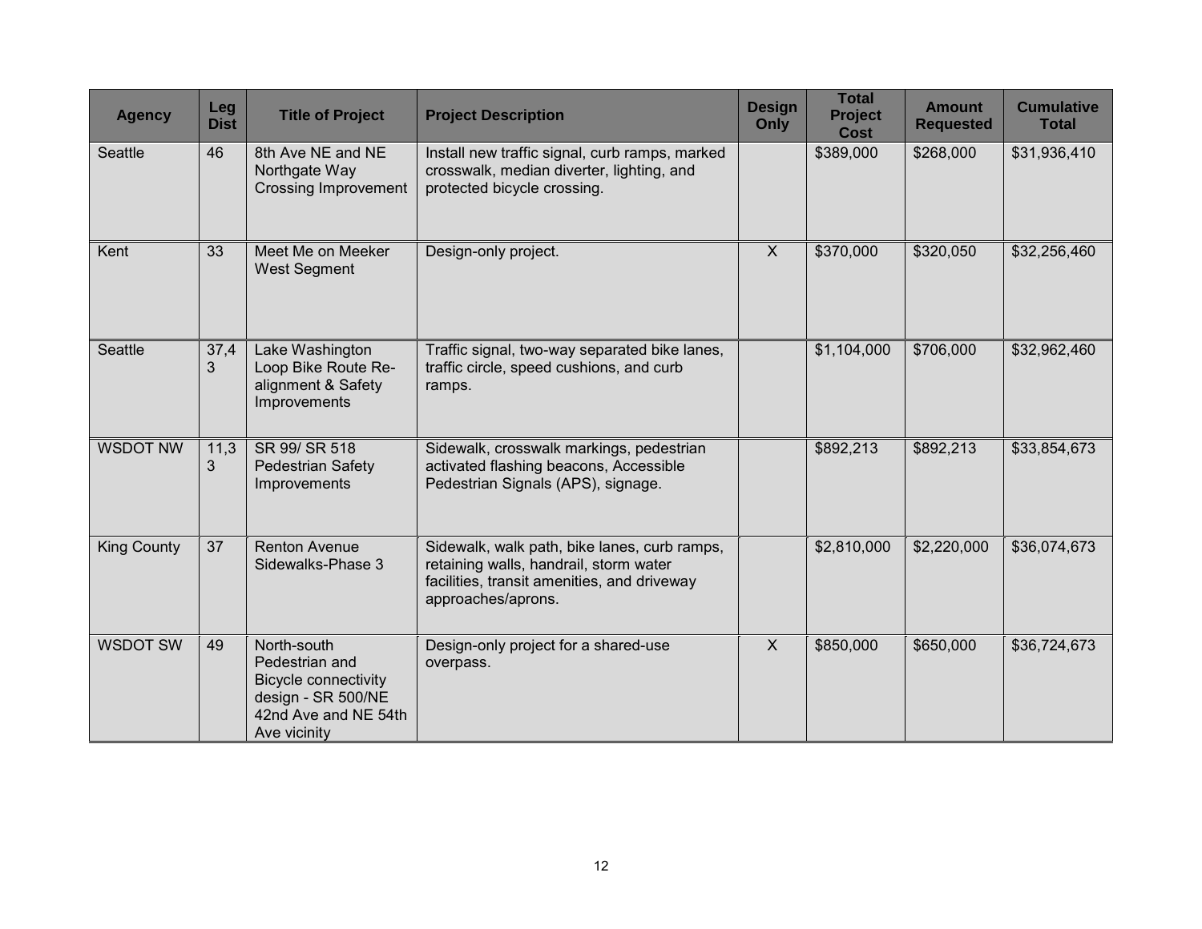| Agency | Leg Dist | Title of Project | Project Description | Design Only | Total Project Cost | Amount Requested | Cumulative Total |
|---|---|---|---|---|---|---|---|
| Seattle | 46 | 8th Ave NE and NE Northgate Way Crossing Improvement | Install new traffic signal, curb ramps, marked crosswalk, median diverter, lighting, and protected bicycle crossing. | | $389,000 | $268,000 | $31,936,410 |
| Kent | 33 | Meet Me on Meeker West Segment | Design-only project. | X | $370,000 | $320,050 | $32,256,460 |
| Seattle | 37,43 | Lake Washington Loop Bike Route Re-alignment & Safety Improvements | Traffic signal, two-way separated bike lanes, traffic circle, speed cushions, and curb ramps. | | $1,104,000 | $706,000 | $32,962,460 |
| WSDOT NW | 11,33 | SR 99/ SR 518 Pedestrian Safety Improvements | Sidewalk, crosswalk markings, pedestrian activated flashing beacons, Accessible Pedestrian Signals (APS), signage. | | $892,213 | $892,213 | $33,854,673 |
| King County | 37 | Renton Avenue Sidewalks-Phase 3 | Sidewalk, walk path, bike lanes, curb ramps, retaining walls, handrail, storm water facilities, transit amenities, and driveway approaches/aprons. | | $2,810,000 | $2,220,000 | $36,074,673 |
| WSDOT SW | 49 | North-south Pedestrian and Bicycle connectivity design - SR 500/NE 42nd Ave and NE 54th Ave vicinity | Design-only project for a shared-use overpass. | X | $850,000 | $650,000 | $36,724,673 |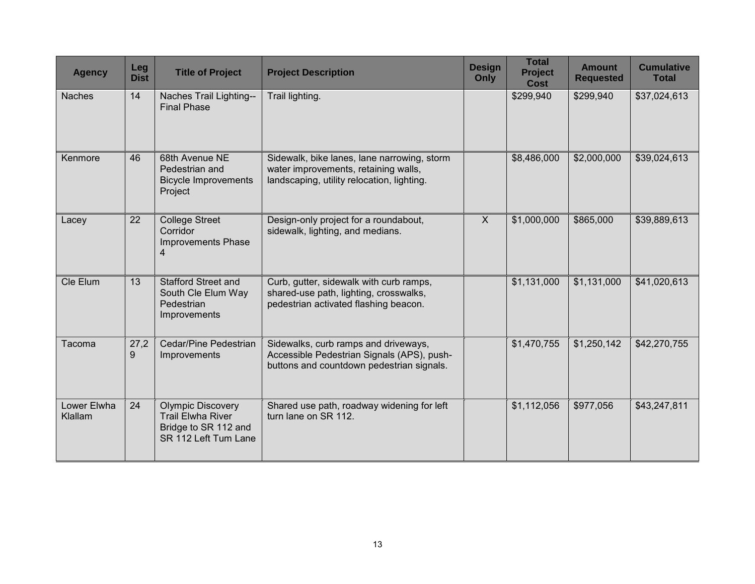| Agency | Leg Dist | Title of Project | Project Description | Design Only | Total Project Cost | Amount Requested | Cumulative Total |
| --- | --- | --- | --- | --- | --- | --- | --- |
| Naches | 14 | Naches Trail Lighting--Final Phase | Trail lighting. | | $299,940 | $299,940 | $37,024,613 |
| Kenmore | 46 | 68th Avenue NE Pedestrian and Bicycle Improvements Project | Sidewalk, bike lanes, lane narrowing, storm water improvements, retaining walls, landscaping, utility relocation, lighting. | | $8,486,000 | $2,000,000 | $39,024,613 |
| Lacey | 22 | College Street Corridor Improvements Phase 4 | Design-only project for a roundabout, sidewalk, lighting, and medians. | X | $1,000,000 | $865,000 | $39,889,613 |
| Cle Elum | 13 | Stafford Street and South Cle Elum Way Pedestrian Improvements | Curb, gutter, sidewalk with curb ramps, shared-use path, lighting, crosswalks, pedestrian activated flashing beacon. | | $1,131,000 | $1,131,000 | $41,020,613 |
| Tacoma | 27,29 | Cedar/Pine Pedestrian Improvements | Sidewalks, curb ramps and driveways, Accessible Pedestrian Signals (APS), push-buttons and countdown pedestrian signals. | | $1,470,755 | $1,250,142 | $42,270,755 |
| Lower Elwha Klallam | 24 | Olympic Discovery Trail Elwha River Bridge to SR 112 and SR 112 Left Tum Lane | Shared use path, roadway widening for left turn lane on SR 112. | | $1,112,056 | $977,056 | $43,247,811 |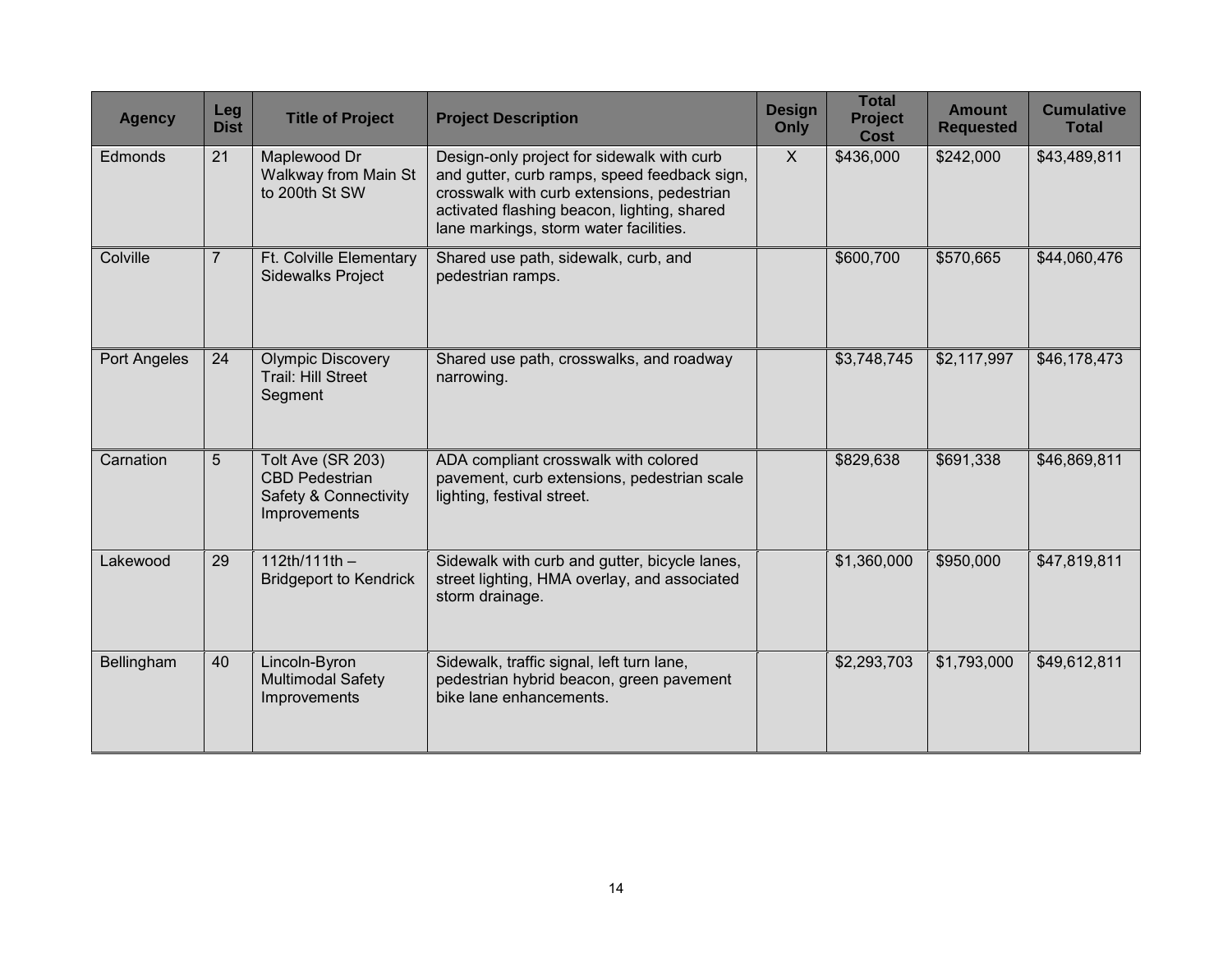| Agency | Leg Dist | Title of Project | Project Description | Design Only | Total Project Cost | Amount Requested | Cumulative Total |
|---|---|---|---|---|---|---|---|
| Edmonds | 21 | Maplewood Dr Walkway from Main St to 200th St SW | Design-only project for sidewalk with curb and gutter, curb ramps, speed feedback sign, crosswalk with curb extensions, pedestrian activated flashing beacon, lighting, shared lane markings, storm water facilities. | X | $436,000 | $242,000 | $43,489,811 |
| Colville | 7 | Ft. Colville Elementary Sidewalks Project | Shared use path, sidewalk, curb, and pedestrian ramps. | | $600,700 | $570,665 | $44,060,476 |
| Port Angeles | 24 | Olympic Discovery Trail: Hill Street Segment | Shared use path, crosswalks, and roadway narrowing. | | $3,748,745 | $2,117,997 | $46,178,473 |
| Carnation | 5 | Tolt Ave (SR 203) CBD Pedestrian Safety & Connectivity Improvements | ADA compliant crosswalk with colored pavement, curb extensions, pedestrian scale lighting, festival street. | | $829,638 | $691,338 | $46,869,811 |
| Lakewood | 29 | 112th/111th – Bridgeport to Kendrick | Sidewalk with curb and gutter, bicycle lanes, street lighting, HMA overlay, and associated storm drainage. | | $1,360,000 | $950,000 | $47,819,811 |
| Bellingham | 40 | Lincoln-Byron Multimodal Safety Improvements | Sidewalk, traffic signal, left turn lane, pedestrian hybrid beacon, green pavement bike lane enhancements. | | $2,293,703 | $1,793,000 | $49,612,811 |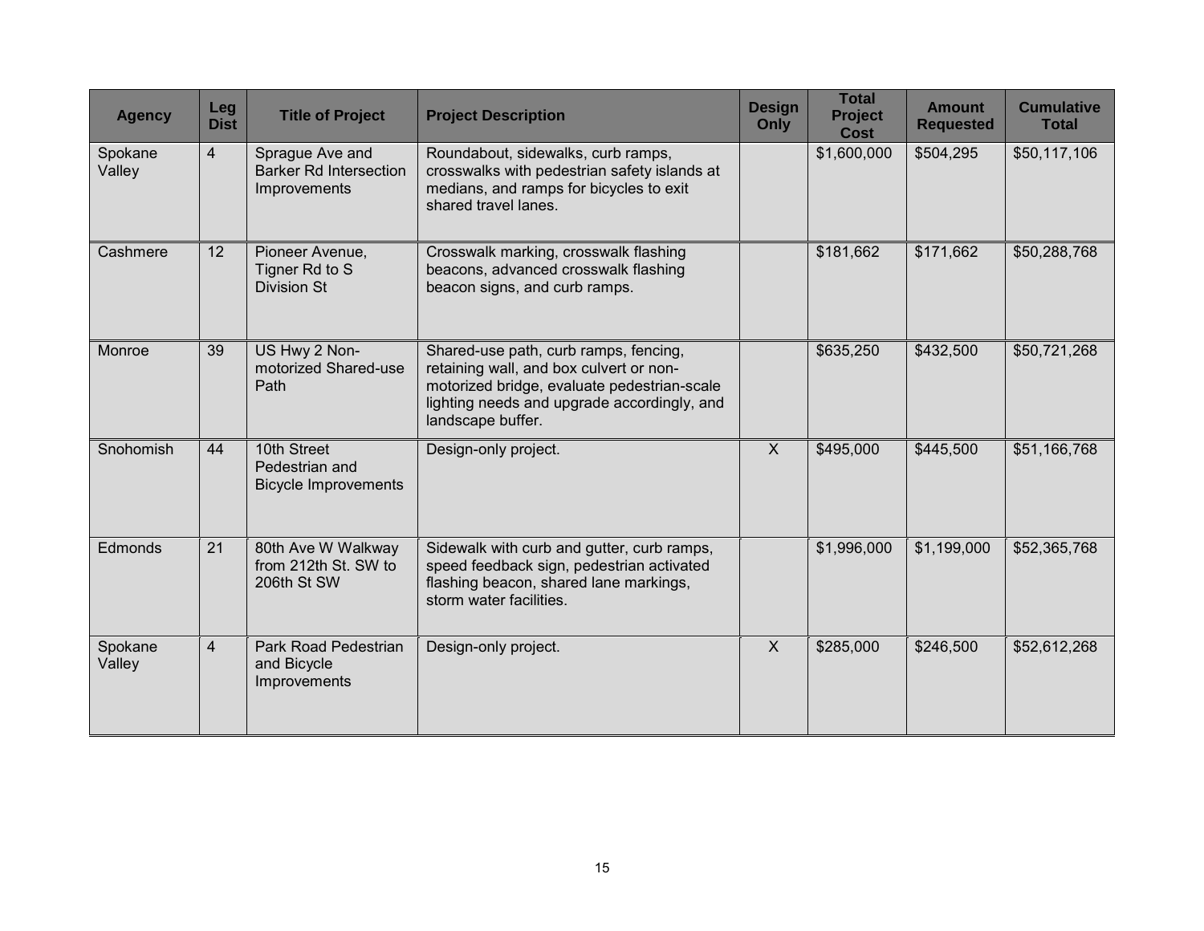| Agency | Leg Dist | Title of Project | Project Description | Design Only | Total Project Cost | Amount Requested | Cumulative Total |
|---|---|---|---|---|---|---|---|
| Spokane Valley | 4 | Sprague Ave and Barker Rd Intersection Improvements | Roundabout, sidewalks, curb ramps, crosswalks with pedestrian safety islands at medians, and ramps for bicycles to exit shared travel lanes. | | $1,600,000 | $504,295 | $50,117,106 |
| Cashmere | 12 | Pioneer Avenue, Tigner Rd to S Division St | Crosswalk marking, crosswalk flashing beacons, advanced crosswalk flashing beacon signs, and curb ramps. | | $181,662 | $171,662 | $50,288,768 |
| Monroe | 39 | US Hwy 2 Non-motorized Shared-use Path | Shared-use path, curb ramps, fencing, retaining wall, and box culvert or non-motorized bridge, evaluate pedestrian-scale lighting needs and upgrade accordingly, and landscape buffer. | | $635,250 | $432,500 | $50,721,268 |
| Snohomish | 44 | 10th Street Pedestrian and Bicycle Improvements | Design-only project. | X | $495,000 | $445,500 | $51,166,768 |
| Edmonds | 21 | 80th Ave W Walkway from 212th St. SW to 206th St SW | Sidewalk with curb and gutter, curb ramps, speed feedback sign, pedestrian activated flashing beacon, shared lane markings, storm water facilities. | | $1,996,000 | $1,199,000 | $52,365,768 |
| Spokane Valley | 4 | Park Road Pedestrian and Bicycle Improvements | Design-only project. | X | $285,000 | $246,500 | $52,612,268 |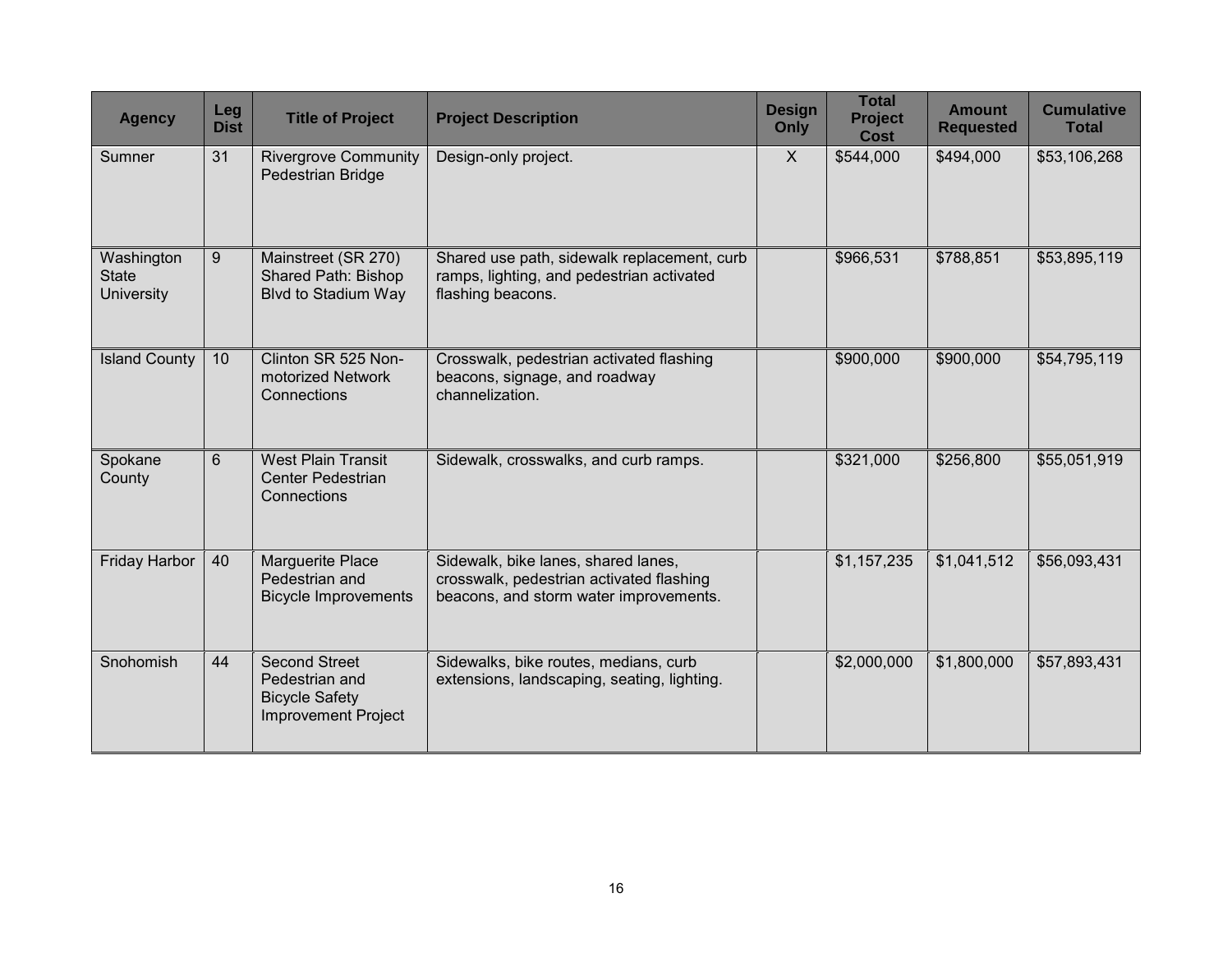| Agency | Leg Dist | Title of Project | Project Description | Design Only | Total Project Cost | Amount Requested | Cumulative Total |
|---|---|---|---|---|---|---|---|
| Sumner | 31 | Rivergrove Community Pedestrian Bridge | Design-only project. | X | $544,000 | $494,000 | $53,106,268 |
| Washington State University | 9 | Mainstreet (SR 270) Shared Path: Bishop Blvd to Stadium Way | Shared use path, sidewalk replacement, curb ramps, lighting, and pedestrian activated flashing beacons. | | $966,531 | $788,851 | $53,895,119 |
| Island County | 10 | Clinton SR 525 Non-motorized Network Connections | Crosswalk, pedestrian activated flashing beacons, signage, and roadway channelization. | | $900,000 | $900,000 | $54,795,119 |
| Spokane County | 6 | West Plain Transit Center Pedestrian Connections | Sidewalk, crosswalks, and curb ramps. | | $321,000 | $256,800 | $55,051,919 |
| Friday Harbor | 40 | Marguerite Place Pedestrian and Bicycle Improvements | Sidewalk, bike lanes, shared lanes, crosswalk, pedestrian activated flashing beacons, and storm water improvements. | | $1,157,235 | $1,041,512 | $56,093,431 |
| Snohomish | 44 | Second Street Pedestrian and Bicycle Safety Improvement Project | Sidewalks, bike routes, medians, curb extensions, landscaping, seating, lighting. | | $2,000,000 | $1,800,000 | $57,893,431 |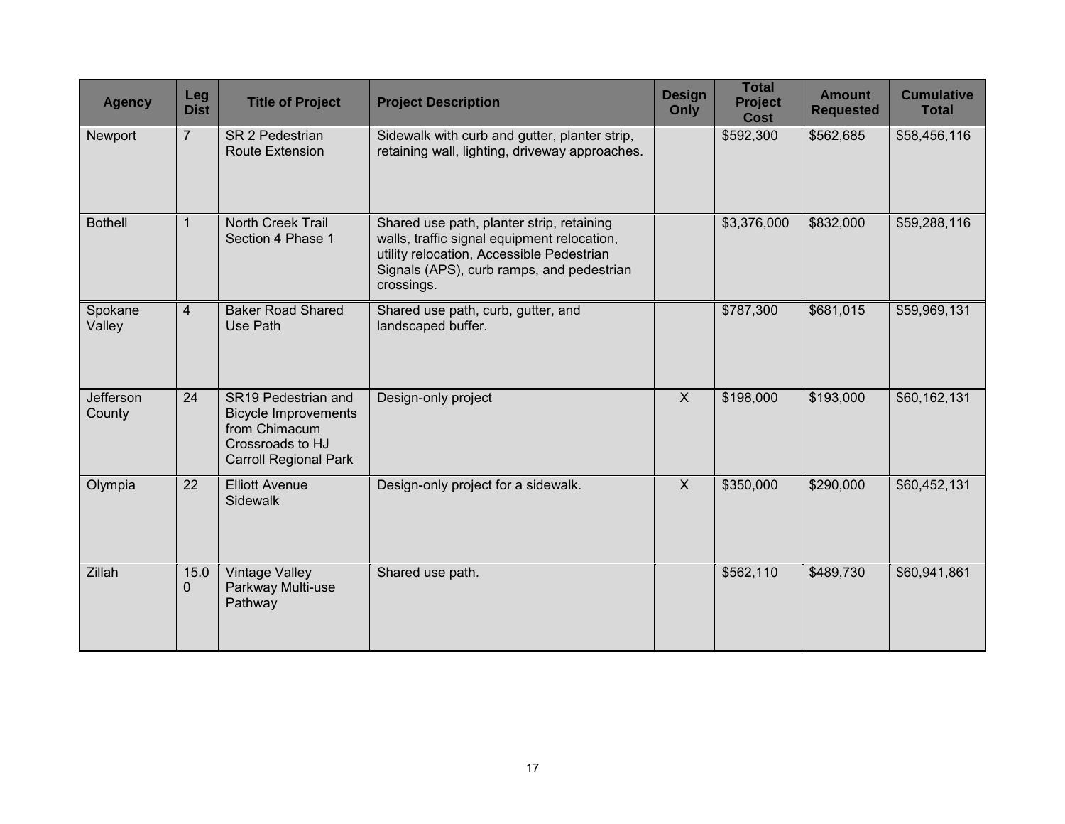| Agency | Leg Dist | Title of Project | Project Description | Design Only | Total Project Cost | Amount Requested | Cumulative Total |
|---|---|---|---|---|---|---|---|
| Newport | 7 | SR 2 Pedestrian Route Extension | Sidewalk with curb and gutter, planter strip, retaining wall, lighting, driveway approaches. | | $592,300 | $562,685 | $58,456,116 |
| Bothell | 1 | North Creek Trail Section 4 Phase 1 | Shared use path, planter strip, retaining walls, traffic signal equipment relocation, utility relocation, Accessible Pedestrian Signals (APS), curb ramps, and pedestrian crossings. | | $3,376,000 | $832,000 | $59,288,116 |
| Spokane Valley | 4 | Baker Road Shared Use Path | Shared use path, curb, gutter, and landscaped buffer. | | $787,300 | $681,015 | $59,969,131 |
| Jefferson County | 24 | SR19 Pedestrian and Bicycle Improvements from Chimacum Crossroads to HJ Carroll Regional Park | Design-only project | X | $198,000 | $193,000 | $60,162,131 |
| Olympia | 22 | Elliott Avenue Sidewalk | Design-only project for a sidewalk. | X | $350,000 | $290,000 | $60,452,131 |
| Zillah | 15.00 | Vintage Valley Parkway Multi-use Pathway | Shared use path. | | $562,110 | $489,730 | $60,941,861 |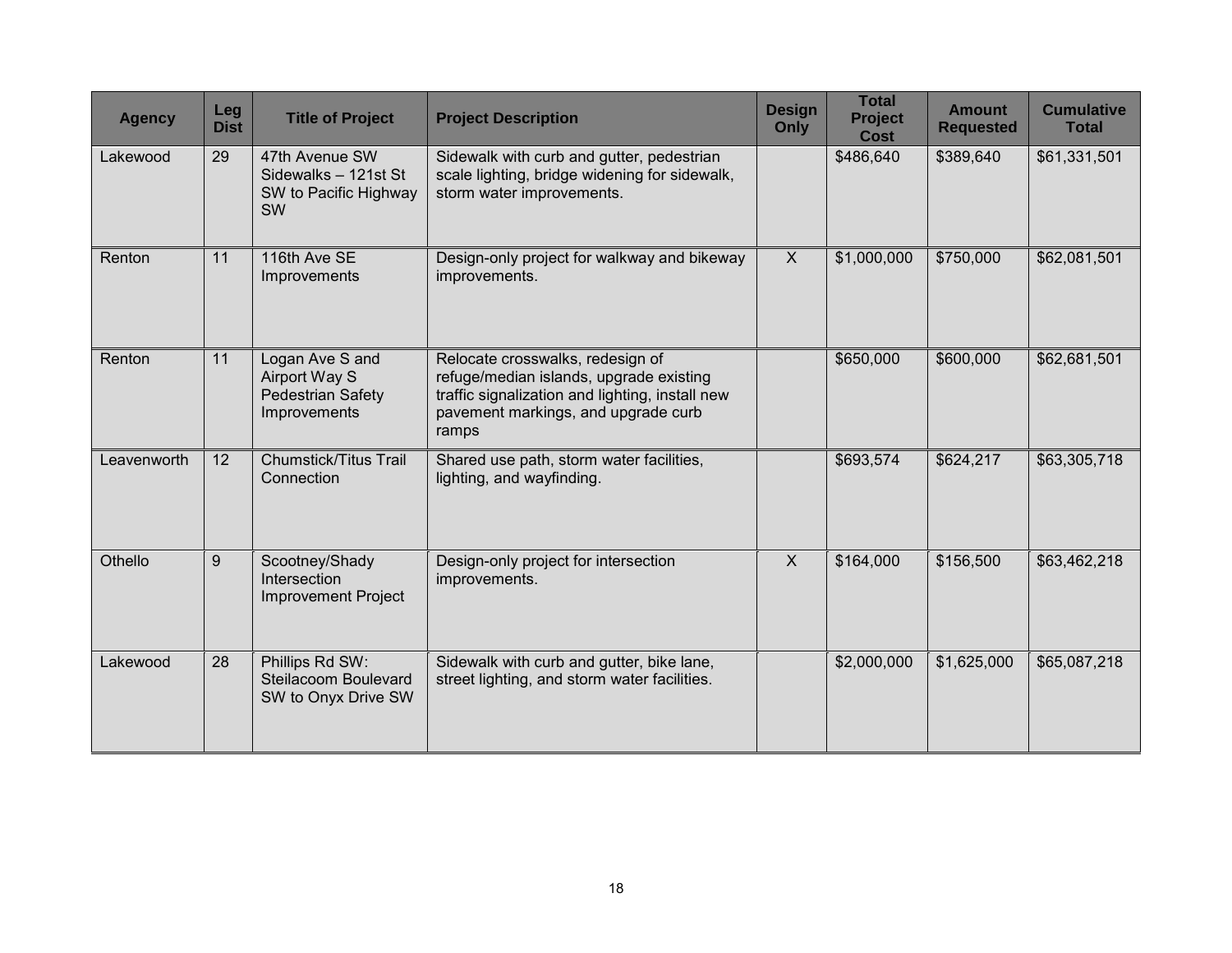| Agency | Leg Dist | Title of Project | Project Description | Design Only | Total Project Cost | Amount Requested | Cumulative Total |
|---|---|---|---|---|---|---|---|
| Lakewood | 29 | 47th Avenue SW Sidewalks – 121st St SW to Pacific Highway SW | Sidewalk with curb and gutter, pedestrian scale lighting, bridge widening for sidewalk, storm water improvements. | | $486,640 | $389,640 | $61,331,501 |
| Renton | 11 | 116th Ave SE Improvements | Design-only project for walkway and bikeway improvements. | X | $1,000,000 | $750,000 | $62,081,501 |
| Renton | 11 | Logan Ave S and Airport Way S Pedestrian Safety Improvements | Relocate crosswalks, redesign of refuge/median islands, upgrade existing traffic signalization and lighting, install new pavement markings, and upgrade curb ramps | | $650,000 | $600,000 | $62,681,501 |
| Leavenworth | 12 | Chumstick/Titus Trail Connection | Shared use path, storm water facilities, lighting, and wayfinding. | | $693,574 | $624,217 | $63,305,718 |
| Othello | 9 | Scootney/Shady Intersection Improvement Project | Design-only project for intersection improvements. | X | $164,000 | $156,500 | $63,462,218 |
| Lakewood | 28 | Phillips Rd SW: Steilacoom Boulevard SW to Onyx Drive SW | Sidewalk with curb and gutter, bike lane, street lighting, and storm water facilities. | | $2,000,000 | $1,625,000 | $65,087,218 |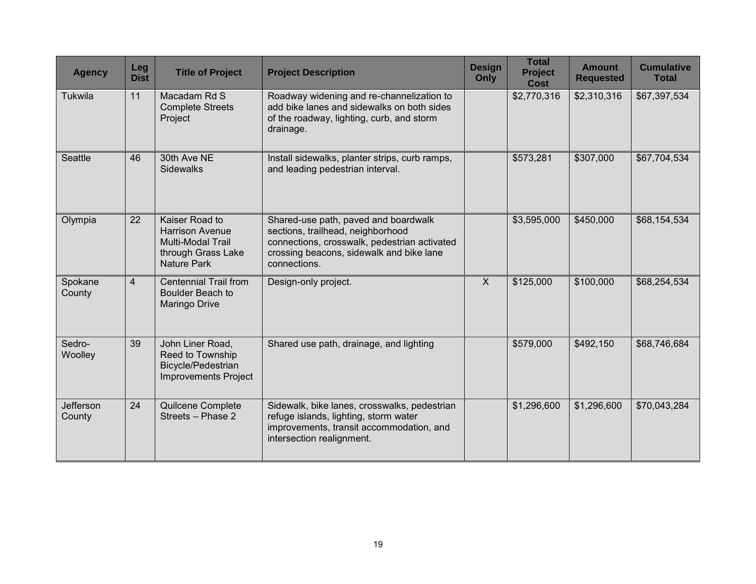| Agency | Leg Dist | Title of Project | Project Description | Design Only | Total Project Cost | Amount Requested | Cumulative Total |
|---|---|---|---|---|---|---|---|
| Tukwila | 11 | Macadam Rd S Complete Streets Project | Roadway widening and re-channelization to add bike lanes and sidewalks on both sides of the roadway, lighting, curb, and storm drainage. | | $2,770,316 | $2,310,316 | $67,397,534 |
| Seattle | 46 | 30th Ave NE Sidewalks | Install sidewalks, planter strips, curb ramps, and leading pedestrian interval. | | $573,281 | $307,000 | $67,704,534 |
| Olympia | 22 | Kaiser Road to Harrison Avenue Multi-Modal Trail through Grass Lake Nature Park | Shared-use path, paved and boardwalk sections, trailhead, neighborhood connections, crosswalk, pedestrian activated crossing beacons, sidewalk and bike lane connections. | | $3,595,000 | $450,000 | $68,154,534 |
| Spokane County | 4 | Centennial Trail from Boulder Beach to Maringo Drive | Design-only project. | X | $125,000 | $100,000 | $68,254,534 |
| Sedro-Woolley | 39 | John Liner Road, Reed to Township Bicycle/Pedestrian Improvements Project | Shared use path, drainage, and lighting | | $579,000 | $492,150 | $68,746,684 |
| Jefferson County | 24 | Quilcene Complete Streets – Phase 2 | Sidewalk, bike lanes, crosswalks, pedestrian refuge islands, lighting, storm water improvements, transit accommodation, and intersection realignment. | | $1,296,600 | $1,296,600 | $70,043,284 |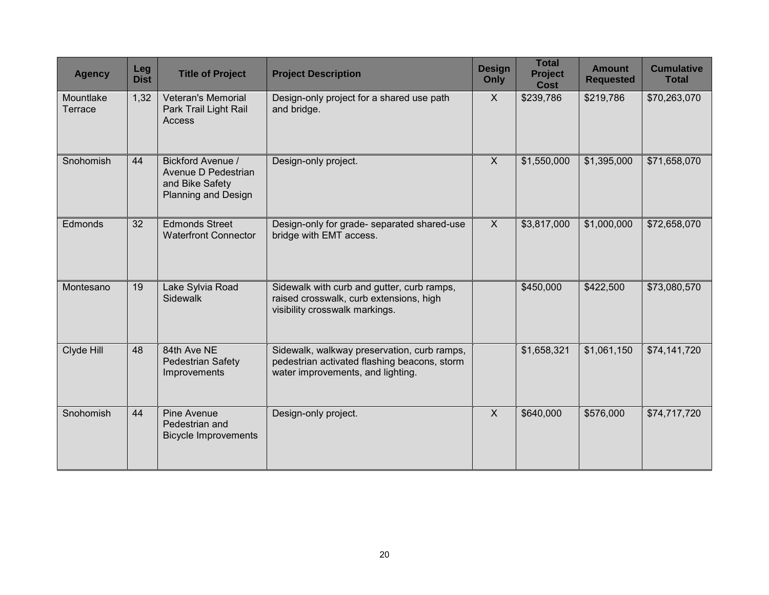| Agency | Leg Dist | Title of Project | Project Description | Design Only | Total Project Cost | Amount Requested | Cumulative Total |
|---|---|---|---|---|---|---|---|
| Mountlake Terrace | 1,32 | Veteran's Memorial Park Trail Light Rail Access | Design-only project for a shared use path and bridge. | X | $239,786 | $219,786 | $70,263,070 |
| Snohomish | 44 | Bickford Avenue / Avenue D Pedestrian and Bike Safety Planning and Design | Design-only project. | X | $1,550,000 | $1,395,000 | $71,658,070 |
| Edmonds | 32 | Edmonds Street Waterfront Connector | Design-only for grade- separated shared-use bridge with EMT access. | X | $3,817,000 | $1,000,000 | $72,658,070 |
| Montesano | 19 | Lake Sylvia Road Sidewalk | Sidewalk with curb and gutter, curb ramps, raised crosswalk, curb extensions, high visibility crosswalk markings. | | $450,000 | $422,500 | $73,080,570 |
| Clyde Hill | 48 | 84th Ave NE Pedestrian Safety Improvements | Sidewalk, walkway preservation, curb ramps, pedestrian activated flashing beacons, storm water improvements, and lighting. | | $1,658,321 | $1,061,150 | $74,141,720 |
| Snohomish | 44 | Pine Avenue Pedestrian and Bicycle Improvements | Design-only project. | X | $640,000 | $576,000 | $74,717,720 |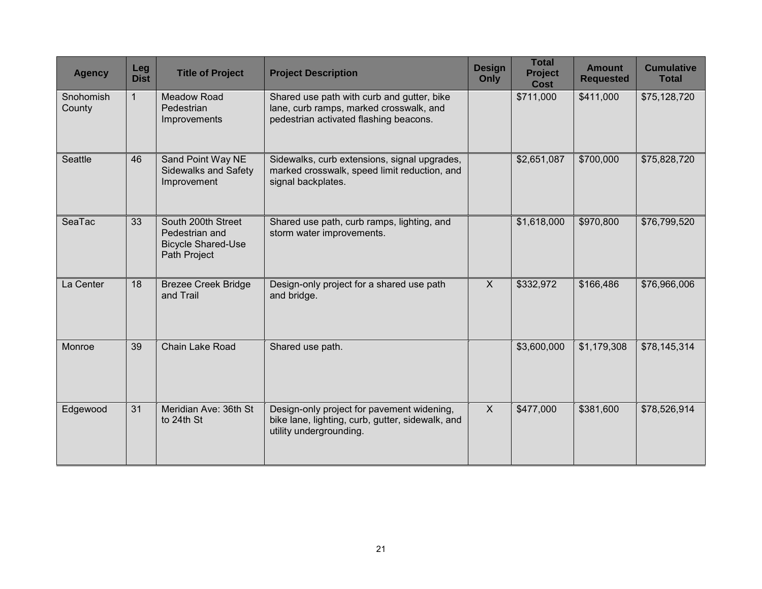| Agency | Leg Dist | Title of Project | Project Description | Design Only | Total Project Cost | Amount Requested | Cumulative Total |
|---|---|---|---|---|---|---|---|
| Snohomish County | 1 | Meadow Road Pedestrian Improvements | Shared use path with curb and gutter, bike lane, curb ramps, marked crosswalk, and pedestrian activated flashing beacons. | | $711,000 | $411,000 | $75,128,720 |
| Seattle | 46 | Sand Point Way NE Sidewalks and Safety Improvement | Sidewalks, curb extensions, signal upgrades, marked crosswalk, speed limit reduction, and signal backplates. | | $2,651,087 | $700,000 | $75,828,720 |
| SeaTac | 33 | South 200th Street Pedestrian and Bicycle Shared-Use Path Project | Shared use path, curb ramps, lighting, and storm water improvements. | | $1,618,000 | $970,800 | $76,799,520 |
| La Center | 18 | Brezee Creek Bridge and Trail | Design-only project for a shared use path and bridge. | X | $332,972 | $166,486 | $76,966,006 |
| Monroe | 39 | Chain Lake Road | Shared use path. | | $3,600,000 | $1,179,308 | $78,145,314 |
| Edgewood | 31 | Meridian Ave: 36th St to 24th St | Design-only project for pavement widening, bike lane, lighting, curb, gutter, sidewalk, and utility undergrounding. | X | $477,000 | $381,600 | $78,526,914 |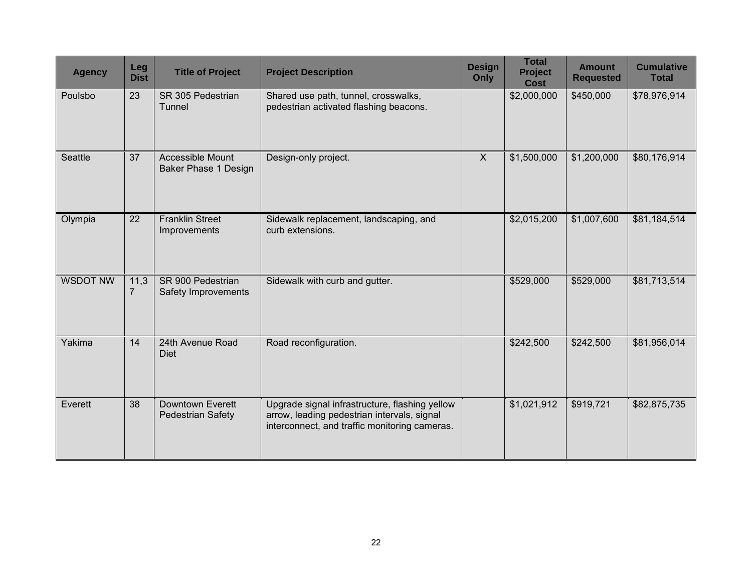| Agency | Leg Dist | Title of Project | Project Description | Design Only | Total Project Cost | Amount Requested | Cumulative Total |
|---|---|---|---|---|---|---|---|
| Poulsbo | 23 | SR 305 Pedestrian Tunnel | Shared use path, tunnel, crosswalks, pedestrian activated flashing beacons. | | $2,000,000 | $450,000 | $78,976,914 |
| Seattle | 37 | Accessible Mount Baker Phase 1 Design | Design-only project. | X | $1,500,000 | $1,200,000 | $80,176,914 |
| Olympia | 22 | Franklin Street Improvements | Sidewalk replacement, landscaping, and curb extensions. | | $2,015,200 | $1,007,600 | $81,184,514 |
| WSDOT NW | 11,37 | SR 900 Pedestrian Safety Improvements | Sidewalk with curb and gutter. | | $529,000 | $529,000 | $81,713,514 |
| Yakima | 14 | 24th Avenue Road Diet | Road reconfiguration. | | $242,500 | $242,500 | $81,956,014 |
| Everett | 38 | Downtown Everett Pedestrian Safety | Upgrade signal infrastructure, flashing yellow arrow, leading pedestrian intervals, signal interconnect, and traffic monitoring cameras. | | $1,021,912 | $919,721 | $82,875,735 |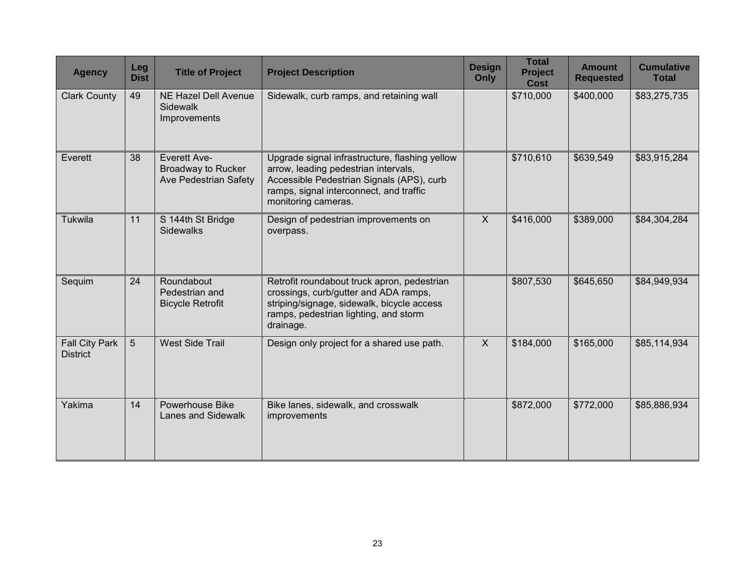| Agency | Leg Dist | Title of Project | Project Description | Design Only | Total Project Cost | Amount Requested | Cumulative Total |
|---|---|---|---|---|---|---|---|
| Clark County | 49 | NE Hazel Dell Avenue Sidewalk Improvements | Sidewalk, curb ramps, and retaining wall | | $710,000 | $400,000 | $83,275,735 |
| Everett | 38 | Everett Ave-Broadway to Rucker Ave Pedestrian Safety | Upgrade signal infrastructure, flashing yellow arrow, leading pedestrian intervals, Accessible Pedestrian Signals (APS), curb ramps, signal interconnect, and traffic monitoring cameras. | | $710,610 | $639,549 | $83,915,284 |
| Tukwila | 11 | S 144th St Bridge Sidewalks | Design of pedestrian improvements on overpass. | X | $416,000 | $389,000 | $84,304,284 |
| Sequim | 24 | Roundabout Pedestrian and Bicycle Retrofit | Retrofit roundabout truck apron, pedestrian crossings, curb/gutter and ADA ramps, striping/signage, sidewalk, bicycle access ramps, pedestrian lighting, and storm drainage. | | $807,530 | $645,650 | $84,949,934 |
| Fall City Park District | 5 | West Side Trail | Design only project for a shared use path. | X | $184,000 | $165,000 | $85,114,934 |
| Yakima | 14 | Powerhouse Bike Lanes and Sidewalk | Bike lanes, sidewalk, and crosswalk improvements | | $872,000 | $772,000 | $85,886,934 |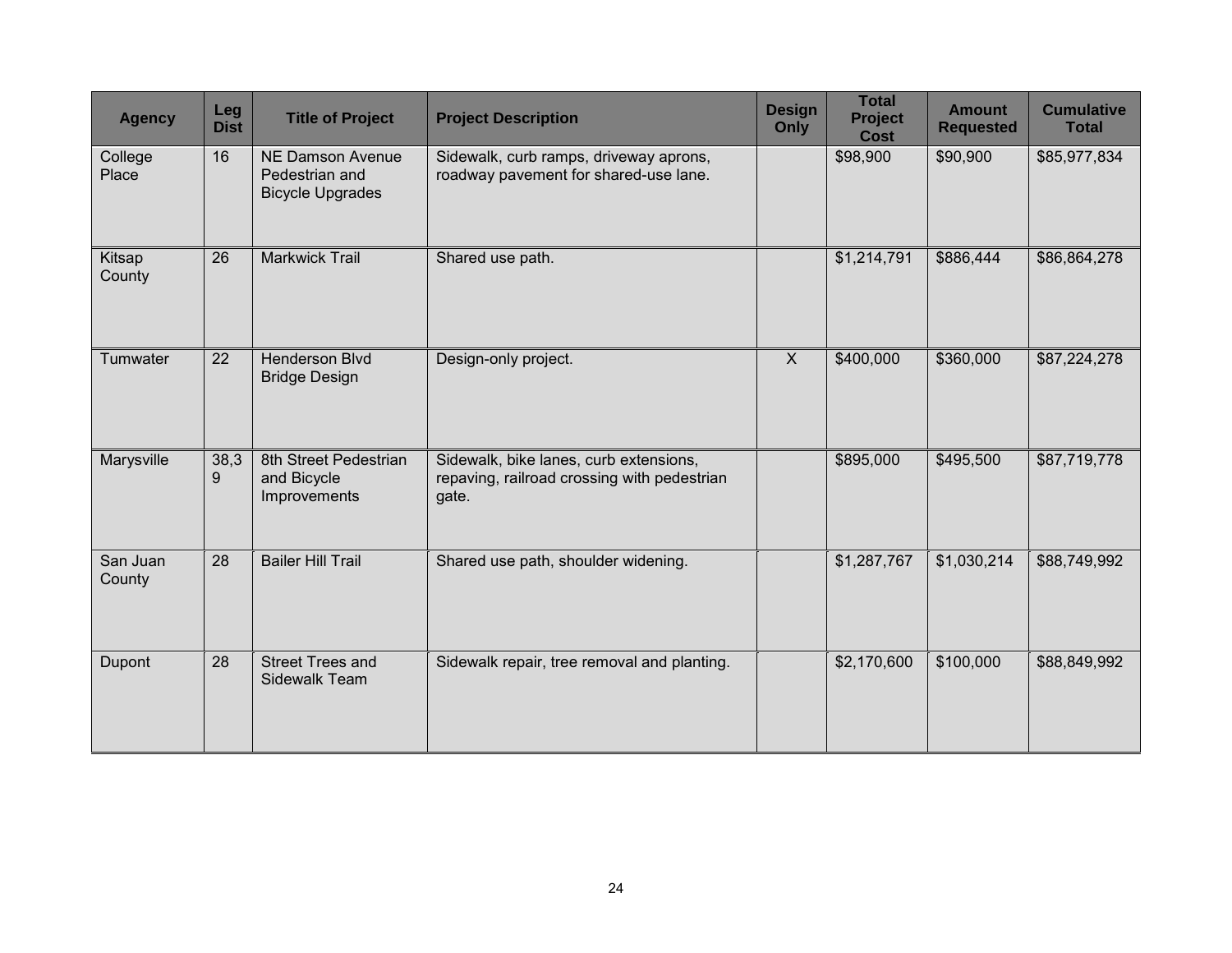| Agency | Leg Dist | Title of Project | Project Description | Design Only | Total Project Cost | Amount Requested | Cumulative Total |
|---|---|---|---|---|---|---|---|
| College Place | 16 | NE Damson Avenue Pedestrian and Bicycle Upgrades | Sidewalk, curb ramps, driveway aprons, roadway pavement for shared-use lane. | | $98,900 | $90,900 | $85,977,834 |
| Kitsap County | 26 | Markwick Trail | Shared use path. | | $1,214,791 | $886,444 | $86,864,278 |
| Tumwater | 22 | Henderson Blvd Bridge Design | Design-only project. | X | $400,000 | $360,000 | $87,224,278 |
| Marysville | 38,39 | 8th Street Pedestrian and Bicycle Improvements | Sidewalk, bike lanes, curb extensions, repaving, railroad crossing with pedestrian gate. | | $895,000 | $495,500 | $87,719,778 |
| San Juan County | 28 | Bailer Hill Trail | Shared use path, shoulder widening. | | $1,287,767 | $1,030,214 | $88,749,992 |
| Dupont | 28 | Street Trees and Sidewalk Team | Sidewalk repair, tree removal and planting. | | $2,170,600 | $100,000 | $88,849,992 |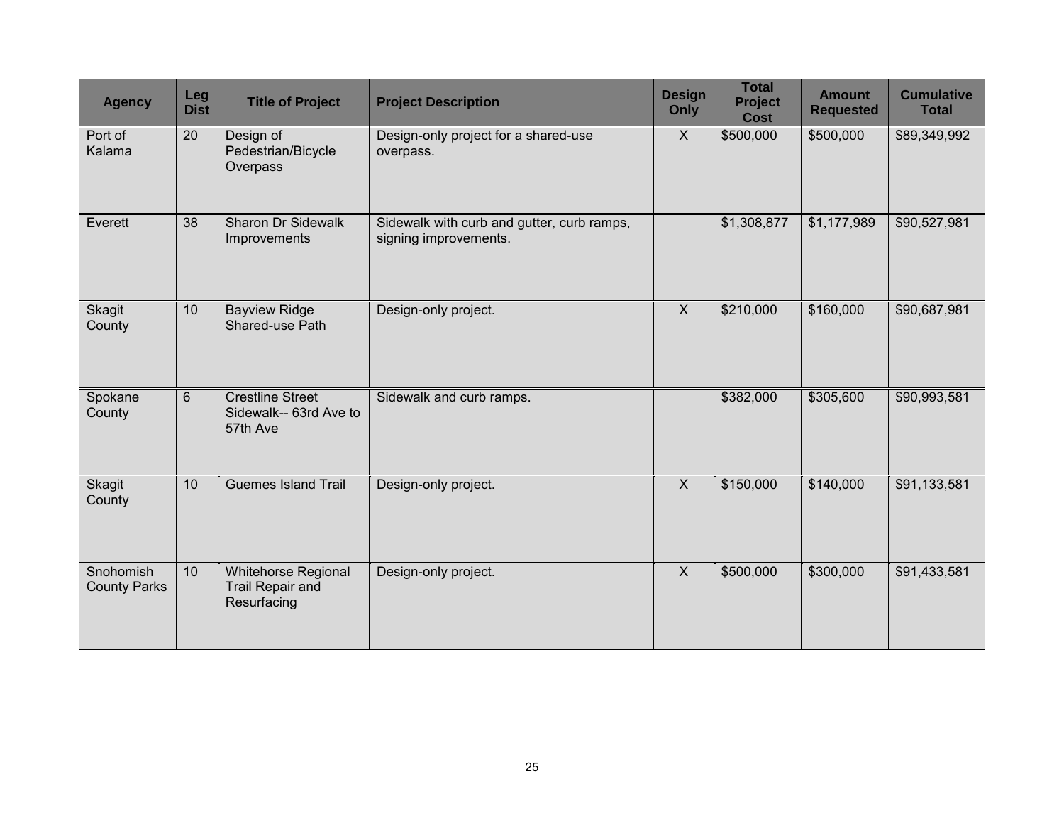| Agency | Leg Dist | Title of Project | Project Description | Design Only | Total Project Cost | Amount Requested | Cumulative Total |
|---|---|---|---|---|---|---|---|
| Port of Kalama | 20 | Design of Pedestrian/Bicycle Overpass | Design-only project for a shared-use overpass. | X | $500,000 | $500,000 | $89,349,992 |
| Everett | 38 | Sharon Dr Sidewalk Improvements | Sidewalk with curb and gutter, curb ramps, signing improvements. | | $1,308,877 | $1,177,989 | $90,527,981 |
| Skagit County | 10 | Bayview Ridge Shared-use Path | Design-only project. | X | $210,000 | $160,000 | $90,687,981 |
| Spokane County | 6 | Crestline Street Sidewalk-- 63rd Ave to 57th Ave | Sidewalk and curb ramps. | | $382,000 | $305,600 | $90,993,581 |
| Skagit County | 10 | Guemes Island Trail | Design-only project. | X | $150,000 | $140,000 | $91,133,581 |
| Snohomish County Parks | 10 | Whitehorse Regional Trail Repair and Resurfacing | Design-only project. | X | $500,000 | $300,000 | $91,433,581 |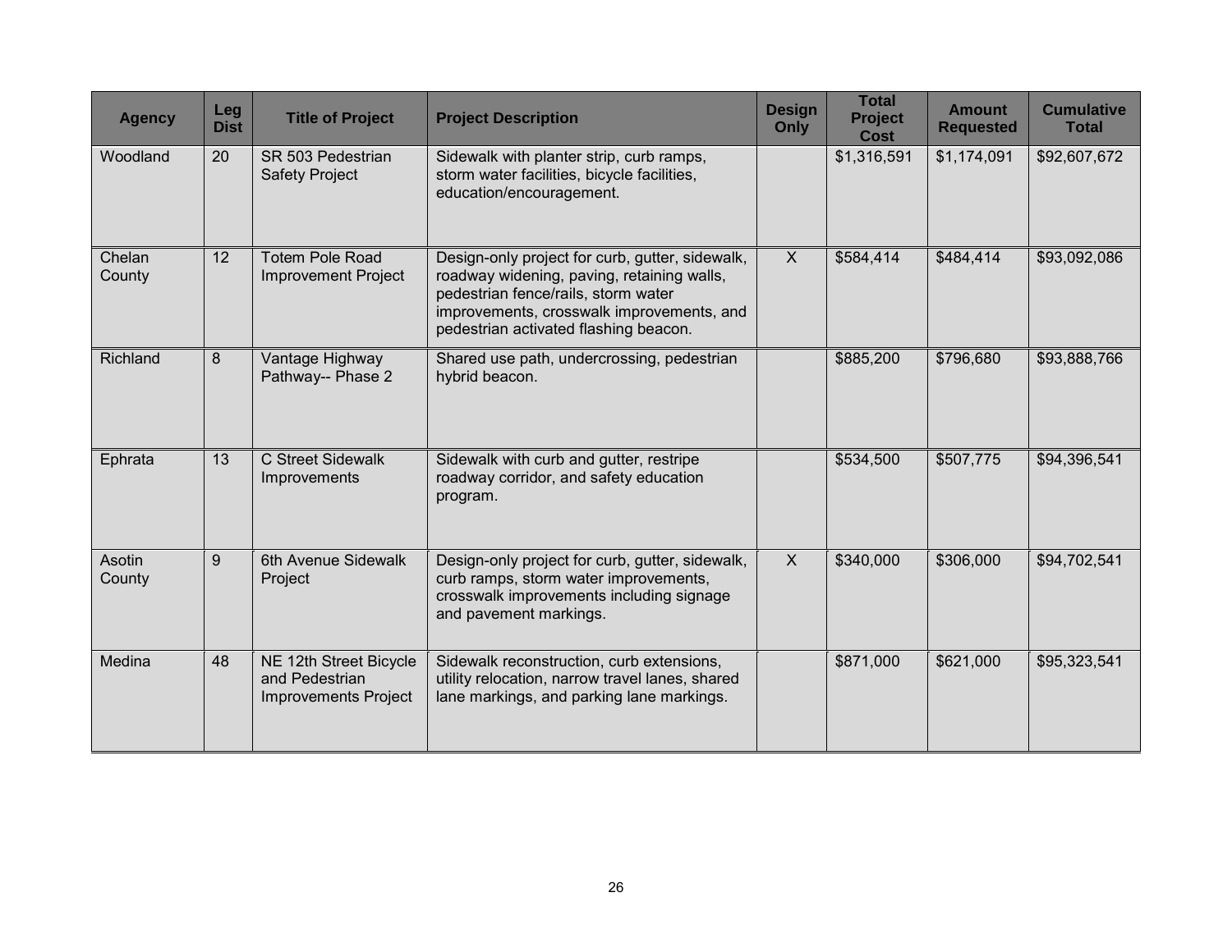| Agency | Leg Dist | Title of Project | Project Description | Design Only | Total Project Cost | Amount Requested | Cumulative Total |
|---|---|---|---|---|---|---|---|
| Woodland | 20 | SR 503 Pedestrian Safety Project | Sidewalk with planter strip, curb ramps, storm water facilities, bicycle facilities, education/encouragement. | | $1,316,591 | $1,174,091 | $92,607,672 |
| Chelan County | 12 | Totem Pole Road Improvement Project | Design-only project for curb, gutter, sidewalk, roadway widening, paving, retaining walls, pedestrian fence/rails, storm water improvements, crosswalk improvements, and pedestrian activated flashing beacon. | X | $584,414 | $484,414 | $93,092,086 |
| Richland | 8 | Vantage Highway Pathway-- Phase 2 | Shared use path, undercrossing, pedestrian hybrid beacon. | | $885,200 | $796,680 | $93,888,766 |
| Ephrata | 13 | C Street Sidewalk Improvements | Sidewalk with curb and gutter, restripe roadway corridor, and safety education program. | | $534,500 | $507,775 | $94,396,541 |
| Asotin County | 9 | 6th Avenue Sidewalk Project | Design-only project for curb, gutter, sidewalk, curb ramps, storm water improvements, crosswalk improvements including signage and pavement markings. | X | $340,000 | $306,000 | $94,702,541 |
| Medina | 48 | NE 12th Street Bicycle and Pedestrian Improvements Project | Sidewalk reconstruction, curb extensions, utility relocation, narrow travel lanes, shared lane markings, and parking lane markings. | | $871,000 | $621,000 | $95,323,541 |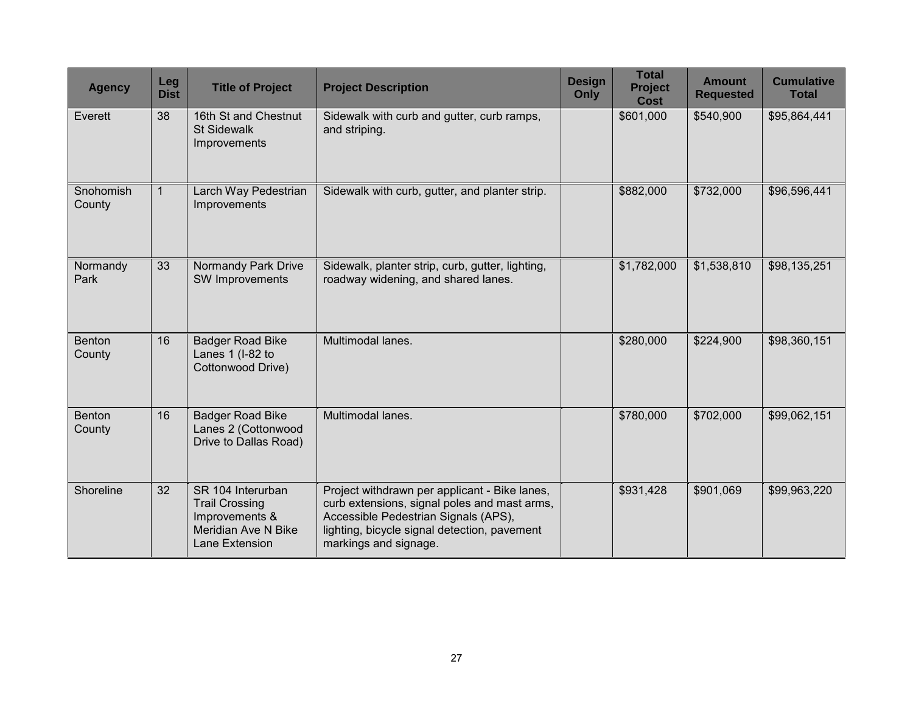| Agency | Leg Dist | Title of Project | Project Description | Design Only | Total Project Cost | Amount Requested | Cumulative Total |
|---|---|---|---|---|---|---|---|
| Everett | 38 | 16th St and Chestnut St Sidewalk Improvements | Sidewalk with curb and gutter, curb ramps, and striping. | | $601,000 | $540,900 | $95,864,441 |
| Snohomish County | 1 | Larch Way Pedestrian Improvements | Sidewalk with curb, gutter, and planter strip. | | $882,000 | $732,000 | $96,596,441 |
| Normandy Park | 33 | Normandy Park Drive SW Improvements | Sidewalk, planter strip, curb, gutter, lighting, roadway widening, and shared lanes. | | $1,782,000 | $1,538,810 | $98,135,251 |
| Benton County | 16 | Badger Road Bike Lanes 1 (I-82 to Cottonwood Drive) | Multimodal lanes. | | $280,000 | $224,900 | $98,360,151 |
| Benton County | 16 | Badger Road Bike Lanes 2 (Cottonwood Drive to Dallas Road) | Multimodal lanes. | | $780,000 | $702,000 | $99,062,151 |
| Shoreline | 32 | SR 104 Interurban Trail Crossing Improvements & Meridian Ave N Bike Lane Extension | Project withdrawn per applicant - Bike lanes, curb extensions, signal poles and mast arms, Accessible Pedestrian Signals (APS), lighting, bicycle signal detection, pavement markings and signage. | | $931,428 | $901,069 | $99,963,220 |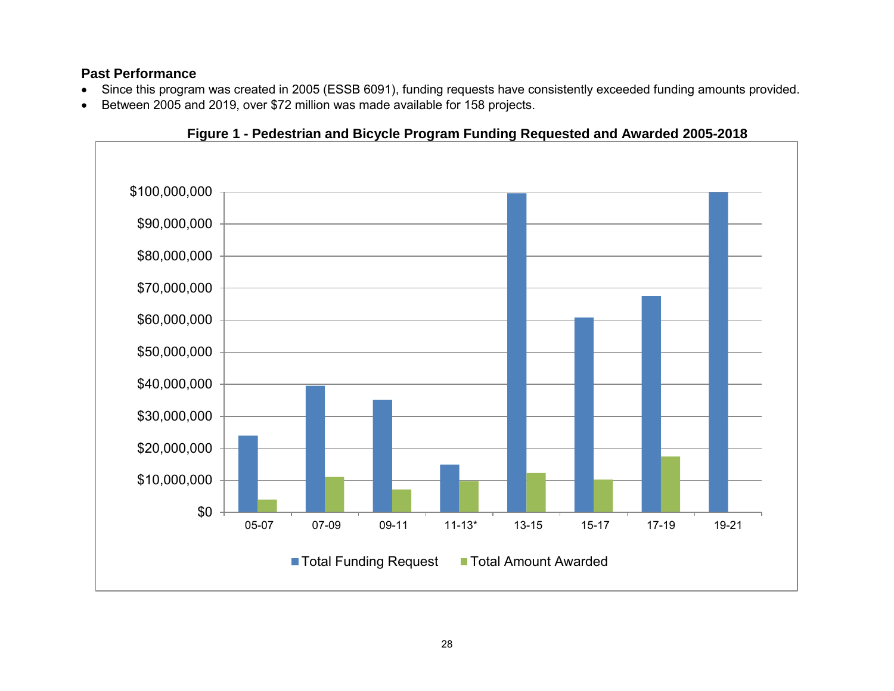**Past Performance**

- Since this program was created in 2005 (ESSB 6091), funding requests have consistently exceeded funding amounts provided.
- Between 2005 and 2019, over $72 million was made available for 158 projects.

**Figure 1 - Pedestrian and Bicycle Program Funding Requested and Awarded 2005-2018**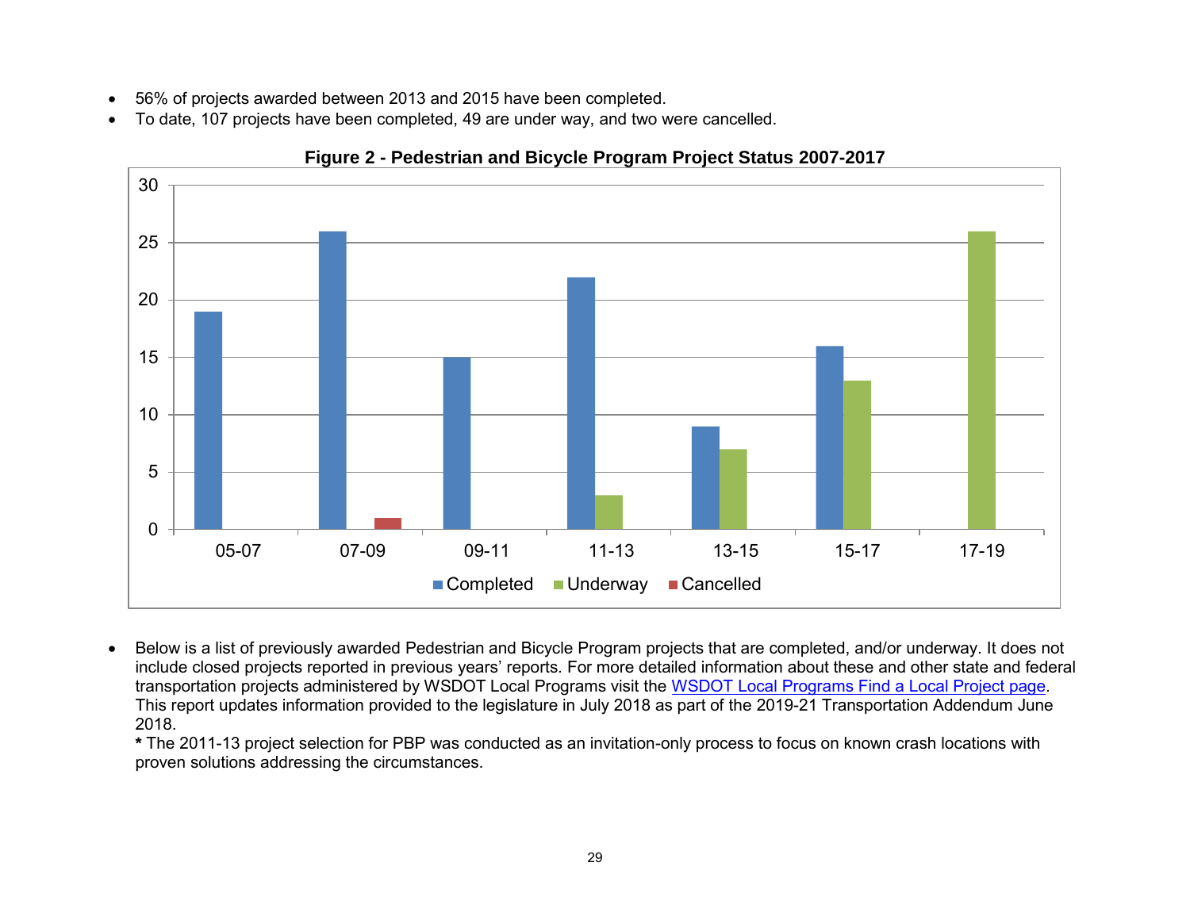- 56% of projects awarded between 2013 and 2015 have been completed.
- To date, 107 projects have been completed, 49 are under way, and two were cancelled.

**Figure 2 - Pedestrian and Bicycle Program Project Status 2007-2017**

| Biennium | Completed | Underway | Cancelled |
|---|---|---|---|
| 05-07 | 19 | | |
| 07-09 | 26 | | 1 |
| 09-11 | 15 | | |
| 11-13 | 22 | 3 | |
| 13-15 | 9 | 7 | |
| 15-17 | 16 | 13 | |
| 17-19 | | 26 | |

- Below is a list of previously awarded Pedestrian and Bicycle Program projects that are completed, and/or underway. It does not include closed projects reported in previous years' reports. For more detailed information about these and other state and federal transportation projects administered by WSDOT Local Programs visit the [WSDOT Local Programs Find a Local Project page](). This report updates information provided to the legislature in July 2018 as part of the 2019-21 Transportation Addendum June 2018.

  **\*** The 2011-13 project selection for PBP was conducted as an invitation-only process to focus on known crash locations with proven solutions addressing the circumstances.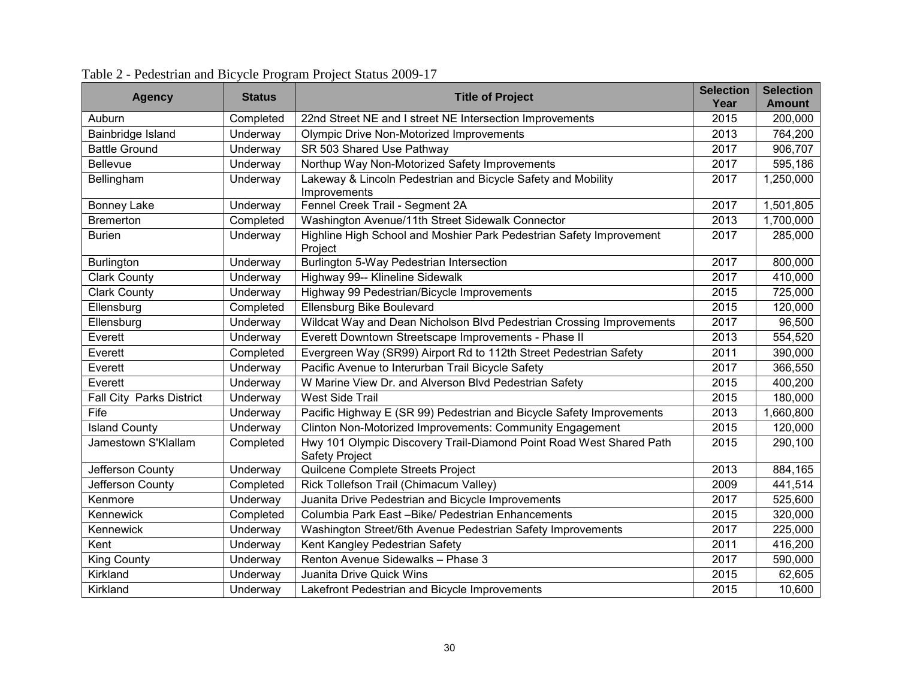Table 2 - Pedestrian and Bicycle Program Project Status 2009-17

| Agency | Status | Title of Project | Selection Year | Selection Amount |
|---|---|---|---|---|
| Auburn | Completed | 22nd Street NE and I street NE Intersection Improvements | 2015 | 200,000 |
| Bainbridge Island | Underway | Olympic Drive Non-Motorized Improvements | 2013 | 764,200 |
| Battle Ground | Underway | SR 503 Shared Use Pathway | 2017 | 906,707 |
| Bellevue | Underway | Northup Way Non-Motorized Safety Improvements | 2017 | 595,186 |
| Bellingham | Underway | Lakeway & Lincoln Pedestrian and Bicycle Safety and Mobility Improvements | 2017 | 1,250,000 |
| Bonney Lake | Underway | Fennel Creek Trail - Segment 2A | 2017 | 1,501,805 |
| Bremerton | Completed | Washington Avenue/11th Street Sidewalk Connector | 2013 | 1,700,000 |
| Burien | Underway | Highline High School and Moshier Park Pedestrian Safety Improvement Project | 2017 | 285,000 |
| Burlington | Underway | Burlington 5-Way Pedestrian Intersection | 2017 | 800,000 |
| Clark County | Underway | Highway 99-- Klineline Sidewalk | 2017 | 410,000 |
| Clark County | Underway | Highway 99 Pedestrian/Bicycle Improvements | 2015 | 725,000 |
| Ellensburg | Completed | Ellensburg Bike Boulevard | 2015 | 120,000 |
| Ellensburg | Underway | Wildcat Way and Dean Nicholson Blvd Pedestrian Crossing Improvements | 2017 | 96,500 |
| Everett | Underway | Everett Downtown Streetscape Improvements - Phase II | 2013 | 554,520 |
| Everett | Completed | Evergreen Way (SR99) Airport Rd to 112th Street Pedestrian Safety | 2011 | 390,000 |
| Everett | Underway | Pacific Avenue to Interurban Trail Bicycle Safety | 2017 | 366,550 |
| Everett | Underway | W Marine View Dr. and Alverson Blvd Pedestrian Safety | 2015 | 400,200 |
| Fall City Parks District | Underway | West Side Trail | 2015 | 180,000 |
| Fife | Underway | Pacific Highway E (SR 99) Pedestrian and Bicycle Safety Improvements | 2013 | 1,660,800 |
| Island County | Underway | Clinton Non-Motorized Improvements: Community Engagement | 2015 | 120,000 |
| Jamestown S'Klallam | Completed | Hwy 101 Olympic Discovery Trail-Diamond Point Road West Shared Path Safety Project | 2015 | 290,100 |
| Jefferson County | Underway | Quilcene Complete Streets Project | 2013 | 884,165 |
| Jefferson County | Completed | Rick Tollefson Trail (Chimacum Valley) | 2009 | 441,514 |
| Kenmore | Underway | Juanita Drive Pedestrian and Bicycle Improvements | 2017 | 525,600 |
| Kennewick | Completed | Columbia Park East –Bike/ Pedestrian Enhancements | 2015 | 320,000 |
| Kennewick | Underway | Washington Street/6th Avenue Pedestrian Safety Improvements | 2017 | 225,000 |
| Kent | Underway | Kent Kangley Pedestrian Safety | 2011 | 416,200 |
| King County | Underway | Renton Avenue Sidewalks – Phase 3 | 2017 | 590,000 |
| Kirkland | Underway | Juanita Drive Quick Wins | 2015 | 62,605 |
| Kirkland | Underway | Lakefront Pedestrian and Bicycle Improvements | 2015 | 10,600 |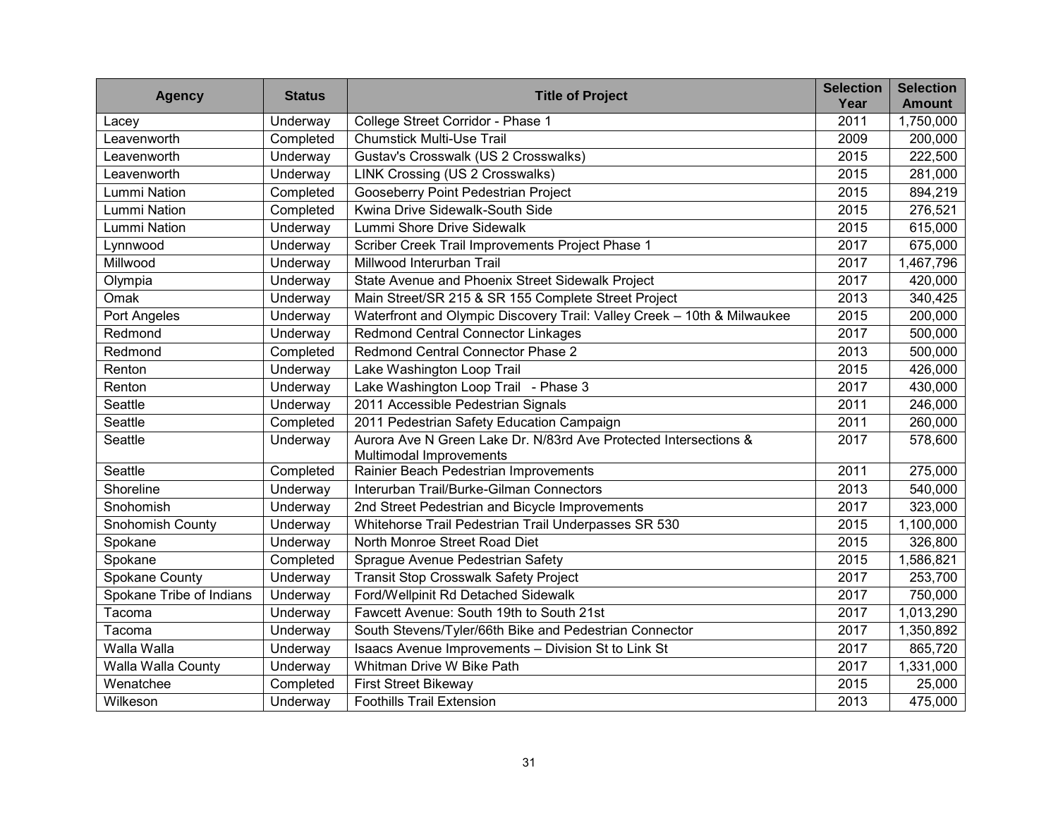| Agency | Status | Title of Project | Selection Year | Selection Amount |
|---|---|---|---|---|
| Lacey | Underway | College Street Corridor - Phase 1 | 2011 | 1,750,000 |
| Leavenworth | Completed | Chumstick Multi-Use Trail | 2009 | 200,000 |
| Leavenworth | Underway | Gustav's Crosswalk (US 2 Crosswalks) | 2015 | 222,500 |
| Leavenworth | Underway | LINK Crossing (US 2 Crosswalks) | 2015 | 281,000 |
| Lummi Nation | Completed | Gooseberry Point Pedestrian Project | 2015 | 894,219 |
| Lummi Nation | Completed | Kwina Drive Sidewalk-South Side | 2015 | 276,521 |
| Lummi Nation | Underway | Lummi Shore Drive Sidewalk | 2015 | 615,000 |
| Lynnwood | Underway | Scriber Creek Trail Improvements Project Phase 1 | 2017 | 675,000 |
| Millwood | Underway | Millwood Interurban Trail | 2017 | 1,467,796 |
| Olympia | Underway | State Avenue and Phoenix Street Sidewalk Project | 2017 | 420,000 |
| Omak | Underway | Main Street/SR 215 & SR 155 Complete Street Project | 2013 | 340,425 |
| Port Angeles | Underway | Waterfront and Olympic Discovery Trail: Valley Creek – 10th & Milwaukee | 2015 | 200,000 |
| Redmond | Underway | Redmond Central Connector Linkages | 2017 | 500,000 |
| Redmond | Completed | Redmond Central Connector Phase 2 | 2013 | 500,000 |
| Renton | Underway | Lake Washington Loop Trail | 2015 | 426,000 |
| Renton | Underway | Lake Washington Loop Trail - Phase 3 | 2017 | 430,000 |
| Seattle | Underway | 2011 Accessible Pedestrian Signals | 2011 | 246,000 |
| Seattle | Completed | 2011 Pedestrian Safety Education Campaign | 2011 | 260,000 |
| Seattle | Underway | Aurora Ave N Green Lake Dr. N/83rd Ave Protected Intersections & Multimodal Improvements | 2017 | 578,600 |
| Seattle | Completed | Rainier Beach Pedestrian Improvements | 2011 | 275,000 |
| Shoreline | Underway | Interurban Trail/Burke-Gilman Connectors | 2013 | 540,000 |
| Snohomish | Underway | 2nd Street Pedestrian and Bicycle Improvements | 2017 | 323,000 |
| Snohomish County | Underway | Whitehorse Trail Pedestrian Trail Underpasses SR 530 | 2015 | 1,100,000 |
| Spokane | Underway | North Monroe Street Road Diet | 2015 | 326,800 |
| Spokane | Completed | Sprague Avenue Pedestrian Safety | 2015 | 1,586,821 |
| Spokane County | Underway | Transit Stop Crosswalk Safety Project | 2017 | 253,700 |
| Spokane Tribe of Indians | Underway | Ford/Wellpinit Rd Detached Sidewalk | 2017 | 750,000 |
| Tacoma | Underway | Fawcett Avenue: South 19th to South 21st | 2017 | 1,013,290 |
| Tacoma | Underway | South Stevens/Tyler/66th Bike and Pedestrian Connector | 2017 | 1,350,892 |
| Walla Walla | Underway | Isaacs Avenue Improvements – Division St to Link St | 2017 | 865,720 |
| Walla Walla County | Underway | Whitman Drive W Bike Path | 2017 | 1,331,000 |
| Wenatchee | Completed | First Street Bikeway | 2015 | 25,000 |
| Wilkeson | Underway | Foothills Trail Extension | 2013 | 475,000 |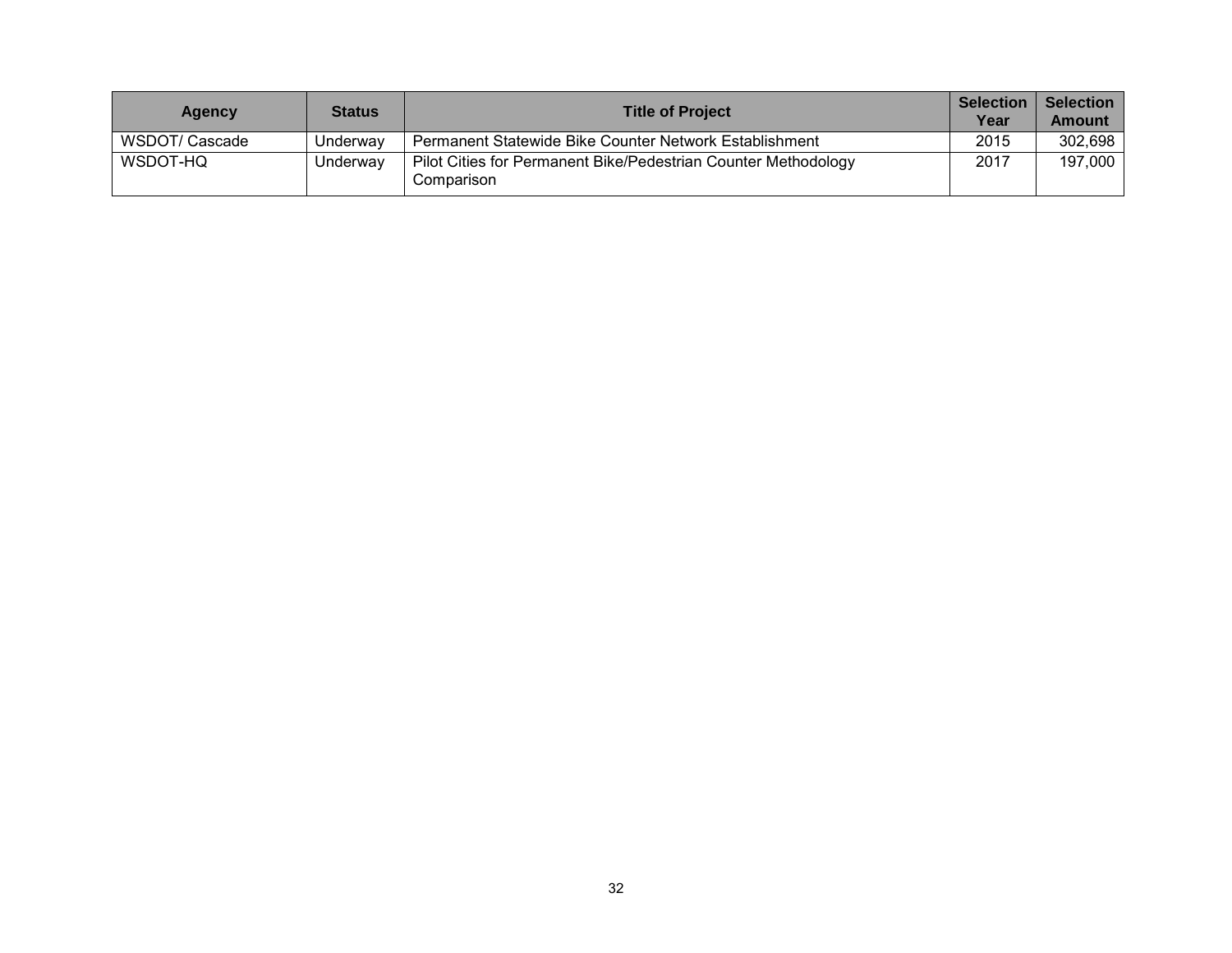| Agency | Status | Title of Project | Selection Year | Selection Amount |
|---|---|---|---|---|
| WSDOT/ Cascade | Underway | Permanent Statewide Bike Counter Network Establishment | 2015 | 302,698 |
| WSDOT-HQ | Underway | Pilot Cities for Permanent Bike/Pedestrian Counter Methodology Comparison | 2017 | 197,000 |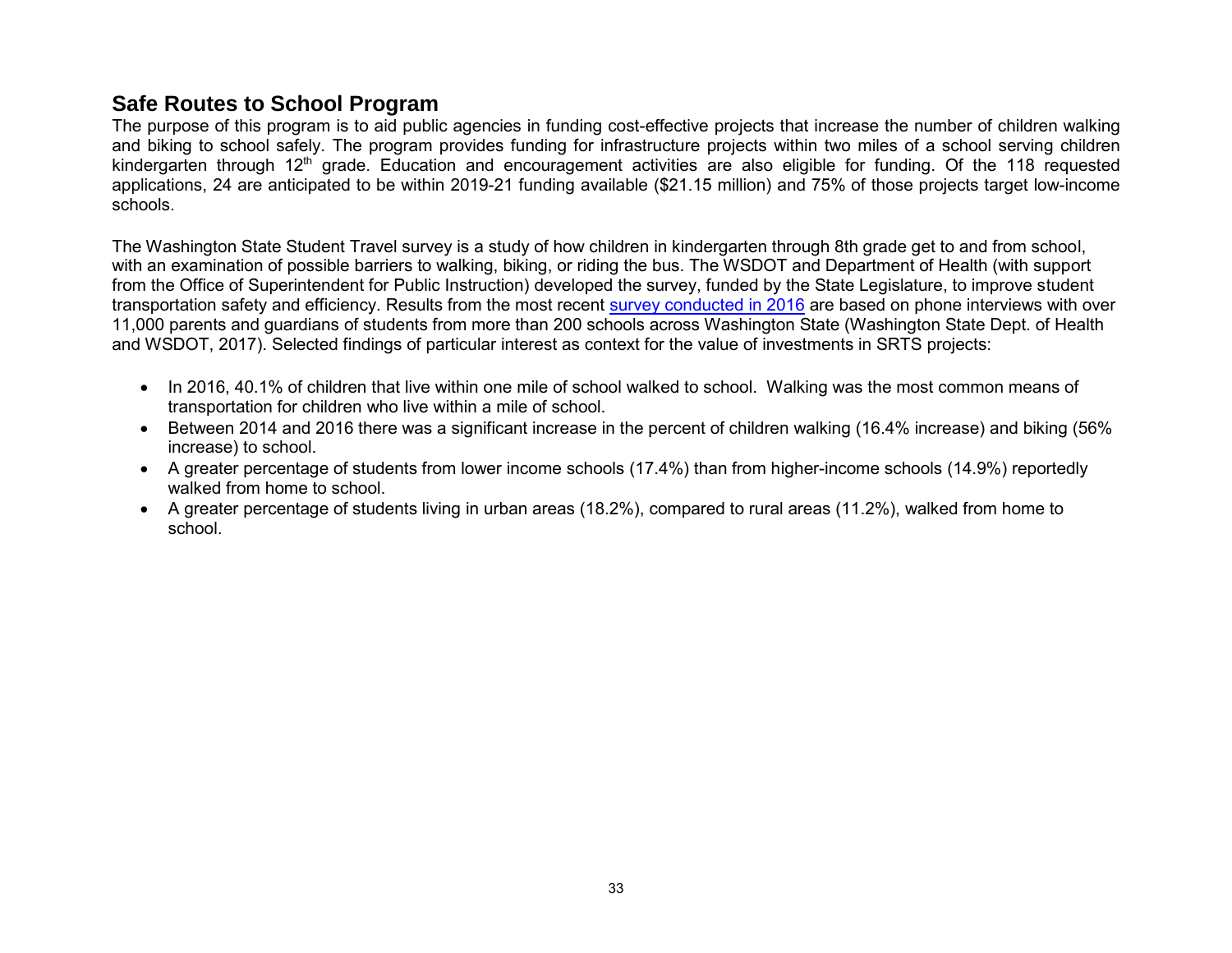## Safe Routes to School Program

The purpose of this program is to aid public agencies in funding cost-effective projects that increase the number of children walking and biking to school safely. The program provides funding for infrastructure projects within two miles of a school serving children kindergarten through 12th grade. Education and encouragement activities are also eligible for funding. Of the 118 requested applications, 24 are anticipated to be within 2019-21 funding available ($21.15 million) and 75% of those projects target low-income schools.

The Washington State Student Travel survey is a study of how children in kindergarten through 8th grade get to and from school, with an examination of possible barriers to walking, biking, or riding the bus. The WSDOT and Department of Health (with support from the Office of Superintendent for Public Instruction) developed the survey, funded by the State Legislature, to improve student transportation safety and efficiency. Results from the most recent survey conducted in 2016 are based on phone interviews with over 11,000 parents and guardians of students from more than 200 schools across Washington State (Washington State Dept. of Health and WSDOT, 2017). Selected findings of particular interest as context for the value of investments in SRTS projects:

- In 2016, 40.1% of children that live within one mile of school walked to school. Walking was the most common means of transportation for children who live within a mile of school.
- Between 2014 and 2016 there was a significant increase in the percent of children walking (16.4% increase) and biking (56% increase) to school.
- A greater percentage of students from lower income schools (17.4%) than from higher-income schools (14.9%) reportedly walked from home to school.
- A greater percentage of students living in urban areas (18.2%), compared to rural areas (11.2%), walked from home to school.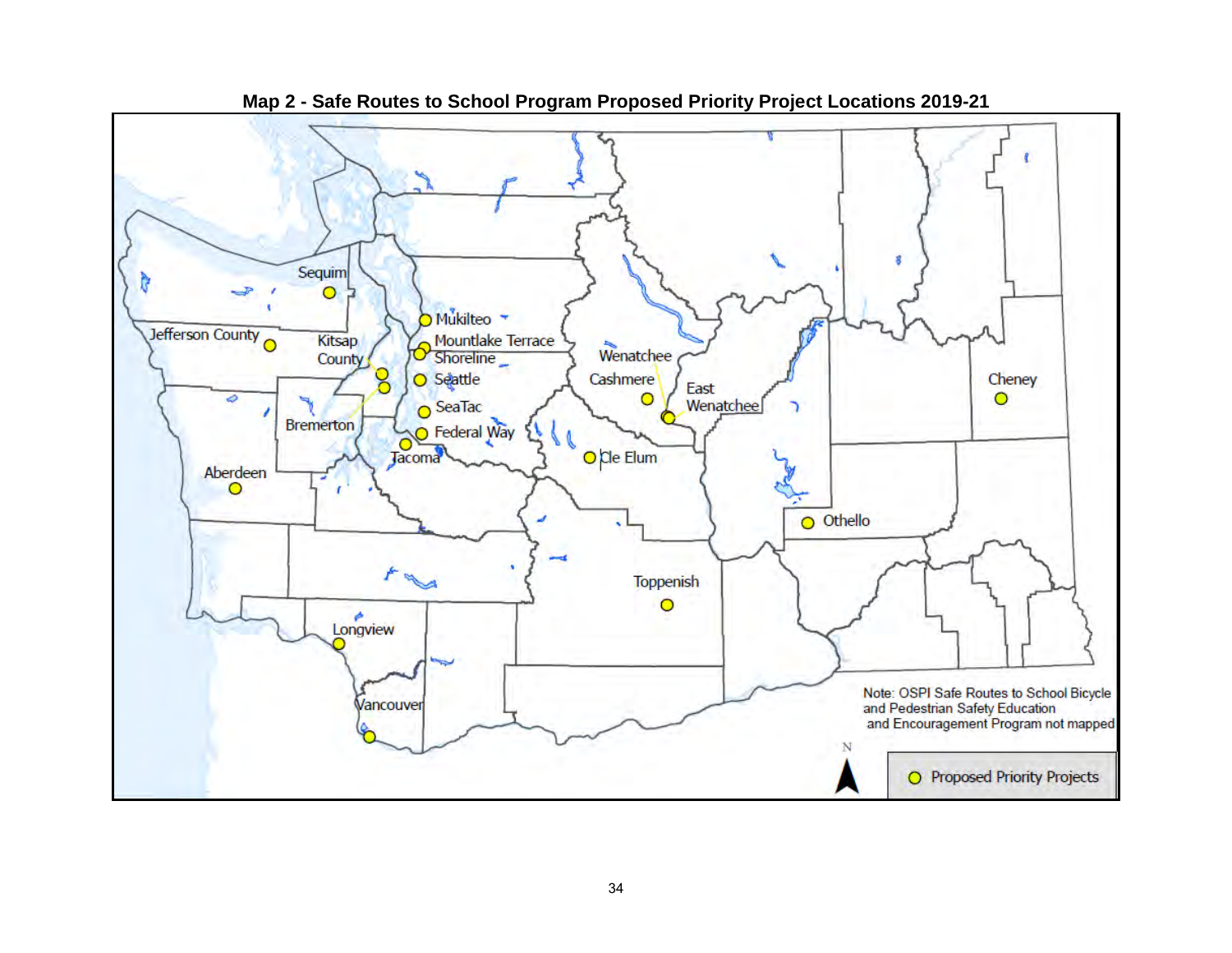## Map 2 - Safe Routes to School Program Proposed Priority Project Locations 2019-21

Sequim, Jefferson County, Kitsap County, Bremerton, Mukilteo, Mountlake Terrace, Shoreline, Seattle, SeaTac, Federal Way, Tacoma, Aberdeen, Wenatchee, Cashmere, East Wenatchee, Cle Elum, Cheney, Othello, Toppenish, Longview, Vancouver

Note: OSPI Safe Routes to School Bicycle and Pedestrian Safety Education and Encouragement Program not mapped

Proposed Priority Projects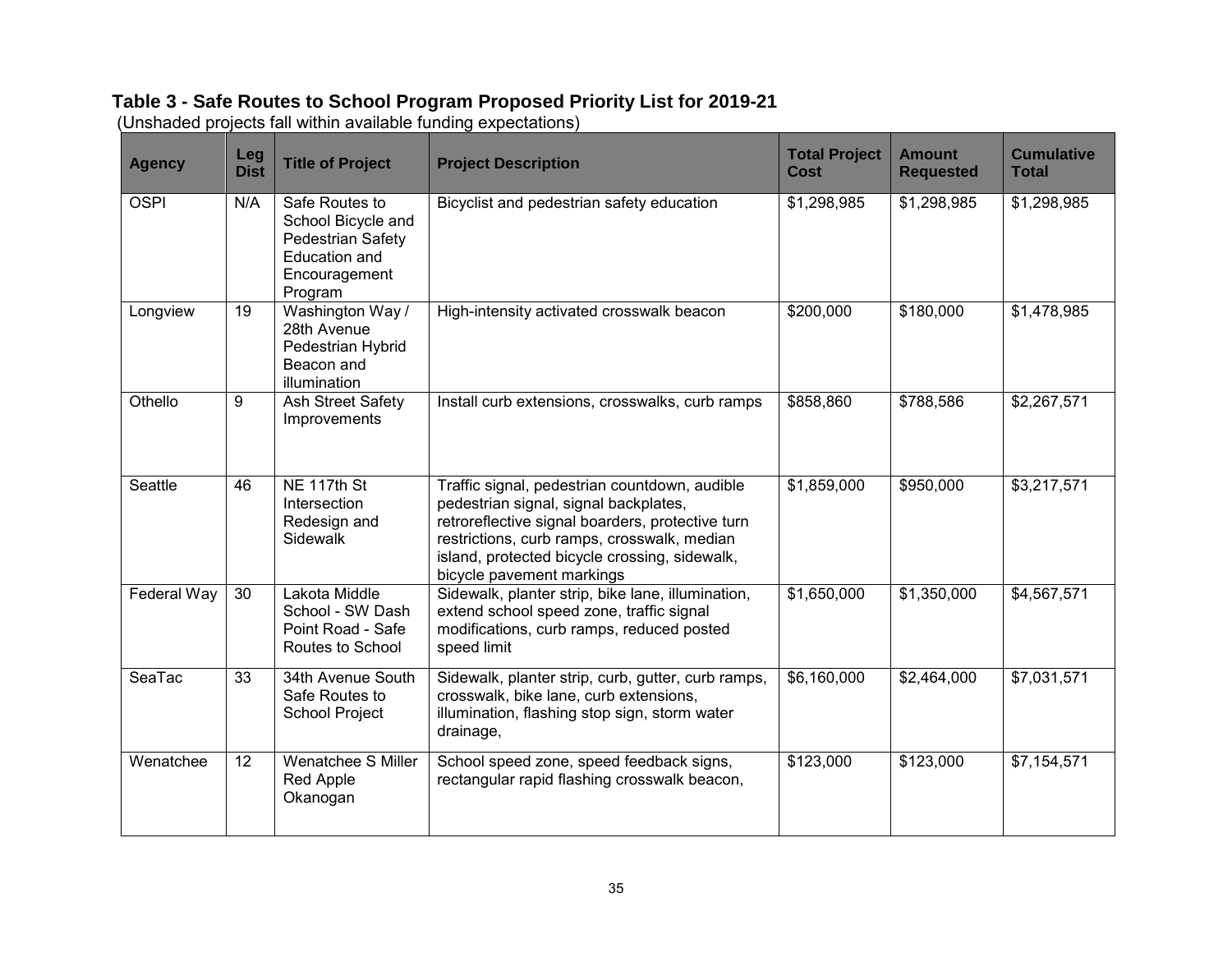### Table 3 - Safe Routes to School Program Proposed Priority List for 2019-21

(Unshaded projects fall within available funding expectations)

| Agency | Leg Dist | Title of Project | Project Description | Total Project Cost | Amount Requested | Cumulative Total |
|---|---|---|---|---|---|---|
| OSPI | N/A | Safe Routes to School Bicycle and Pedestrian Safety Education and Encouragement Program | Bicyclist and pedestrian safety education | $1,298,985 | $1,298,985 | $1,298,985 |
| Longview | 19 | Washington Way / 28th Avenue Pedestrian Hybrid Beacon and illumination | High-intensity activated crosswalk beacon | $200,000 | $180,000 | $1,478,985 |
| Othello | 9 | Ash Street Safety Improvements | Install curb extensions, crosswalks, curb ramps | $858,860 | $788,586 | $2,267,571 |
| Seattle | 46 | NE 117th St Intersection Redesign and Sidewalk | Traffic signal, pedestrian countdown, audible pedestrian signal, signal backplates, retroreflective signal boarders, protective turn restrictions, curb ramps, crosswalk, median island, protected bicycle crossing, sidewalk, bicycle pavement markings | $1,859,000 | $950,000 | $3,217,571 |
| Federal Way | 30 | Lakota Middle School - SW Dash Point Road - Safe Routes to School | Sidewalk, planter strip, bike lane, illumination, extend school speed zone, traffic signal modifications, curb ramps, reduced posted speed limit | $1,650,000 | $1,350,000 | $4,567,571 |
| SeaTac | 33 | 34th Avenue South Safe Routes to School Project | Sidewalk, planter strip, curb, gutter, curb ramps, crosswalk, bike lane, curb extensions, illumination, flashing stop sign, storm water drainage, | $6,160,000 | $2,464,000 | $7,031,571 |
| Wenatchee | 12 | Wenatchee S Miller Red Apple Okanogan | School speed zone, speed feedback signs, rectangular rapid flashing crosswalk beacon, | $123,000 | $123,000 | $7,154,571 |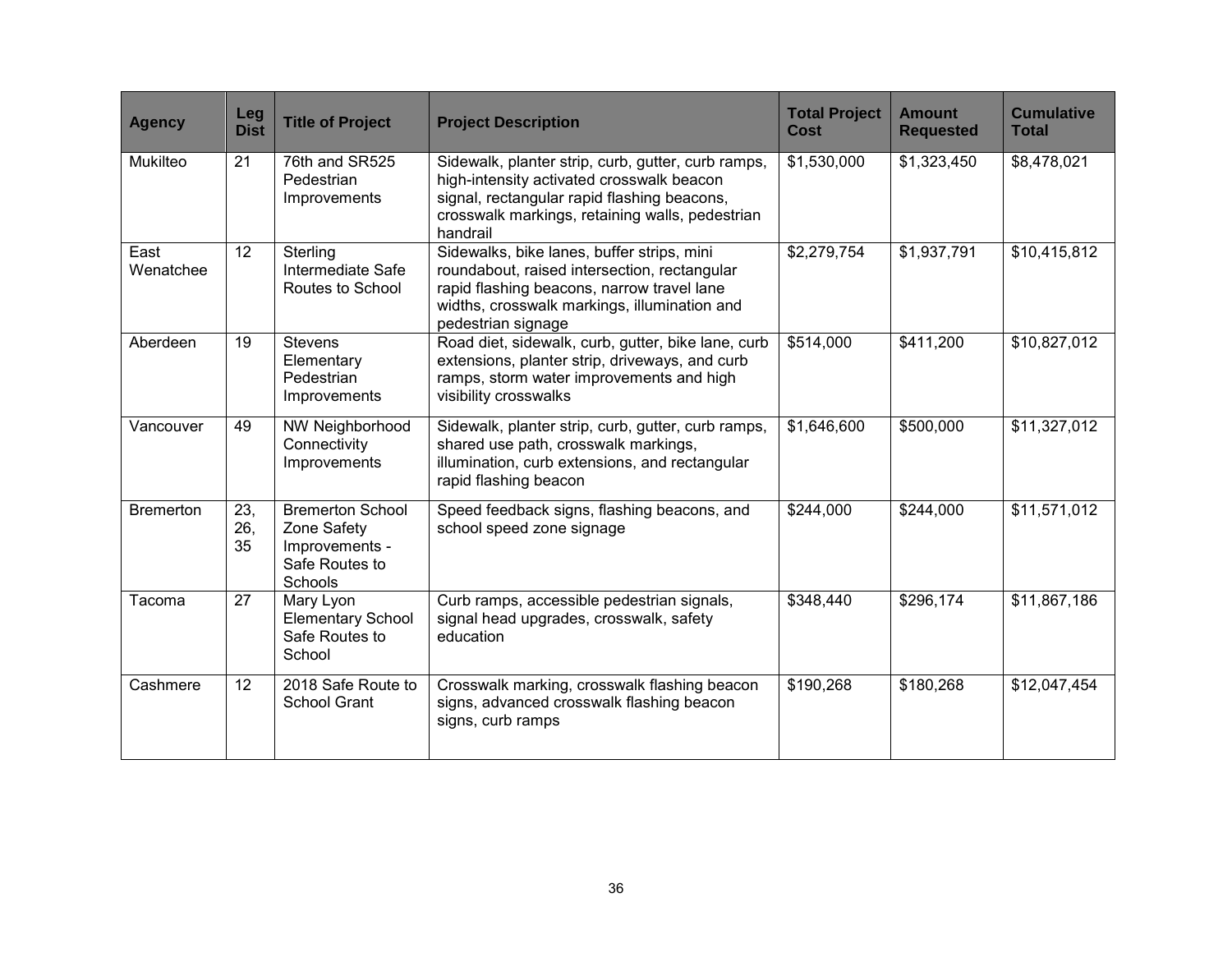| Agency | Leg Dist | Title of Project | Project Description | Total Project Cost | Amount Requested | Cumulative Total |
|---|---|---|---|---|---|---|
| Mukilteo | 21 | 76th and SR525 Pedestrian Improvements | Sidewalk, planter strip, curb, gutter, curb ramps, high-intensity activated crosswalk beacon signal, rectangular rapid flashing beacons, crosswalk markings, retaining walls, pedestrian handrail | $1,530,000 | $1,323,450 | $8,478,021 |
| East Wenatchee | 12 | Sterling Intermediate Safe Routes to School | Sidewalks, bike lanes, buffer strips, mini roundabout, raised intersection, rectangular rapid flashing beacons, narrow travel lane widths, crosswalk markings, illumination and pedestrian signage | $2,279,754 | $1,937,791 | $10,415,812 |
| Aberdeen | 19 | Stevens Elementary Pedestrian Improvements | Road diet, sidewalk, curb, gutter, bike lane, curb extensions, planter strip, driveways, and curb ramps, storm water improvements and high visibility crosswalks | $514,000 | $411,200 | $10,827,012 |
| Vancouver | 49 | NW Neighborhood Connectivity Improvements | Sidewalk, planter strip, curb, gutter, curb ramps, shared use path, crosswalk markings, illumination, curb extensions, and rectangular rapid flashing beacon | $1,646,600 | $500,000 | $11,327,012 |
| Bremerton | 23, 26, 35 | Bremerton School Zone Safety Improvements - Safe Routes to Schools | Speed feedback signs, flashing beacons, and school speed zone signage | $244,000 | $244,000 | $11,571,012 |
| Tacoma | 27 | Mary Lyon Elementary School Safe Routes to School | Curb ramps, accessible pedestrian signals, signal head upgrades, crosswalk, safety education | $348,440 | $296,174 | $11,867,186 |
| Cashmere | 12 | 2018 Safe Route to School Grant | Crosswalk marking, crosswalk flashing beacon signs, advanced crosswalk flashing beacon signs, curb ramps | $190,268 | $180,268 | $12,047,454 |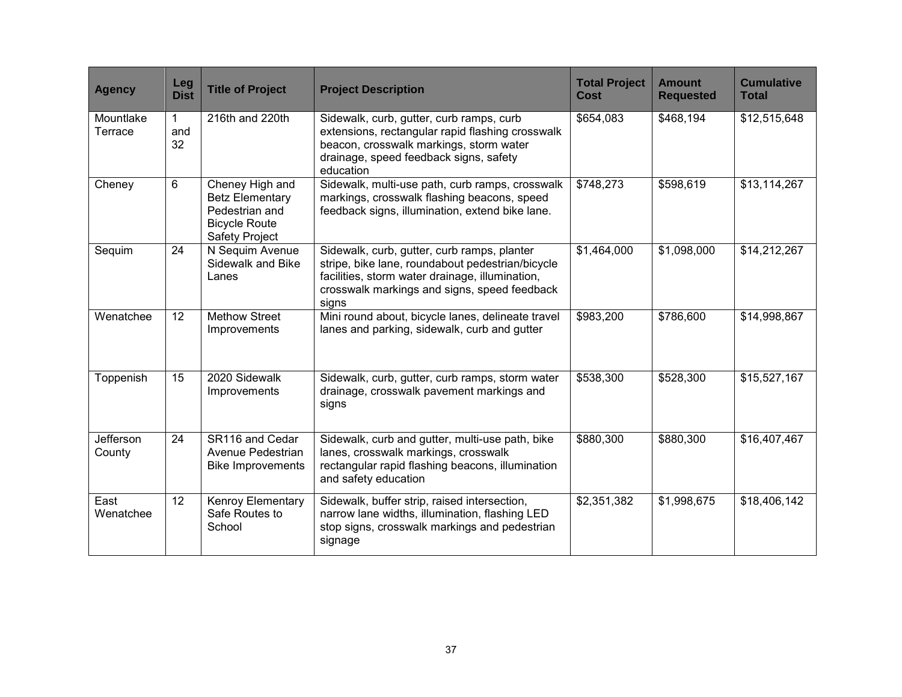| Agency | Leg Dist | Title of Project | Project Description | Total Project Cost | Amount Requested | Cumulative Total |
|---|---|---|---|---|---|---|
| Mountlake Terrace | 1 and 32 | 216th and 220th | Sidewalk, curb, gutter, curb ramps, curb extensions, rectangular rapid flashing crosswalk beacon, crosswalk markings, storm water drainage, speed feedback signs, safety education | $654,083 | $468,194 | $12,515,648 |
| Cheney | 6 | Cheney High and Betz Elementary Pedestrian and Bicycle Route Safety Project | Sidewalk, multi-use path, curb ramps, crosswalk markings, crosswalk flashing beacons, speed feedback signs, illumination, extend bike lane. | $748,273 | $598,619 | $13,114,267 |
| Sequim | 24 | N Sequim Avenue Sidewalk and Bike Lanes | Sidewalk, curb, gutter, curb ramps, planter stripe, bike lane, roundabout pedestrian/bicycle facilities, storm water drainage, illumination, crosswalk markings and signs, speed feedback signs | $1,464,000 | $1,098,000 | $14,212,267 |
| Wenatchee | 12 | Methow Street Improvements | Mini round about, bicycle lanes, delineate travel lanes and parking, sidewalk, curb and gutter | $983,200 | $786,600 | $14,998,867 |
| Toppenish | 15 | 2020 Sidewalk Improvements | Sidewalk, curb, gutter, curb ramps, storm water drainage, crosswalk pavement markings and signs | $538,300 | $528,300 | $15,527,167 |
| Jefferson County | 24 | SR116 and Cedar Avenue Pedestrian Bike Improvements | Sidewalk, curb and gutter, multi-use path, bike lanes, crosswalk markings, crosswalk rectangular rapid flashing beacons, illumination and safety education | $880,300 | $880,300 | $16,407,467 |
| East Wenatchee | 12 | Kenroy Elementary Safe Routes to School | Sidewalk, buffer strip, raised intersection, narrow lane widths, illumination, flashing LED stop signs, crosswalk markings and pedestrian signage | $2,351,382 | $1,998,675 | $18,406,142 |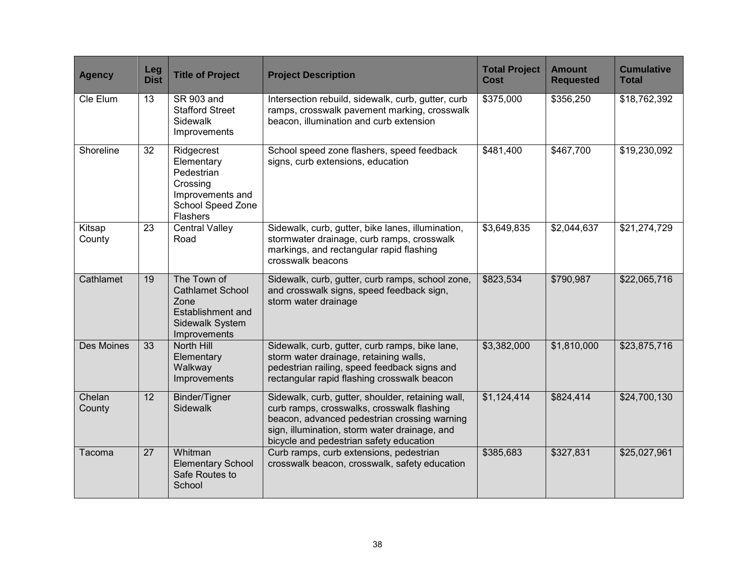| Agency | Leg Dist | Title of Project | Project Description | Total Project Cost | Amount Requested | Cumulative Total |
|---|---|---|---|---|---|---|
| Cle Elum | 13 | SR 903 and Stafford Street Sidewalk Improvements | Intersection rebuild, sidewalk, curb, gutter, curb ramps, crosswalk pavement marking, crosswalk beacon, illumination and curb extension | $375,000 | $356,250 | $18,762,392 |
| Shoreline | 32 | Ridgecrest Elementary Pedestrian Crossing Improvements and School Speed Zone Flashers | School speed zone flashers, speed feedback signs, curb extensions, education | $481,400 | $467,700 | $19,230,092 |
| Kitsap County | 23 | Central Valley Road | Sidewalk, curb, gutter, bike lanes, illumination, stormwater drainage, curb ramps, crosswalk markings, and rectangular rapid flashing crosswalk beacons | $3,649,835 | $2,044,637 | $21,274,729 |
| Cathlamet | 19 | The Town of Cathlamet School Zone Establishment and Sidewalk System Improvements | Sidewalk, curb, gutter, curb ramps, school zone, and crosswalk signs, speed feedback sign, storm water drainage | $823,534 | $790,987 | $22,065,716 |
| Des Moines | 33 | North Hill Elementary Walkway Improvements | Sidewalk, curb, gutter, curb ramps, bike lane, storm water drainage, retaining walls, pedestrian railing, speed feedback signs and rectangular rapid flashing crosswalk beacon | $3,382,000 | $1,810,000 | $23,875,716 |
| Chelan County | 12 | Binder/Tigner Sidewalk | Sidewalk, curb, gutter, shoulder, retaining wall, curb ramps, crosswalks, crosswalk flashing beacon, advanced pedestrian crossing warning sign, illumination, storm water drainage, and bicycle and pedestrian safety education | $1,124,414 | $824,414 | $24,700,130 |
| Tacoma | 27 | Whitman Elementary School Safe Routes to School | Curb ramps, curb extensions, pedestrian crosswalk beacon, crosswalk, safety education | $385,683 | $327,831 | $25,027,961 |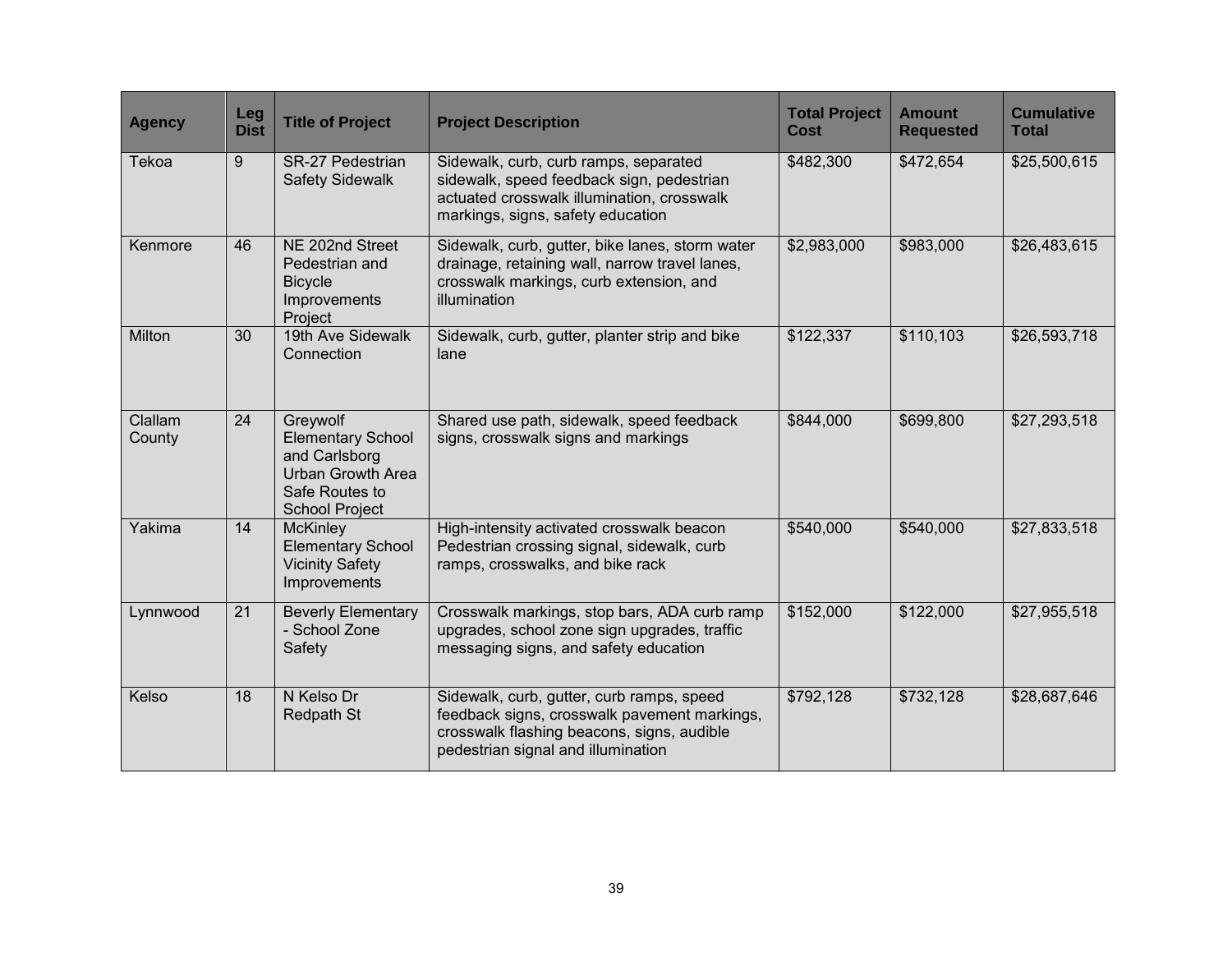| Agency | Leg Dist | Title of Project | Project Description | Total Project Cost | Amount Requested | Cumulative Total |
|---|---|---|---|---|---|---|
| Tekoa | 9 | SR-27 Pedestrian Safety Sidewalk | Sidewalk, curb, curb ramps, separated sidewalk, speed feedback sign, pedestrian actuated crosswalk illumination, crosswalk markings, signs, safety education | $482,300 | $472,654 | $25,500,615 |
| Kenmore | 46 | NE 202nd Street Pedestrian and Bicycle Improvements Project | Sidewalk, curb, gutter, bike lanes, storm water drainage, retaining wall, narrow travel lanes, crosswalk markings, curb extension, and illumination | $2,983,000 | $983,000 | $26,483,615 |
| Milton | 30 | 19th Ave Sidewalk Connection | Sidewalk, curb, gutter, planter strip and bike lane | $122,337 | $110,103 | $26,593,718 |
| Clallam County | 24 | Greywolf Elementary School and Carlsborg Urban Growth Area Safe Routes to School Project | Shared use path, sidewalk, speed feedback signs, crosswalk signs and markings | $844,000 | $699,800 | $27,293,518 |
| Yakima | 14 | McKinley Elementary School Vicinity Safety Improvements | High-intensity activated crosswalk beacon Pedestrian crossing signal, sidewalk, curb ramps, crosswalks, and bike rack | $540,000 | $540,000 | $27,833,518 |
| Lynnwood | 21 | Beverly Elementary - School Zone Safety | Crosswalk markings, stop bars, ADA curb ramp upgrades, school zone sign upgrades, traffic messaging signs, and safety education | $152,000 | $122,000 | $27,955,518 |
| Kelso | 18 | N Kelso Dr Redpath St | Sidewalk, curb, gutter, curb ramps, speed feedback signs, crosswalk pavement markings, crosswalk flashing beacons, signs, audible pedestrian signal and illumination | $792,128 | $732,128 | $28,687,646 |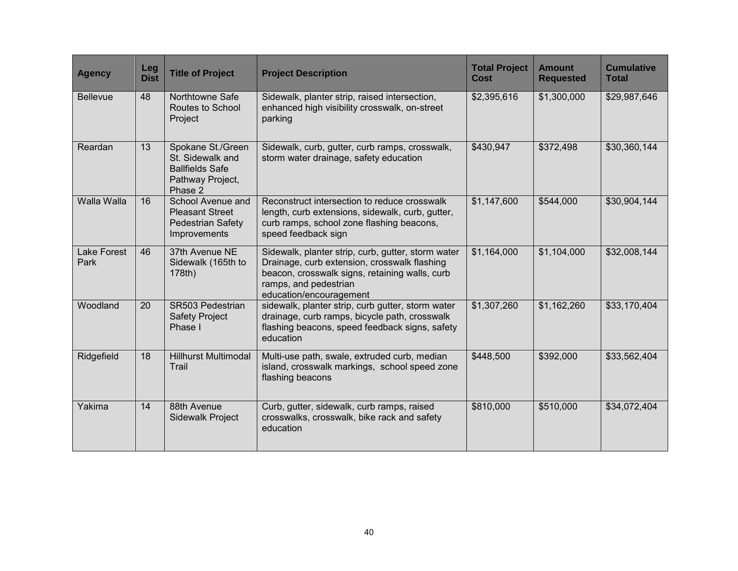| Agency | Leg Dist | Title of Project | Project Description | Total Project Cost | Amount Requested | Cumulative Total |
|---|---|---|---|---|---|---|
| Bellevue | 48 | Northtowne Safe Routes to School Project | Sidewalk, planter strip, raised intersection, enhanced high visibility crosswalk, on-street parking | $2,395,616 | $1,300,000 | $29,987,646 |
| Reardan | 13 | Spokane St./Green St. Sidewalk and Ballfields Safe Pathway Project, Phase 2 | Sidewalk, curb, gutter, curb ramps, crosswalk, storm water drainage, safety education | $430,947 | $372,498 | $30,360,144 |
| Walla Walla | 16 | School Avenue and Pleasant Street Pedestrian Safety Improvements | Reconstruct intersection to reduce crosswalk length, curb extensions, sidewalk, curb, gutter, curb ramps, school zone flashing beacons, speed feedback sign | $1,147,600 | $544,000 | $30,904,144 |
| Lake Forest Park | 46 | 37th Avenue NE Sidewalk (165th to 178th) | Sidewalk, planter strip, curb, gutter, storm water Drainage, curb extension, crosswalk flashing beacon, crosswalk signs, retaining walls, curb ramps, and pedestrian education/encouragement | $1,164,000 | $1,104,000 | $32,008,144 |
| Woodland | 20 | SR503 Pedestrian Safety Project Phase I | sidewalk, planter strip, curb gutter, storm water drainage, curb ramps, bicycle path, crosswalk flashing beacons, speed feedback signs, safety education | $1,307,260 | $1,162,260 | $33,170,404 |
| Ridgefield | 18 | Hillhurst Multimodal Trail | Multi-use path, swale, extruded curb, median island, crosswalk markings, school speed zone flashing beacons | $448,500 | $392,000 | $33,562,404 |
| Yakima | 14 | 88th Avenue Sidewalk Project | Curb, gutter, sidewalk, curb ramps, raised crosswalks, crosswalk, bike rack and safety education | $810,000 | $510,000 | $34,072,404 |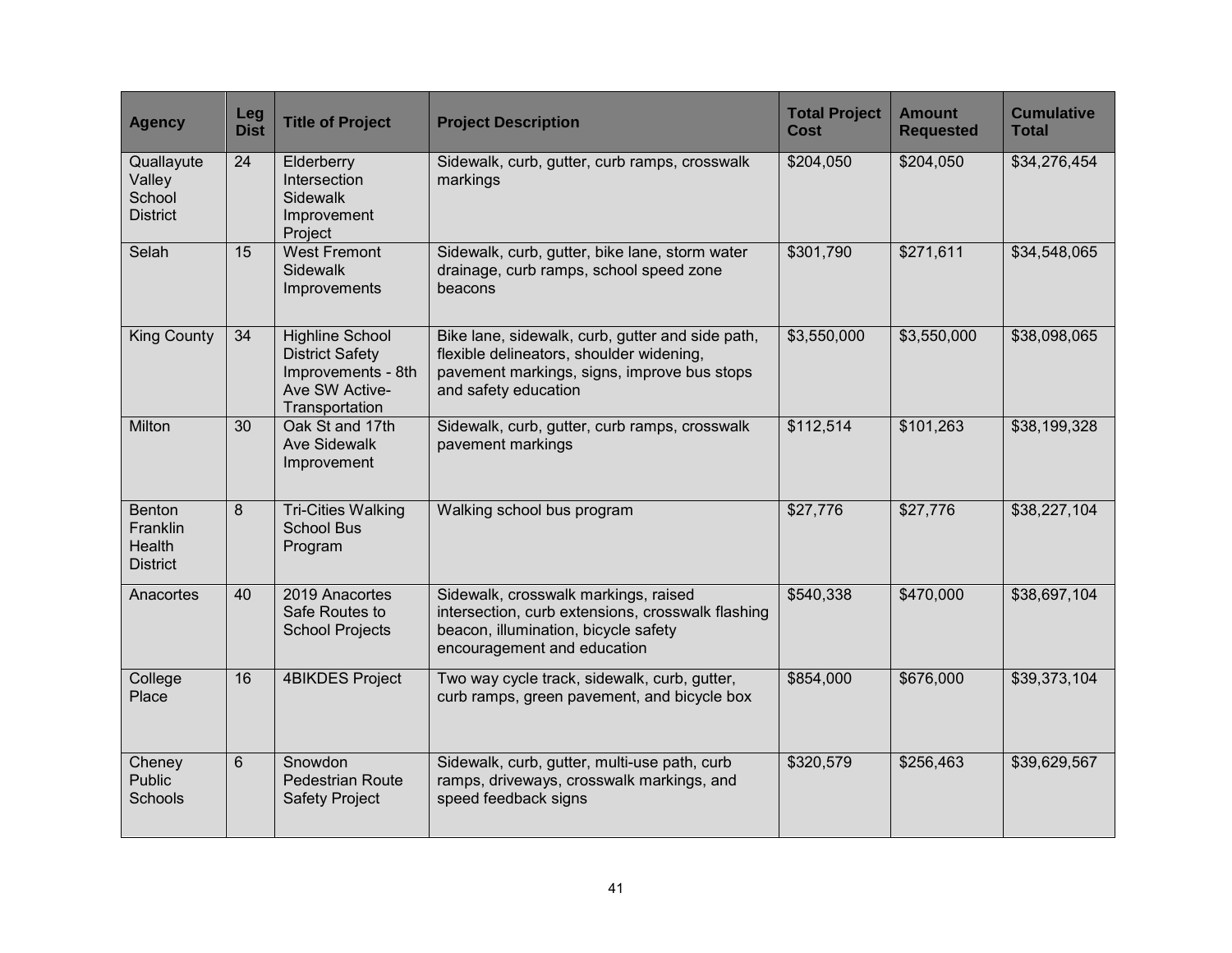| Agency | Leg Dist | Title of Project | Project Description | Total Project Cost | Amount Requested | Cumulative Total |
|---|---|---|---|---|---|---|
| Quallayute Valley School District | 24 | Elderberry Intersection Sidewalk Improvement Project | Sidewalk, curb, gutter, curb ramps, crosswalk markings | $204,050 | $204,050 | $34,276,454 |
| Selah | 15 | West Fremont Sidewalk Improvements | Sidewalk, curb, gutter, bike lane, storm water drainage, curb ramps, school speed zone beacons | $301,790 | $271,611 | $34,548,065 |
| King County | 34 | Highline School District Safety Improvements - 8th Ave SW Active-Transportation | Bike lane, sidewalk, curb, gutter and side path, flexible delineators, shoulder widening, pavement markings, signs, improve bus stops and safety education | $3,550,000 | $3,550,000 | $38,098,065 |
| Milton | 30 | Oak St and 17th Ave Sidewalk Improvement | Sidewalk, curb, gutter, curb ramps, crosswalk pavement markings | $112,514 | $101,263 | $38,199,328 |
| Benton Franklin Health District | 8 | Tri-Cities Walking School Bus Program | Walking school bus program | $27,776 | $27,776 | $38,227,104 |
| Anacortes | 40 | 2019 Anacortes Safe Routes to School Projects | Sidewalk, crosswalk markings, raised intersection, curb extensions, crosswalk flashing beacon, illumination, bicycle safety encouragement and education | $540,338 | $470,000 | $38,697,104 |
| College Place | 16 | 4BIKDES Project | Two way cycle track, sidewalk, curb, gutter, curb ramps, green pavement, and bicycle box | $854,000 | $676,000 | $39,373,104 |
| Cheney Public Schools | 6 | Snowdon Pedestrian Route Safety Project | Sidewalk, curb, gutter, multi-use path, curb ramps, driveways, crosswalk markings, and speed feedback signs | $320,579 | $256,463 | $39,629,567 |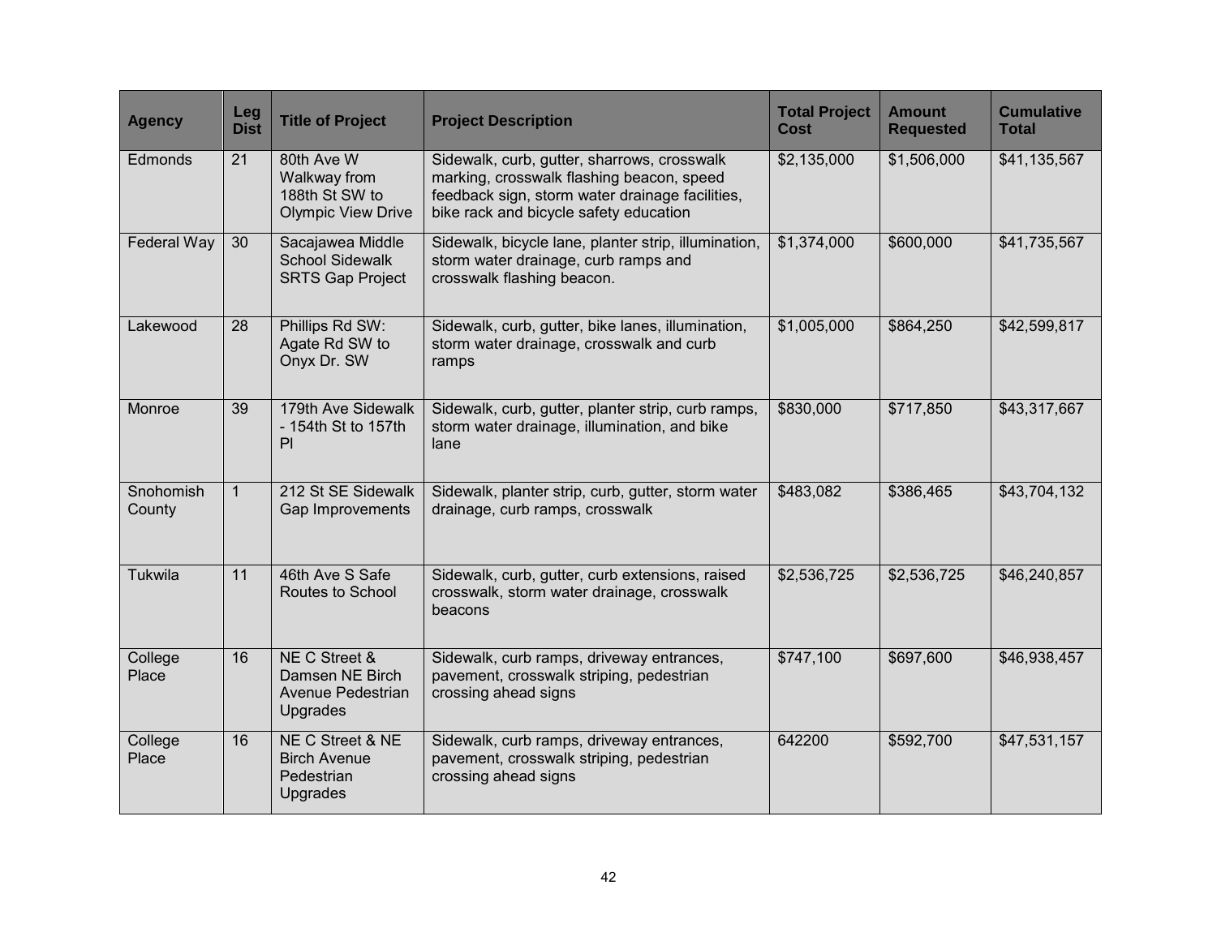| Agency | Leg Dist | Title of Project | Project Description | Total Project Cost | Amount Requested | Cumulative Total |
|---|---|---|---|---|---|---|
| Edmonds | 21 | 80th Ave W Walkway from 188th St SW to Olympic View Drive | Sidewalk, curb, gutter, sharrows, crosswalk marking, crosswalk flashing beacon, speed feedback sign, storm water drainage facilities, bike rack and bicycle safety education | $2,135,000 | $1,506,000 | $41,135,567 |
| Federal Way | 30 | Sacajawea Middle School Sidewalk SRTS Gap Project | Sidewalk, bicycle lane, planter strip, illumination, storm water drainage, curb ramps and crosswalk flashing beacon. | $1,374,000 | $600,000 | $41,735,567 |
| Lakewood | 28 | Phillips Rd SW: Agate Rd SW to Onyx Dr. SW | Sidewalk, curb, gutter, bike lanes, illumination, storm water drainage, crosswalk and curb ramps | $1,005,000 | $864,250 | $42,599,817 |
| Monroe | 39 | 179th Ave Sidewalk - 154th St to 157th Pl | Sidewalk, curb, gutter, planter strip, curb ramps, storm water drainage, illumination, and bike lane | $830,000 | $717,850 | $43,317,667 |
| Snohomish County | 1 | 212 St SE Sidewalk Gap Improvements | Sidewalk, planter strip, curb, gutter, storm water drainage, curb ramps, crosswalk | $483,082 | $386,465 | $43,704,132 |
| Tukwila | 11 | 46th Ave S Safe Routes to School | Sidewalk, curb, gutter, curb extensions, raised crosswalk, storm water drainage, crosswalk beacons | $2,536,725 | $2,536,725 | $46,240,857 |
| College Place | 16 | NE C Street & Damsen NE Birch Avenue Pedestrian Upgrades | Sidewalk, curb ramps, driveway entrances, pavement, crosswalk striping, pedestrian crossing ahead signs | $747,100 | $697,600 | $46,938,457 |
| College Place | 16 | NE C Street & NE Birch Avenue Pedestrian Upgrades | Sidewalk, curb ramps, driveway entrances, pavement, crosswalk striping, pedestrian crossing ahead signs | 642200 | $592,700 | $47,531,157 |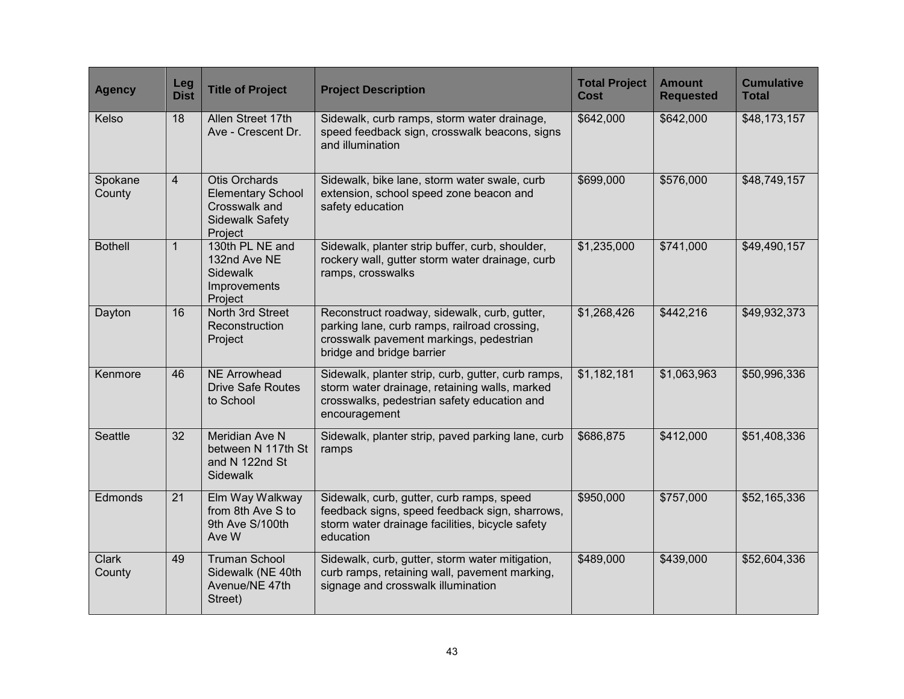| Agency | Leg Dist | Title of Project | Project Description | Total Project Cost | Amount Requested | Cumulative Total |
|---|---|---|---|---|---|---|
| Kelso | 18 | Allen Street 17th Ave - Crescent Dr. | Sidewalk, curb ramps, storm water drainage, speed feedback sign, crosswalk beacons, signs and illumination | $642,000 | $642,000 | $48,173,157 |
| Spokane County | 4 | Otis Orchards Elementary School Crosswalk and Sidewalk Safety Project | Sidewalk, bike lane, storm water swale, curb extension, school speed zone beacon and safety education | $699,000 | $576,000 | $48,749,157 |
| Bothell | 1 | 130th PL NE and 132nd Ave NE Sidewalk Improvements Project | Sidewalk, planter strip buffer, curb, shoulder, rockery wall, gutter storm water drainage, curb ramps, crosswalks | $1,235,000 | $741,000 | $49,490,157 |
| Dayton | 16 | North 3rd Street Reconstruction Project | Reconstruct roadway, sidewalk, curb, gutter, parking lane, curb ramps, railroad crossing, crosswalk pavement markings, pedestrian bridge and bridge barrier | $1,268,426 | $442,216 | $49,932,373 |
| Kenmore | 46 | NE Arrowhead Drive Safe Routes to School | Sidewalk, planter strip, curb, gutter, curb ramps, storm water drainage, retaining walls, marked crosswalks, pedestrian safety education and encouragement | $1,182,181 | $1,063,963 | $50,996,336 |
| Seattle | 32 | Meridian Ave N between N 117th St and N 122nd St Sidewalk | Sidewalk, planter strip, paved parking lane, curb ramps | $686,875 | $412,000 | $51,408,336 |
| Edmonds | 21 | Elm Way Walkway from 8th Ave S to 9th Ave S/100th Ave W | Sidewalk, curb, gutter, curb ramps, speed feedback signs, speed feedback sign, sharrows, storm water drainage facilities, bicycle safety education | $950,000 | $757,000 | $52,165,336 |
| Clark County | 49 | Truman School Sidewalk (NE 40th Avenue/NE 47th Street) | Sidewalk, curb, gutter, storm water mitigation, curb ramps, retaining wall, pavement marking, signage and crosswalk illumination | $489,000 | $439,000 | $52,604,336 |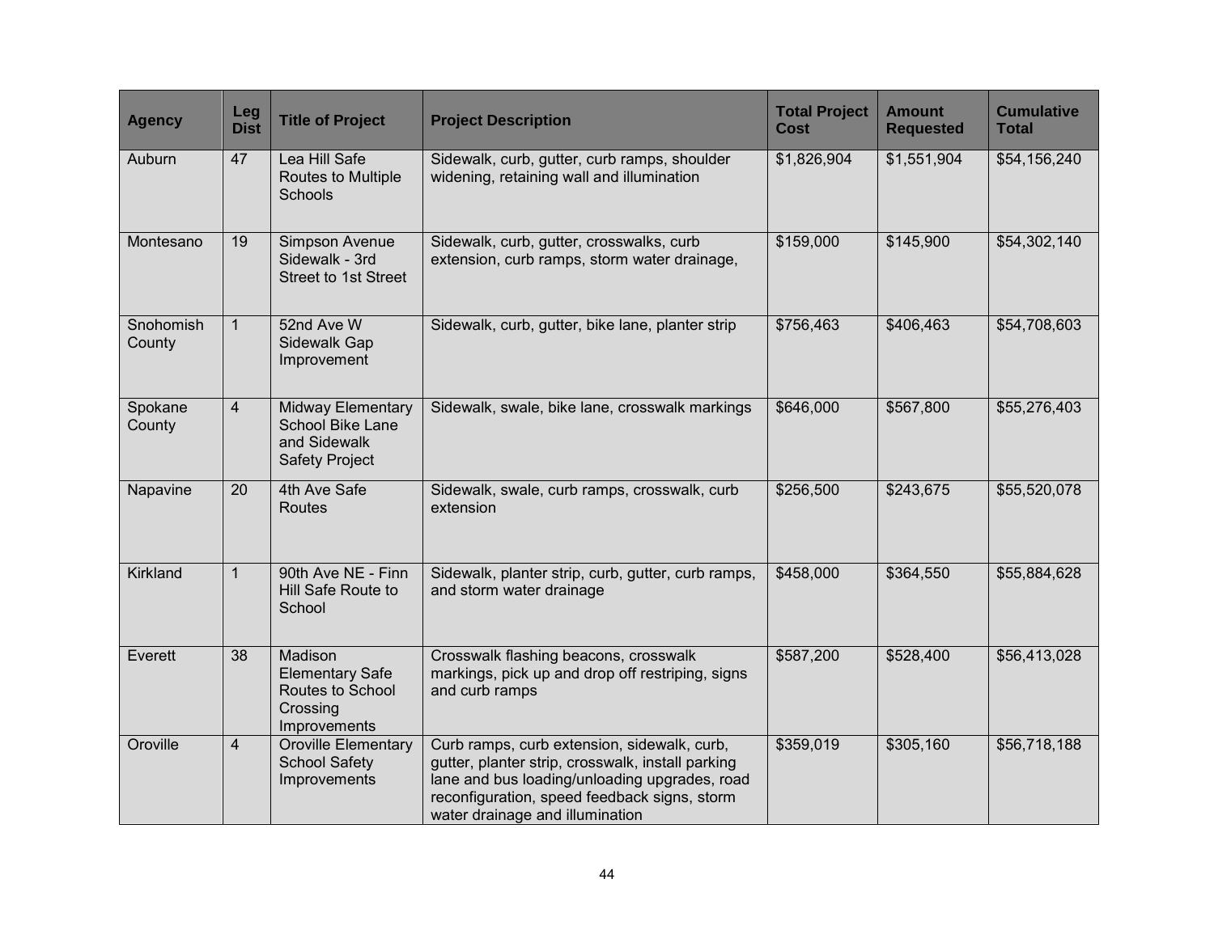| Agency | Leg Dist | Title of Project | Project Description | Total Project Cost | Amount Requested | Cumulative Total |
|---|---|---|---|---|---|---|
| Auburn | 47 | Lea Hill Safe Routes to Multiple Schools | Sidewalk, curb, gutter, curb ramps, shoulder widening, retaining wall and illumination | $1,826,904 | $1,551,904 | $54,156,240 |
| Montesano | 19 | Simpson Avenue Sidewalk - 3rd Street to 1st Street | Sidewalk, curb, gutter, crosswalks, curb extension, curb ramps, storm water drainage, | $159,000 | $145,900 | $54,302,140 |
| Snohomish County | 1 | 52nd Ave W Sidewalk Gap Improvement | Sidewalk, curb, gutter, bike lane, planter strip | $756,463 | $406,463 | $54,708,603 |
| Spokane County | 4 | Midway Elementary School Bike Lane and Sidewalk Safety Project | Sidewalk, swale, bike lane, crosswalk markings | $646,000 | $567,800 | $55,276,403 |
| Napavine | 20 | 4th Ave Safe Routes | Sidewalk, swale, curb ramps, crosswalk, curb extension | $256,500 | $243,675 | $55,520,078 |
| Kirkland | 1 | 90th Ave NE - Finn Hill Safe Route to School | Sidewalk, planter strip, curb, gutter, curb ramps, and storm water drainage | $458,000 | $364,550 | $55,884,628 |
| Everett | 38 | Madison Elementary Safe Routes to School Crossing Improvements | Crosswalk flashing beacons, crosswalk markings, pick up and drop off restriping, signs and curb ramps | $587,200 | $528,400 | $56,413,028 |
| Oroville | 4 | Oroville Elementary School Safety Improvements | Curb ramps, curb extension, sidewalk, curb, gutter, planter strip, crosswalk, install parking lane and bus loading/unloading upgrades, road reconfiguration, speed feedback signs, storm water drainage and illumination | $359,019 | $305,160 | $56,718,188 |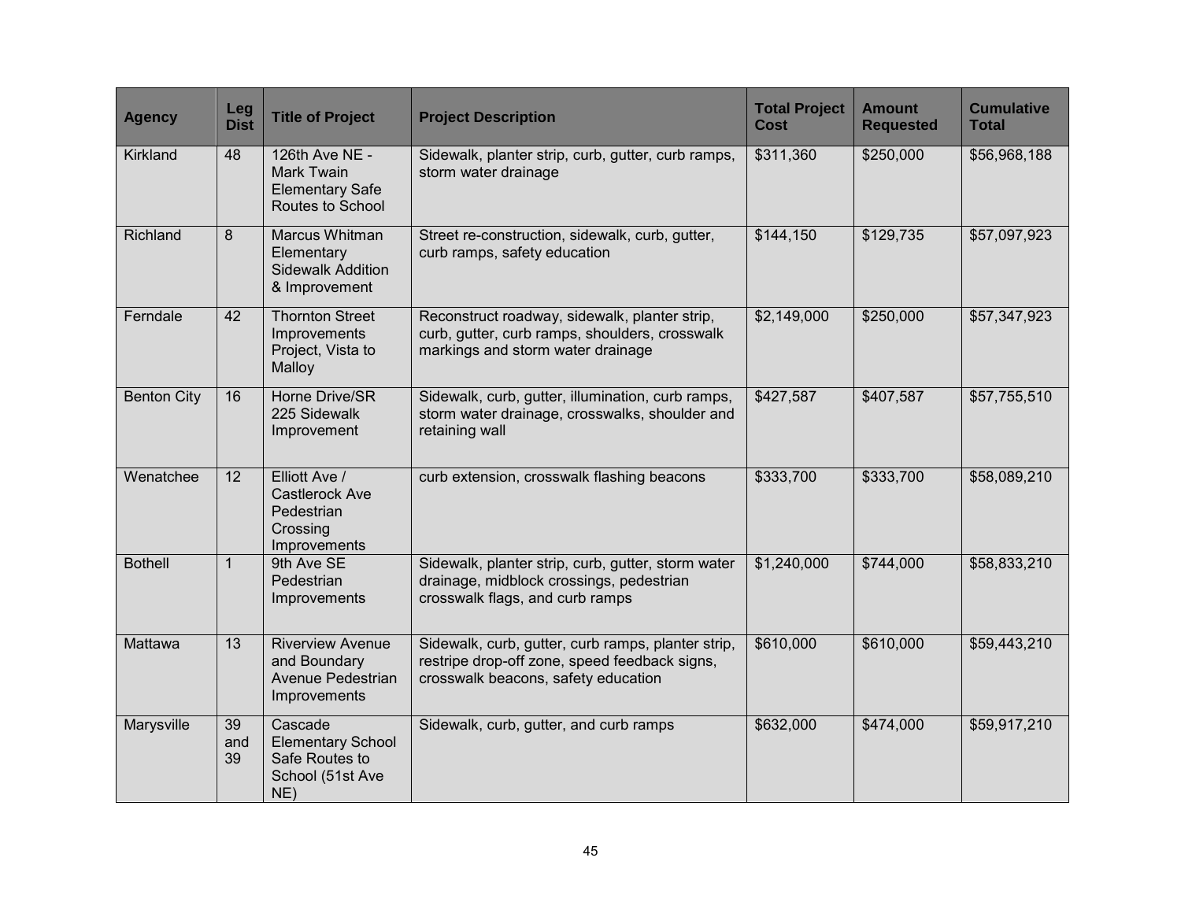| Agency | Leg Dist | Title of Project | Project Description | Total Project Cost | Amount Requested | Cumulative Total |
|---|---|---|---|---|---|---|
| Kirkland | 48 | 126th Ave NE - Mark Twain Elementary Safe Routes to School | Sidewalk, planter strip, curb, gutter, curb ramps, storm water drainage | $311,360 | $250,000 | $56,968,188 |
| Richland | 8 | Marcus Whitman Elementary Sidewalk Addition & Improvement | Street re-construction, sidewalk, curb, gutter, curb ramps, safety education | $144,150 | $129,735 | $57,097,923 |
| Ferndale | 42 | Thornton Street Improvements Project, Vista to Malloy | Reconstruct roadway, sidewalk, planter strip, curb, gutter, curb ramps, shoulders, crosswalk markings and storm water drainage | $2,149,000 | $250,000 | $57,347,923 |
| Benton City | 16 | Horne Drive/SR 225 Sidewalk Improvement | Sidewalk, curb, gutter, illumination, curb ramps, storm water drainage, crosswalks, shoulder and retaining wall | $427,587 | $407,587 | $57,755,510 |
| Wenatchee | 12 | Elliott Ave / Castlerock Ave Pedestrian Crossing Improvements | curb extension, crosswalk flashing beacons | $333,700 | $333,700 | $58,089,210 |
| Bothell | 1 | 9th Ave SE Pedestrian Improvements | Sidewalk, planter strip, curb, gutter, storm water drainage, midblock crossings, pedestrian crosswalk flags, and curb ramps | $1,240,000 | $744,000 | $58,833,210 |
| Mattawa | 13 | Riverview Avenue and Boundary Avenue Pedestrian Improvements | Sidewalk, curb, gutter, curb ramps, planter strip, restripe drop-off zone, speed feedback signs, crosswalk beacons, safety education | $610,000 | $610,000 | $59,443,210 |
| Marysville | 39 and 39 | Cascade Elementary School Safe Routes to School (51st Ave NE) | Sidewalk, curb, gutter, and curb ramps | $632,000 | $474,000 | $59,917,210 |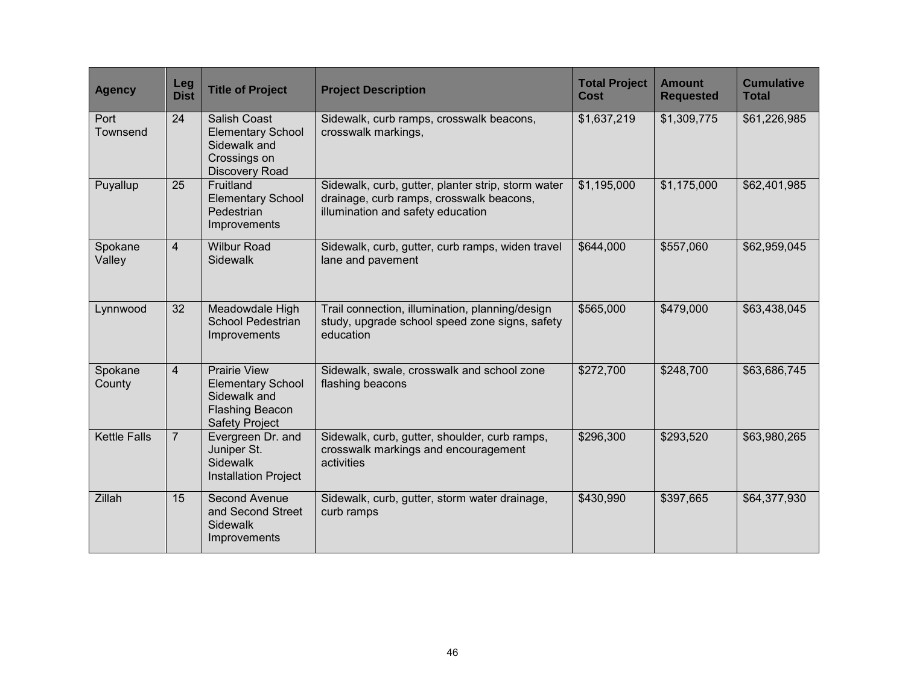| Agency | Leg Dist | Title of Project | Project Description | Total Project Cost | Amount Requested | Cumulative Total |
|---|---|---|---|---|---|---|
| Port Townsend | 24 | Salish Coast Elementary School Sidewalk and Crossings on Discovery Road | Sidewalk, curb ramps, crosswalk beacons, crosswalk markings, | $1,637,219 | $1,309,775 | $61,226,985 |
| Puyallup | 25 | Fruitland Elementary School Pedestrian Improvements | Sidewalk, curb, gutter, planter strip, storm water drainage, curb ramps, crosswalk beacons, illumination and safety education | $1,195,000 | $1,175,000 | $62,401,985 |
| Spokane Valley | 4 | Wilbur Road Sidewalk | Sidewalk, curb, gutter, curb ramps, widen travel lane and pavement | $644,000 | $557,060 | $62,959,045 |
| Lynnwood | 32 | Meadowdale High School Pedestrian Improvements | Trail connection, illumination, planning/design study, upgrade school speed zone signs, safety education | $565,000 | $479,000 | $63,438,045 |
| Spokane County | 4 | Prairie View Elementary School Sidewalk and Flashing Beacon Safety Project | Sidewalk, swale, crosswalk and school zone flashing beacons | $272,700 | $248,700 | $63,686,745 |
| Kettle Falls | 7 | Evergreen Dr. and Juniper St. Sidewalk Installation Project | Sidewalk, curb, gutter, shoulder, curb ramps, crosswalk markings and encouragement activities | $296,300 | $293,520 | $63,980,265 |
| Zillah | 15 | Second Avenue and Second Street Sidewalk Improvements | Sidewalk, curb, gutter, storm water drainage, curb ramps | $430,990 | $397,665 | $64,377,930 |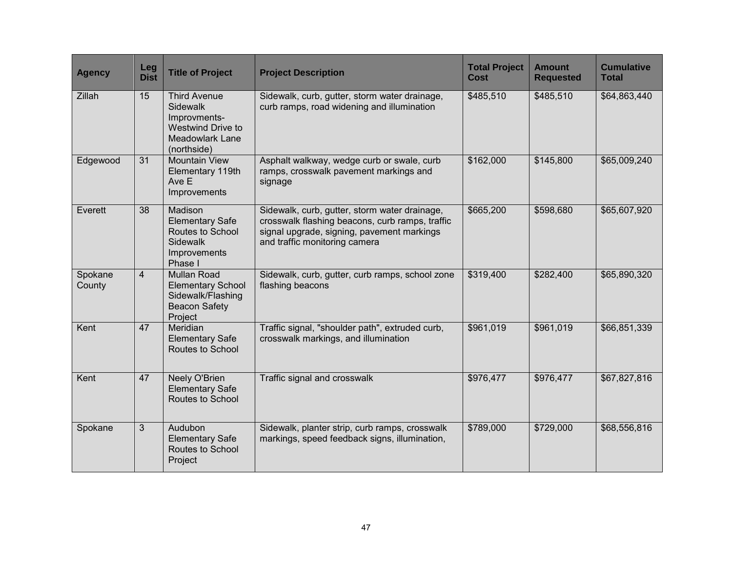| Agency | Leg Dist | Title of Project | Project Description | Total Project Cost | Amount Requested | Cumulative Total |
|---|---|---|---|---|---|---|
| Zillah | 15 | Third Avenue Sidewalk Improvments- Westwind Drive to Meadowlark Lane (northside) | Sidewalk, curb, gutter, storm water drainage, curb ramps, road widening and illumination | $485,510 | $485,510 | $64,863,440 |
| Edgewood | 31 | Mountain View Elementary 119th Ave E Improvements | Asphalt walkway, wedge curb or swale, curb ramps, crosswalk pavement markings and signage | $162,000 | $145,800 | $65,009,240 |
| Everett | 38 | Madison Elementary Safe Routes to School Sidewalk Improvements Phase I | Sidewalk, curb, gutter, storm water drainage, crosswalk flashing beacons, curb ramps, traffic signal upgrade, signing, pavement markings and traffic monitoring camera | $665,200 | $598,680 | $65,607,920 |
| Spokane County | 4 | Mullan Road Elementary School Sidewalk/Flashing Beacon Safety Project | Sidewalk, curb, gutter, curb ramps, school zone flashing beacons | $319,400 | $282,400 | $65,890,320 |
| Kent | 47 | Meridian Elementary Safe Routes to School | Traffic signal, "shoulder path", extruded curb, crosswalk markings, and illumination | $961,019 | $961,019 | $66,851,339 |
| Kent | 47 | Neely O'Brien Elementary Safe Routes to School | Traffic signal and crosswalk | $976,477 | $976,477 | $67,827,816 |
| Spokane | 3 | Audubon Elementary Safe Routes to School Project | Sidewalk, planter strip, curb ramps, crosswalk markings, speed feedback signs, illumination, | $789,000 | $729,000 | $68,556,816 |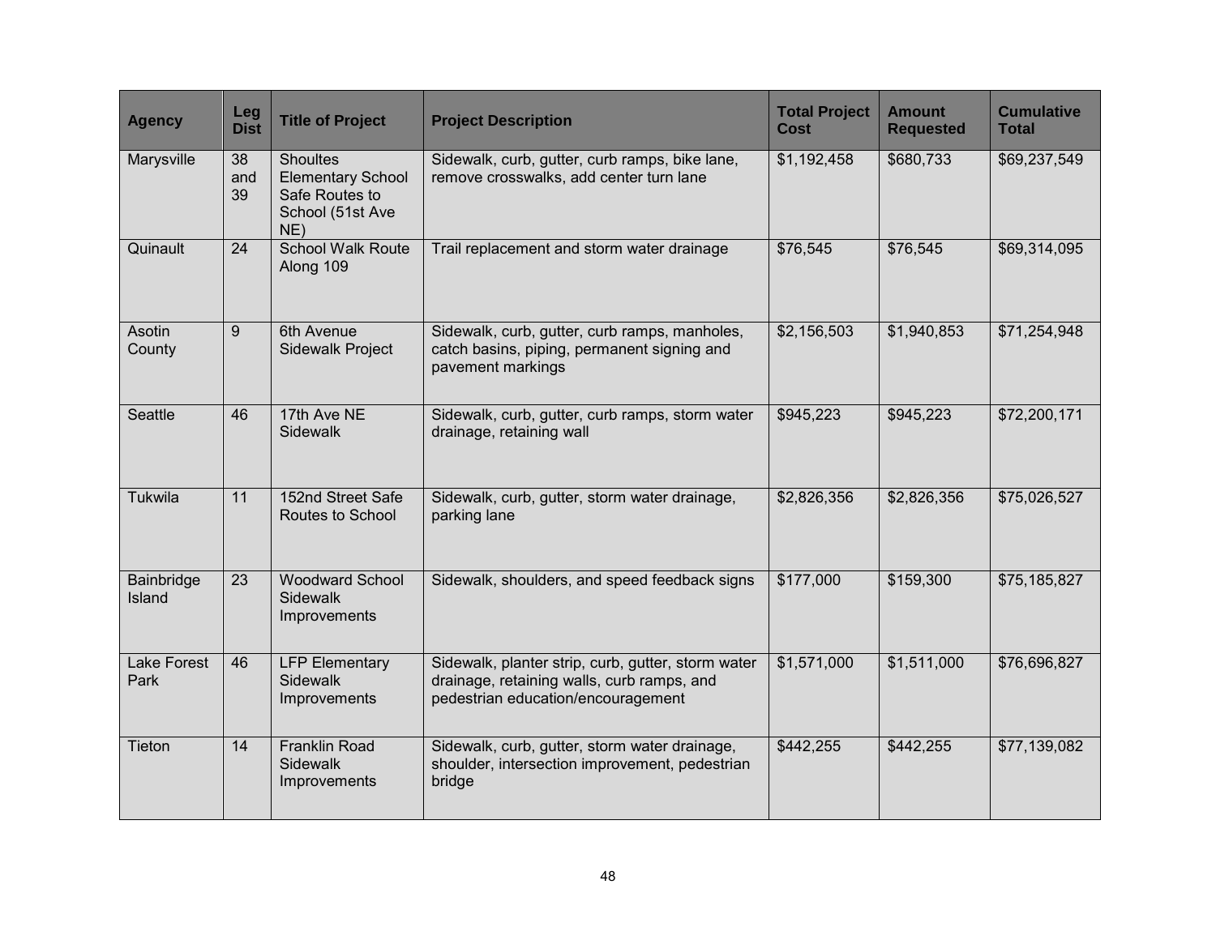| Agency | Leg Dist | Title of Project | Project Description | Total Project Cost | Amount Requested | Cumulative Total |
|---|---|---|---|---|---|---|
| Marysville | 38 and 39 | Shoultes Elementary School Safe Routes to School (51st Ave NE) | Sidewalk, curb, gutter, curb ramps, bike lane, remove crosswalks, add center turn lane | $1,192,458 | $680,733 | $69,237,549 |
| Quinault | 24 | School Walk Route Along 109 | Trail replacement and storm water drainage | $76,545 | $76,545 | $69,314,095 |
| Asotin County | 9 | 6th Avenue Sidewalk Project | Sidewalk, curb, gutter, curb ramps, manholes, catch basins, piping, permanent signing and pavement markings | $2,156,503 | $1,940,853 | $71,254,948 |
| Seattle | 46 | 17th Ave NE Sidewalk | Sidewalk, curb, gutter, curb ramps, storm water drainage, retaining wall | $945,223 | $945,223 | $72,200,171 |
| Tukwila | 11 | 152nd Street Safe Routes to School | Sidewalk, curb, gutter, storm water drainage, parking lane | $2,826,356 | $2,826,356 | $75,026,527 |
| Bainbridge Island | 23 | Woodward School Sidewalk Improvements | Sidewalk, shoulders, and speed feedback signs | $177,000 | $159,300 | $75,185,827 |
| Lake Forest Park | 46 | LFP Elementary Sidewalk Improvements | Sidewalk, planter strip, curb, gutter, storm water drainage, retaining walls, curb ramps, and pedestrian education/encouragement | $1,571,000 | $1,511,000 | $76,696,827 |
| Tieton | 14 | Franklin Road Sidewalk Improvements | Sidewalk, curb, gutter, storm water drainage, shoulder, intersection improvement, pedestrian bridge | $442,255 | $442,255 | $77,139,082 |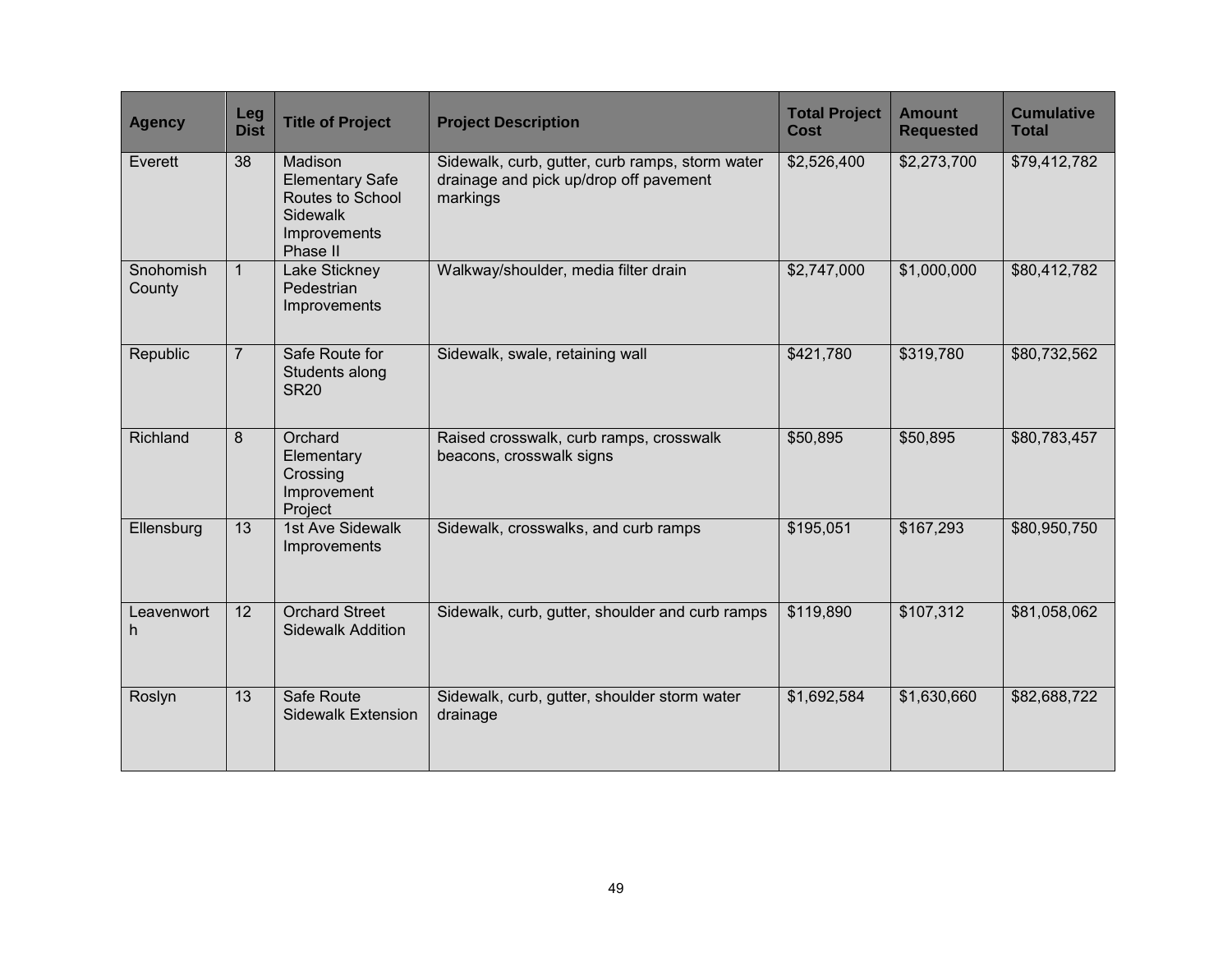| Agency | Leg Dist | Title of Project | Project Description | Total Project Cost | Amount Requested | Cumulative Total |
|---|---|---|---|---|---|---|
| Everett | 38 | Madison Elementary Safe Routes to School Sidewalk Improvements Phase II | Sidewalk, curb, gutter, curb ramps, storm water drainage and pick up/drop off pavement markings | $2,526,400 | $2,273,700 | $79,412,782 |
| Snohomish County | 1 | Lake Stickney Pedestrian Improvements | Walkway/shoulder, media filter drain | $2,747,000 | $1,000,000 | $80,412,782 |
| Republic | 7 | Safe Route for Students along SR20 | Sidewalk, swale, retaining wall | $421,780 | $319,780 | $80,732,562 |
| Richland | 8 | Orchard Elementary Crossing Improvement Project | Raised crosswalk, curb ramps, crosswalk beacons, crosswalk signs | $50,895 | $50,895 | $80,783,457 |
| Ellensburg | 13 | 1st Ave Sidewalk Improvements | Sidewalk, crosswalks, and curb ramps | $195,051 | $167,293 | $80,950,750 |
| Leavenworth | 12 | Orchard Street Sidewalk Addition | Sidewalk, curb, gutter, shoulder and curb ramps | $119,890 | $107,312 | $81,058,062 |
| Roslyn | 13 | Safe Route Sidewalk Extension | Sidewalk, curb, gutter, shoulder storm water drainage | $1,692,584 | $1,630,660 | $82,688,722 |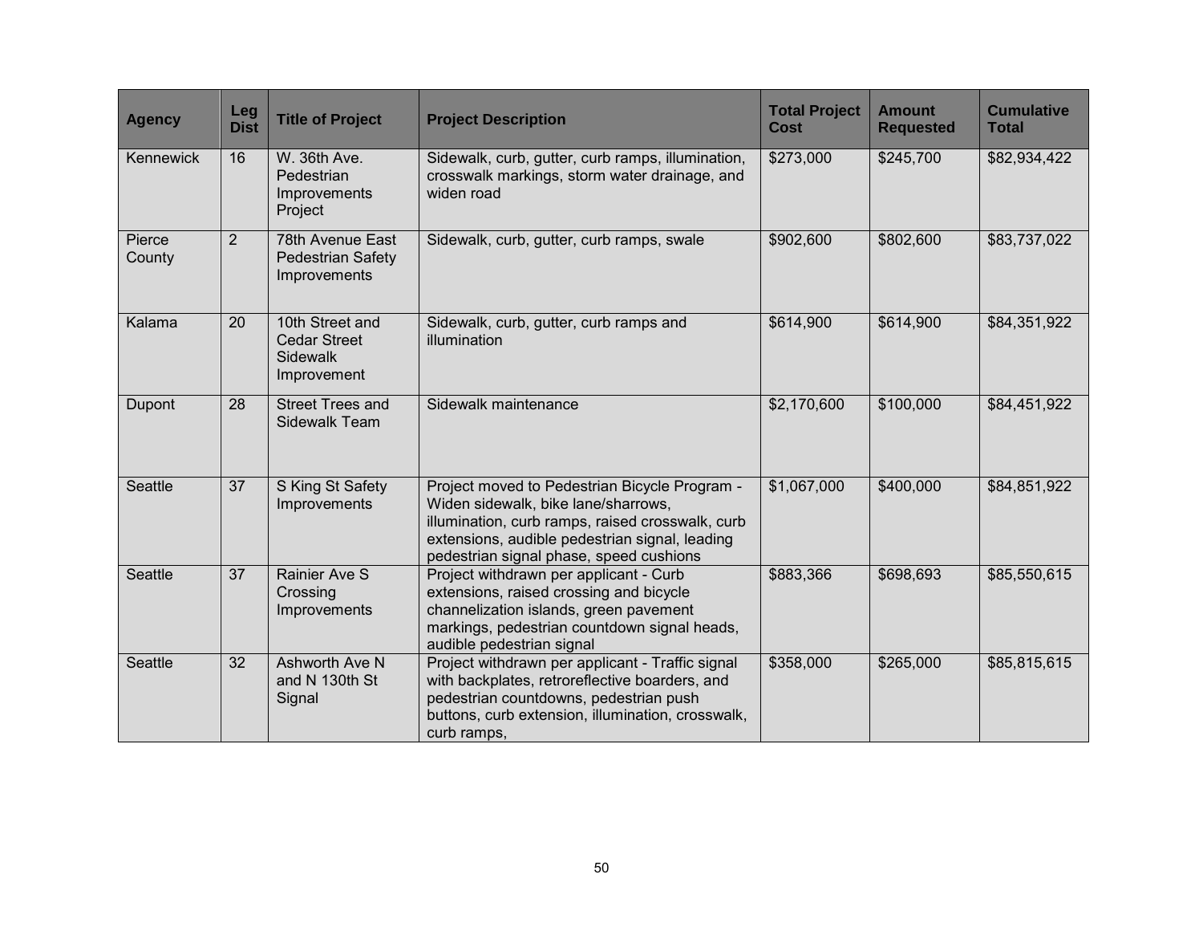| Agency | Leg Dist | Title of Project | Project Description | Total Project Cost | Amount Requested | Cumulative Total |
|---|---|---|---|---|---|---|
| Kennewick | 16 | W. 36th Ave. Pedestrian Improvements Project | Sidewalk, curb, gutter, curb ramps, illumination, crosswalk markings, storm water drainage, and widen road | $273,000 | $245,700 | $82,934,422 |
| Pierce County | 2 | 78th Avenue East Pedestrian Safety Improvements | Sidewalk, curb, gutter, curb ramps, swale | $902,600 | $802,600 | $83,737,022 |
| Kalama | 20 | 10th Street and Cedar Street Sidewalk Improvement | Sidewalk, curb, gutter, curb ramps and illumination | $614,900 | $614,900 | $84,351,922 |
| Dupont | 28 | Street Trees and Sidewalk Team | Sidewalk maintenance | $2,170,600 | $100,000 | $84,451,922 |
| Seattle | 37 | S King St Safety Improvements | Project moved to Pedestrian Bicycle Program - Widen sidewalk, bike lane/sharrows, illumination, curb ramps, raised crosswalk, curb extensions, audible pedestrian signal, leading pedestrian signal phase, speed cushions | $1,067,000 | $400,000 | $84,851,922 |
| Seattle | 37 | Rainier Ave S Crossing Improvements | Project withdrawn per applicant - Curb extensions, raised crossing and bicycle channelization islands, green pavement markings, pedestrian countdown signal heads, audible pedestrian signal | $883,366 | $698,693 | $85,550,615 |
| Seattle | 32 | Ashworth Ave N and N 130th St Signal | Project withdrawn per applicant - Traffic signal with backplates, retroreflective boarders, and pedestrian countdowns, pedestrian push buttons, curb extension, illumination, crosswalk, curb ramps, | $358,000 | $265,000 | $85,815,615 |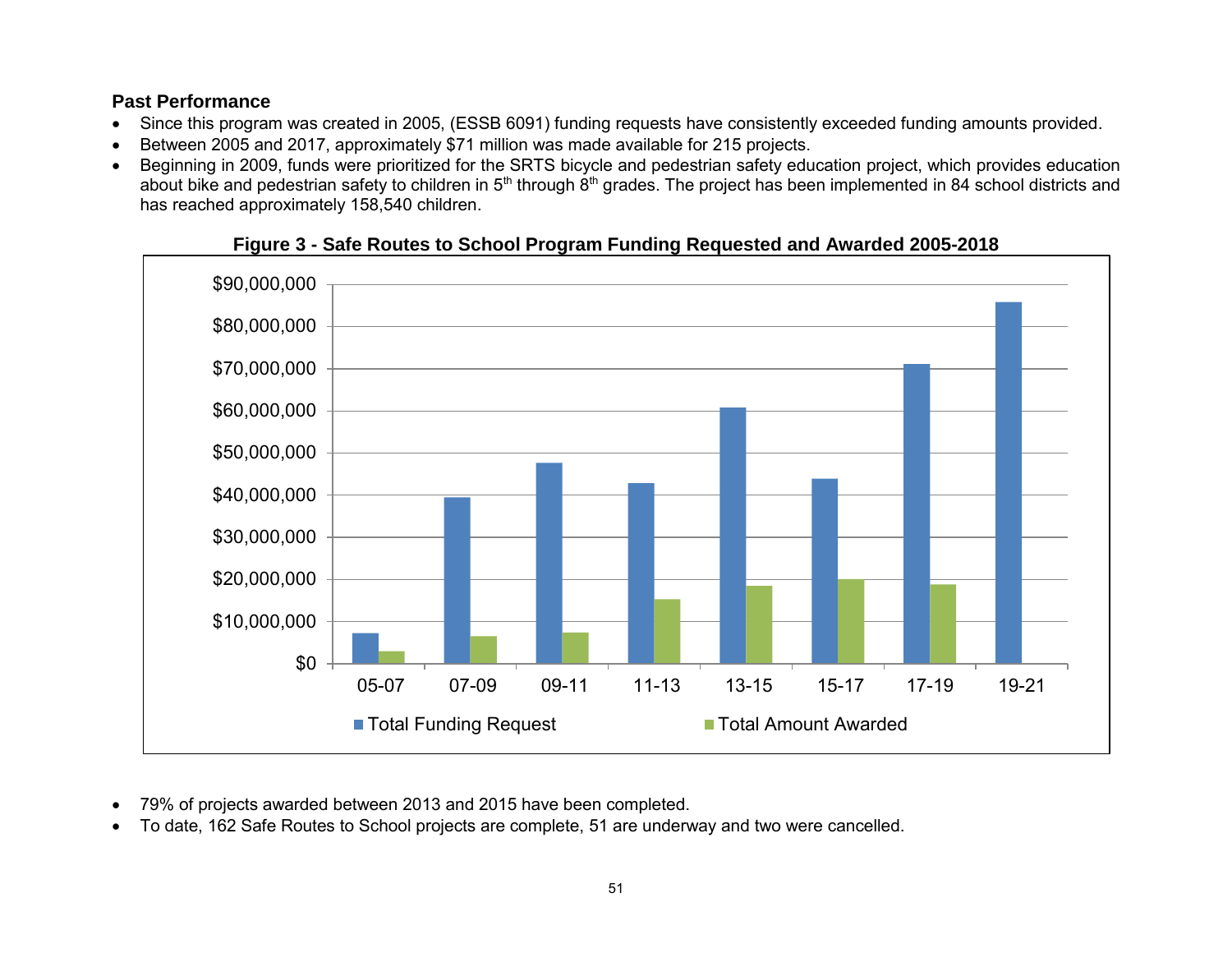### Past Performance

- Since this program was created in 2005, (ESSB 6091) funding requests have consistently exceeded funding amounts provided.
- Between 2005 and 2017, approximately $71 million was made available for 215 projects.
- Beginning in 2009, funds were prioritized for the SRTS bicycle and pedestrian safety education project, which provides education about bike and pedestrian safety to children in 5th through 8th grades. The project has been implemented in 84 school districts and has reached approximately 158,540 children.

**Figure 3 - Safe Routes to School Program Funding Requested and Awarded 2005-2018**

- 79% of projects awarded between 2013 and 2015 have been completed.
- To date, 162 Safe Routes to School projects are complete, 51 are underway and two were cancelled.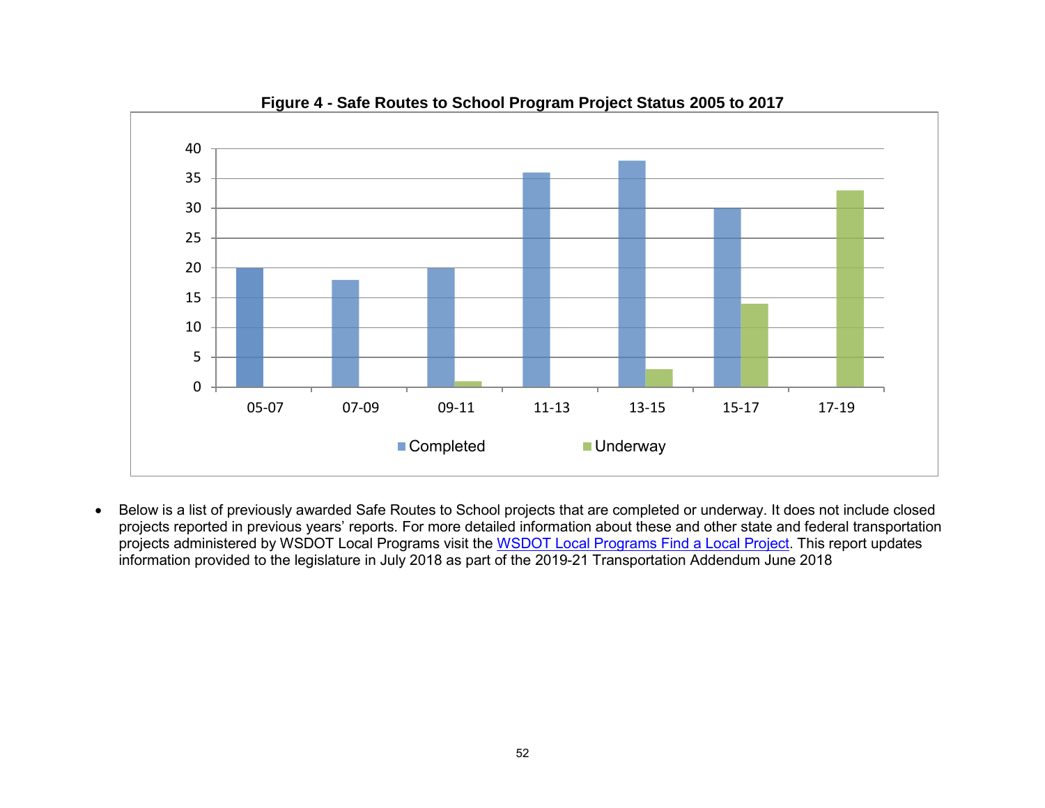**Figure 4 - Safe Routes to School Program Project Status 2005 to 2017**

| | Completed | Underway |
|---|---|---|
| 05-07 | 20 | |
| 07-09 | 18 | |
| 09-11 | 20 | 1 |
| 11-13 | 36 | |
| 13-15 | 38 | 3 |
| 15-17 | 30 | 14 |
| 17-19 | | 33 |

- Below is a list of previously awarded Safe Routes to School projects that are completed or underway. It does not include closed projects reported in previous years' reports. For more detailed information about these and other state and federal transportation projects administered by WSDOT Local Programs visit the [WSDOT Local Programs Find a Local Project](). This report updates information provided to the legislature in July 2018 as part of the 2019-21 Transportation Addendum June 2018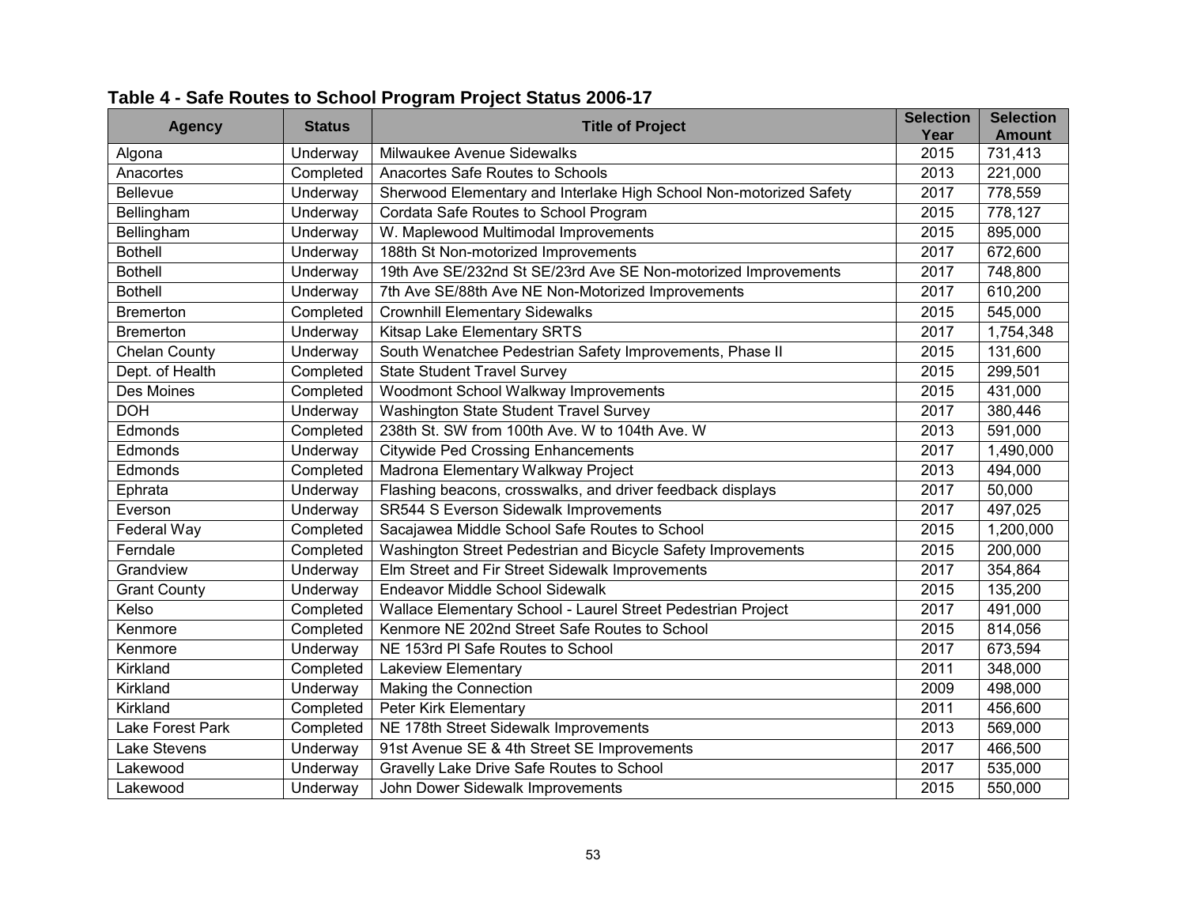## Table 4 - Safe Routes to School Program Project Status 2006-17

| Agency | Status | Title of Project | Selection Year | Selection Amount |
|---|---|---|---|---|
| Algona | Underway | Milwaukee Avenue Sidewalks | 2015 | 731,413 |
| Anacortes | Completed | Anacortes Safe Routes to Schools | 2013 | 221,000 |
| Bellevue | Underway | Sherwood Elementary and Interlake High School Non-motorized Safety | 2017 | 778,559 |
| Bellingham | Underway | Cordata Safe Routes to School Program | 2015 | 778,127 |
| Bellingham | Underway | W. Maplewood Multimodal Improvements | 2015 | 895,000 |
| Bothell | Underway | 188th St Non-motorized Improvements | 2017 | 672,600 |
| Bothell | Underway | 19th Ave SE/232nd St SE/23rd Ave SE Non-motorized Improvements | 2017 | 748,800 |
| Bothell | Underway | 7th Ave SE/88th Ave NE Non-Motorized Improvements | 2017 | 610,200 |
| Bremerton | Completed | Crownhill Elementary Sidewalks | 2015 | 545,000 |
| Bremerton | Underway | Kitsap Lake Elementary SRTS | 2017 | 1,754,348 |
| Chelan County | Underway | South Wenatchee Pedestrian Safety Improvements, Phase II | 2015 | 131,600 |
| Dept. of Health | Completed | State Student Travel Survey | 2015 | 299,501 |
| Des Moines | Completed | Woodmont School Walkway Improvements | 2015 | 431,000 |
| DOH | Underway | Washington State Student Travel Survey | 2017 | 380,446 |
| Edmonds | Completed | 238th St. SW from 100th Ave. W to 104th Ave. W | 2013 | 591,000 |
| Edmonds | Underway | Citywide Ped Crossing Enhancements | 2017 | 1,490,000 |
| Edmonds | Completed | Madrona Elementary Walkway Project | 2013 | 494,000 |
| Ephrata | Underway | Flashing beacons, crosswalks, and driver feedback displays | 2017 | 50,000 |
| Everson | Underway | SR544 S Everson Sidewalk Improvements | 2017 | 497,025 |
| Federal Way | Completed | Sacajawea Middle School Safe Routes to School | 2015 | 1,200,000 |
| Ferndale | Completed | Washington Street Pedestrian and Bicycle Safety Improvements | 2015 | 200,000 |
| Grandview | Underway | Elm Street and Fir Street Sidewalk Improvements | 2017 | 354,864 |
| Grant County | Underway | Endeavor Middle School Sidewalk | 2015 | 135,200 |
| Kelso | Completed | Wallace Elementary School - Laurel Street Pedestrian Project | 2017 | 491,000 |
| Kenmore | Completed | Kenmore NE 202nd Street Safe Routes to School | 2015 | 814,056 |
| Kenmore | Underway | NE 153rd Pl Safe Routes to School | 2017 | 673,594 |
| Kirkland | Completed | Lakeview Elementary | 2011 | 348,000 |
| Kirkland | Underway | Making the Connection | 2009 | 498,000 |
| Kirkland | Completed | Peter Kirk Elementary | 2011 | 456,600 |
| Lake Forest Park | Completed | NE 178th Street Sidewalk Improvements | 2013 | 569,000 |
| Lake Stevens | Underway | 91st Avenue SE & 4th Street SE Improvements | 2017 | 466,500 |
| Lakewood | Underway | Gravelly Lake Drive Safe Routes to School | 2017 | 535,000 |
| Lakewood | Underway | John Dower Sidewalk Improvements | 2015 | 550,000 |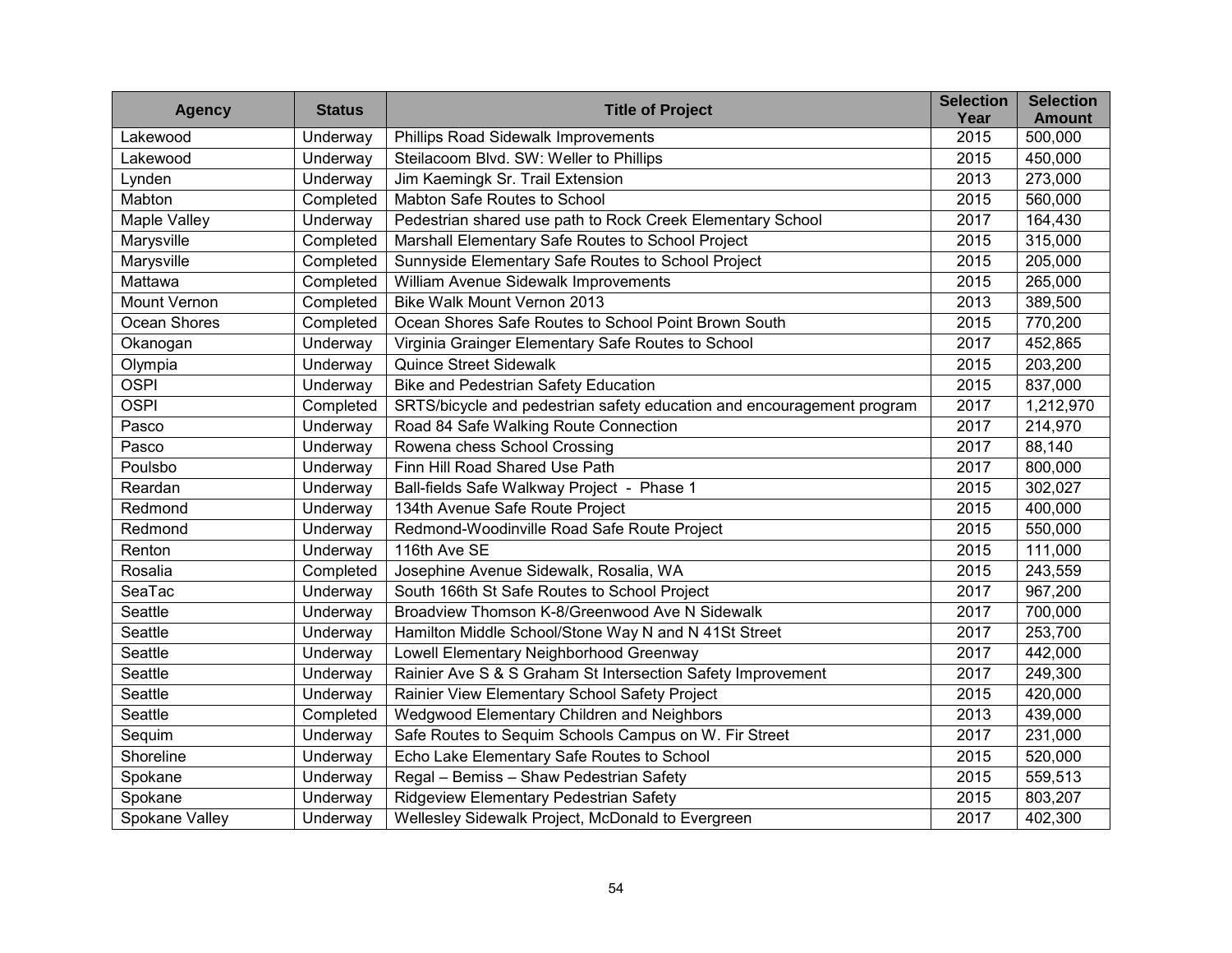| Agency | Status | Title of Project | Selection Year | Selection Amount |
|---|---|---|---|---|
| Lakewood | Underway | Phillips Road Sidewalk Improvements | 2015 | 500,000 |
| Lakewood | Underway | Steilacoom Blvd. SW: Weller to Phillips | 2015 | 450,000 |
| Lynden | Underway | Jim Kaemingk Sr. Trail Extension | 2013 | 273,000 |
| Mabton | Completed | Mabton Safe Routes to School | 2015 | 560,000 |
| Maple Valley | Underway | Pedestrian shared use path to Rock Creek Elementary School | 2017 | 164,430 |
| Marysville | Completed | Marshall Elementary Safe Routes to School Project | 2015 | 315,000 |
| Marysville | Completed | Sunnyside Elementary Safe Routes to School Project | 2015 | 205,000 |
| Mattawa | Completed | William Avenue Sidewalk Improvements | 2015 | 265,000 |
| Mount Vernon | Completed | Bike Walk Mount Vernon 2013 | 2013 | 389,500 |
| Ocean Shores | Completed | Ocean Shores Safe Routes to School Point Brown South | 2015 | 770,200 |
| Okanogan | Underway | Virginia Grainger Elementary Safe Routes to School | 2017 | 452,865 |
| Olympia | Underway | Quince Street Sidewalk | 2015 | 203,200 |
| OSPI | Underway | Bike and Pedestrian Safety Education | 2015 | 837,000 |
| OSPI | Completed | SRTS/bicycle and pedestrian safety education and encouragement program | 2017 | 1,212,970 |
| Pasco | Underway | Road 84 Safe Walking Route Connection | 2017 | 214,970 |
| Pasco | Underway | Rowena chess School Crossing | 2017 | 88,140 |
| Poulsbo | Underway | Finn Hill Road Shared Use Path | 2017 | 800,000 |
| Reardan | Underway | Ball-fields Safe Walkway Project - Phase 1 | 2015 | 302,027 |
| Redmond | Underway | 134th Avenue Safe Route Project | 2015 | 400,000 |
| Redmond | Underway | Redmond-Woodinville Road Safe Route Project | 2015 | 550,000 |
| Renton | Underway | 116th Ave SE | 2015 | 111,000 |
| Rosalia | Completed | Josephine Avenue Sidewalk, Rosalia, WA | 2015 | 243,559 |
| SeaTac | Underway | South 166th St Safe Routes to School Project | 2017 | 967,200 |
| Seattle | Underway | Broadview Thomson K-8/Greenwood Ave N Sidewalk | 2017 | 700,000 |
| Seattle | Underway | Hamilton Middle School/Stone Way N and N 41St Street | 2017 | 253,700 |
| Seattle | Underway | Lowell Elementary Neighborhood Greenway | 2017 | 442,000 |
| Seattle | Underway | Rainier Ave S & S Graham St Intersection Safety Improvement | 2017 | 249,300 |
| Seattle | Underway | Rainier View Elementary School Safety Project | 2015 | 420,000 |
| Seattle | Completed | Wedgwood Elementary Children and Neighbors | 2013 | 439,000 |
| Sequim | Underway | Safe Routes to Sequim Schools Campus on W. Fir Street | 2017 | 231,000 |
| Shoreline | Underway | Echo Lake Elementary Safe Routes to School | 2015 | 520,000 |
| Spokane | Underway | Regal – Bemiss – Shaw Pedestrian Safety | 2015 | 559,513 |
| Spokane | Underway | Ridgeview Elementary Pedestrian Safety | 2015 | 803,207 |
| Spokane Valley | Underway | Wellesley Sidewalk Project, McDonald to Evergreen | 2017 | 402,300 |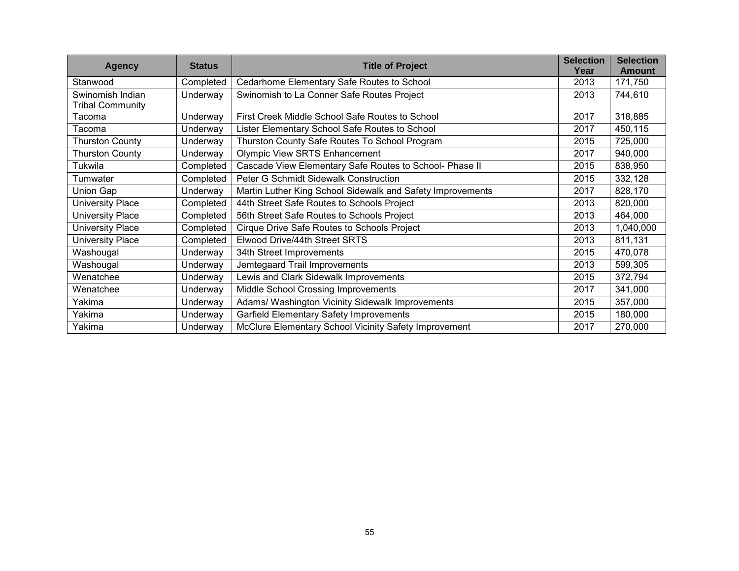| Agency | Status | Title of Project | Selection Year | Selection Amount |
| --- | --- | --- | --- | --- |
| Stanwood | Completed | Cedarhome Elementary Safe Routes to School | 2013 | 171,750 |
| Swinomish Indian Tribal Community | Underway | Swinomish to La Conner Safe Routes Project | 2013 | 744,610 |
| Tacoma | Underway | First Creek Middle School Safe Routes to School | 2017 | 318,885 |
| Tacoma | Underway | Lister Elementary School Safe Routes to School | 2017 | 450,115 |
| Thurston County | Underway | Thurston County Safe Routes To School Program | 2015 | 725,000 |
| Thurston County | Underway | Olympic View SRTS Enhancement | 2017 | 940,000 |
| Tukwila | Completed | Cascade View Elementary Safe Routes to School- Phase II | 2015 | 838,950 |
| Tumwater | Completed | Peter G Schmidt Sidewalk Construction | 2015 | 332,128 |
| Union Gap | Underway | Martin Luther King School Sidewalk and Safety Improvements | 2017 | 828,170 |
| University Place | Completed | 44th Street Safe Routes to Schools Project | 2013 | 820,000 |
| University Place | Completed | 56th Street Safe Routes to Schools Project | 2013 | 464,000 |
| University Place | Completed | Cirque Drive Safe Routes to Schools Project | 2013 | 1,040,000 |
| University Place | Completed | Elwood Drive/44th Street SRTS | 2013 | 811,131 |
| Washougal | Underway | 34th Street Improvements | 2015 | 470,078 |
| Washougal | Underway | Jemtegaard Trail Improvements | 2013 | 599,305 |
| Wenatchee | Underway | Lewis and Clark Sidewalk Improvements | 2015 | 372,794 |
| Wenatchee | Underway | Middle School Crossing Improvements | 2017 | 341,000 |
| Yakima | Underway | Adams/ Washington Vicinity Sidewalk Improvements | 2015 | 357,000 |
| Yakima | Underway | Garfield Elementary Safety Improvements | 2015 | 180,000 |
| Yakima | Underway | McClure Elementary School Vicinity Safety Improvement | 2017 | 270,000 |